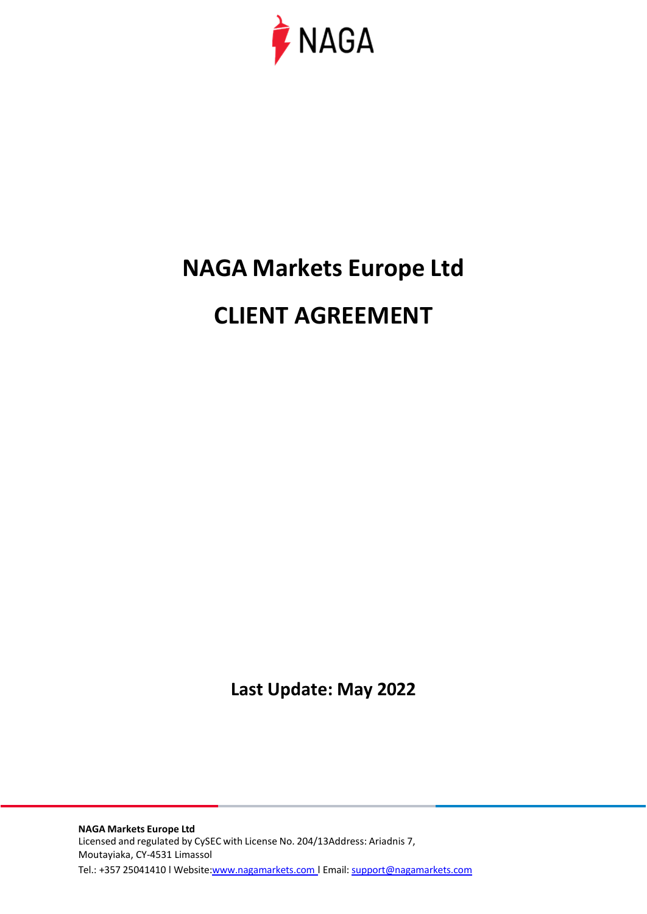NAGA

# NAGA Markets Europe Ltd

# CLIENT AGREEMENT

**Last Update: May 2022**

**NAGA Markets Europe Ltd**
Licensed and regulated by CySEC with License No. 204/13Address: Ariadnis 7, Moutayiaka, CY-4531 Limassol
Tel.: +357 25041410 l Website:www.nagamarkets.com l Email: support@nagamarkets.com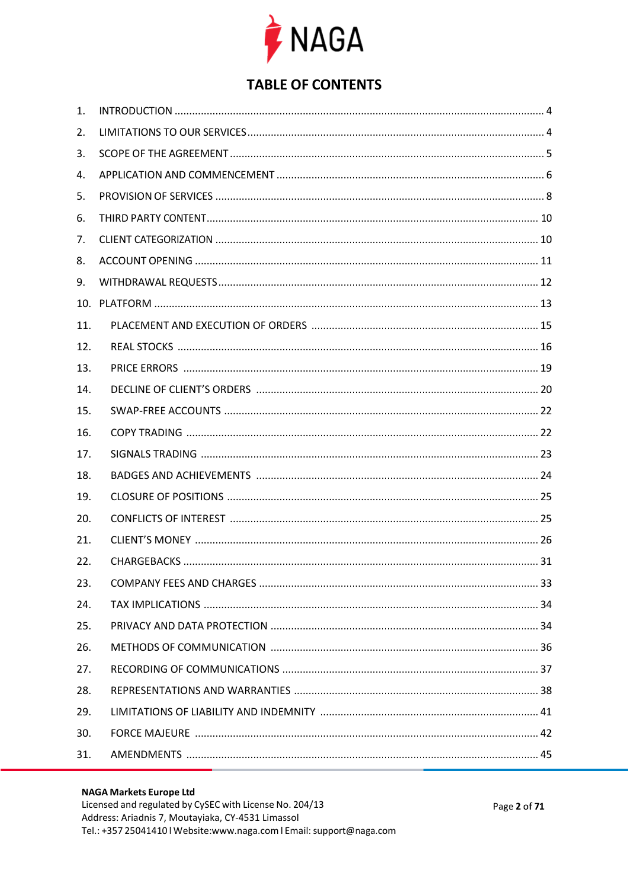## TABLE OF CONTENTS

1. INTRODUCTION ..... 4
2. LIMITATIONS TO OUR SERVICES ..... 4
3. SCOPE OF THE AGREEMENT ..... 5
4. APPLICATION AND COMMENCEMENT ..... 6
5. PROVISION OF SERVICES ..... 8
6. THIRD PARTY CONTENT ..... 10
7. CLIENT CATEGORIZATION ..... 10
8. ACCOUNT OPENING ..... 11
9. WITHDRAWAL REQUESTS ..... 12
10. PLATFORM ..... 13
11. PLACEMENT AND EXECUTION OF ORDERS ..... 15
12. REAL STOCKS ..... 16
13. PRICE ERRORS ..... 19
14. DECLINE OF CLIENT'S ORDERS ..... 20
15. SWAP-FREE ACCOUNTS ..... 22
16. COPY TRADING ..... 22
17. SIGNALS TRADING ..... 23
18. BADGES AND ACHIEVEMENTS ..... 24
19. CLOSURE OF POSITIONS ..... 25
20. CONFLICTS OF INTEREST ..... 25
21. CLIENT'S MONEY ..... 26
22. CHARGEBACKS ..... 31
23. COMPANY FEES AND CHARGES ..... 33
24. TAX IMPLICATIONS ..... 34
25. PRIVACY AND DATA PROTECTION ..... 34
26. METHODS OF COMMUNICATION ..... 36
27. RECORDING OF COMMUNICATIONS ..... 37
28. REPRESENTATIONS AND WARRANTIES ..... 38
29. LIMITATIONS OF LIABILITY AND INDEMNITY ..... 41
30. FORCE MAJEURE ..... 42
31. AMENDMENTS ..... 45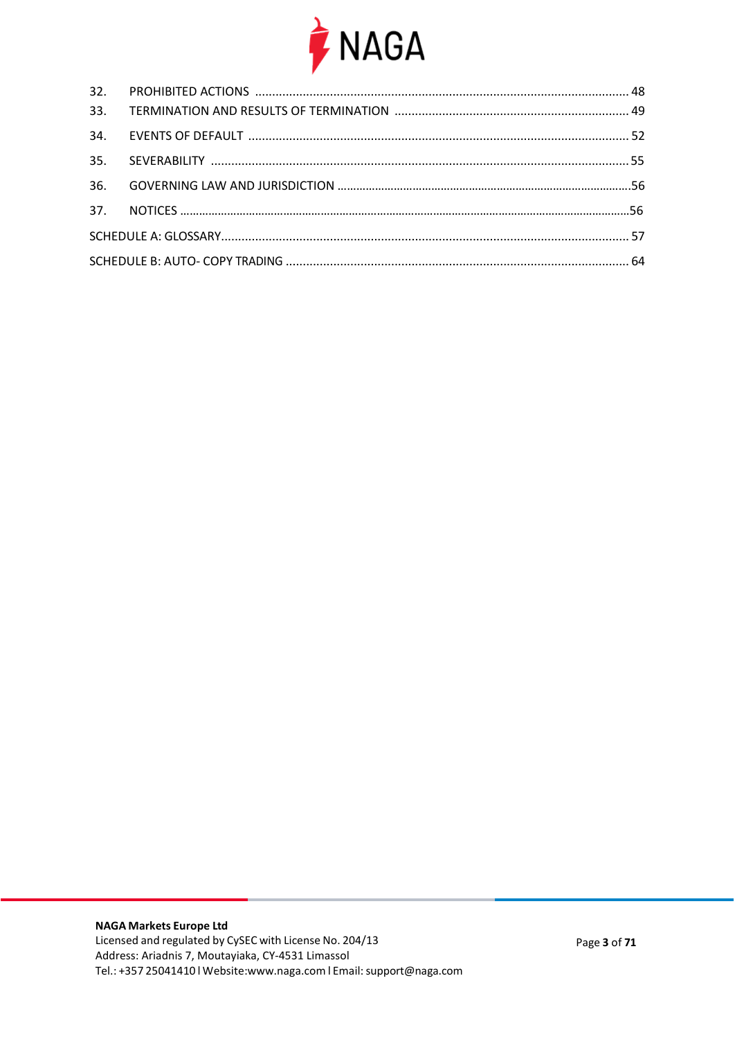32. PROHIBITED ACTIONS ........................................................................................................... 48
33. TERMINATION AND RESULTS OF TERMINATION ..................................................................... 49
34. EVENTS OF DEFAULT ............................................................................................................... 52
35. SEVERABILITY .......................................................................................................................... 55
36. GOVERNING LAW AND JURISDICTION ......................................................................................56
37. NOTICES ......................................................................................................................................56

SCHEDULE A: GLOSSARY........................................................................................................................ 57

SCHEDULE B: AUTO- COPY TRADING .................................................................................................... 64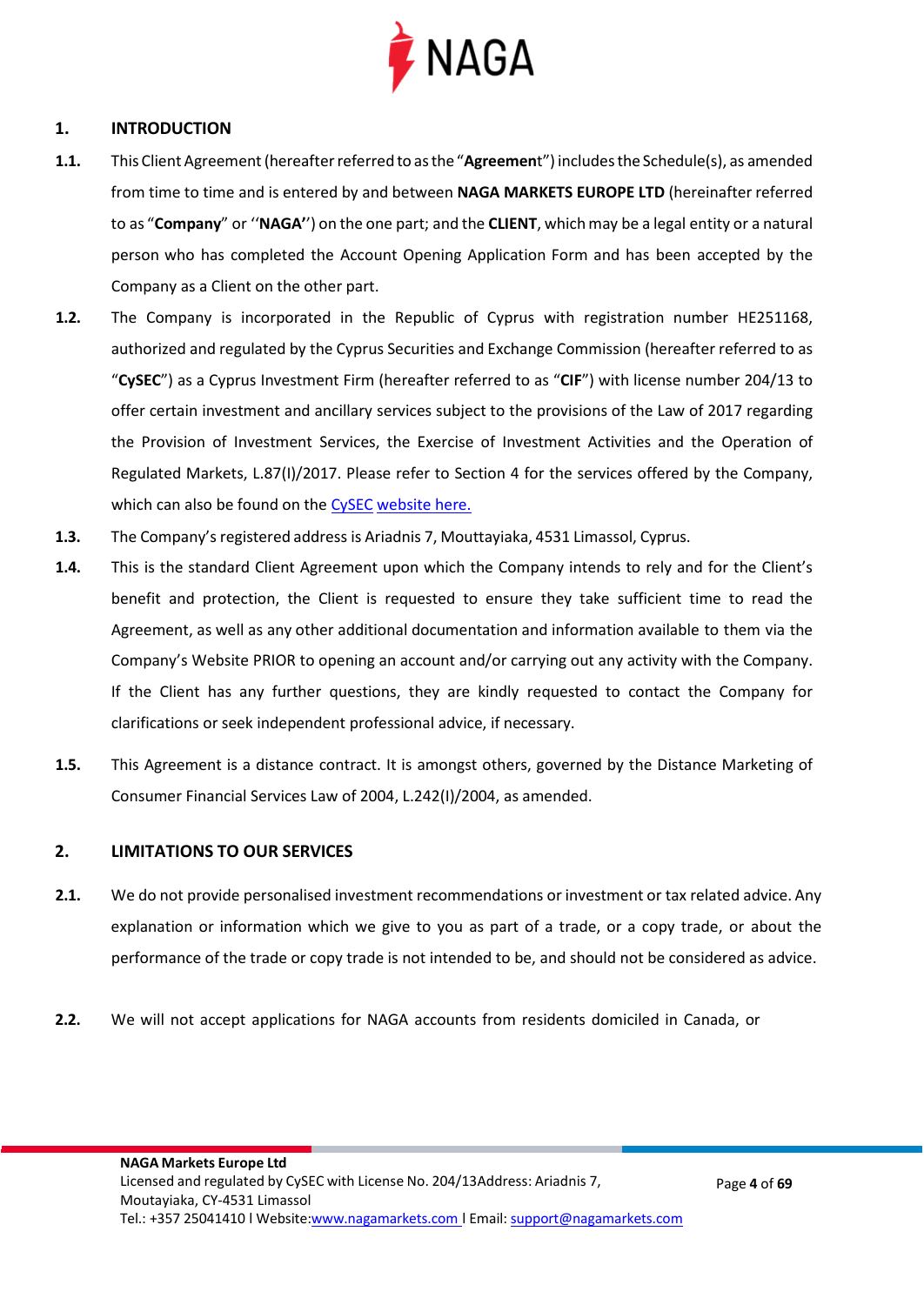## 1. INTRODUCTION

**1.1.** This Client Agreement (hereafter referred to as the "**Agreemen**t") includes the Schedule(s), as amended from time to time and is entered by and between **NAGA MARKETS EUROPE LTD** (hereinafter referred to as "**Company**" or ''**NAGA**'') on the one part; and the **CLIENT**, which may be a legal entity or a natural person who has completed the Account Opening Application Form and has been accepted by the Company as a Client on the other part.

**1.2.** The Company is incorporated in the Republic of Cyprus with registration number HE251168, authorized and regulated by the Cyprus Securities and Exchange Commission (hereafter referred to as "**CySEC**") as a Cyprus Investment Firm (hereafter referred to as "**CIF**") with license number 204/13 to offer certain investment and ancillary services subject to the provisions of the Law of 2017 regarding the Provision of Investment Services, the Exercise of Investment Activities and the Operation of Regulated Markets, L.87(I)/2017. Please refer to Section 4 for the services offered by the Company, which can also be found on the CySEC website here.

**1.3.** The Company's registered address is Ariadnis 7, Mouttayiaka, 4531 Limassol, Cyprus.

**1.4.** This is the standard Client Agreement upon which the Company intends to rely and for the Client's benefit and protection, the Client is requested to ensure they take sufficient time to read the Agreement, as well as any other additional documentation and information available to them via the Company's Website PRIOR to opening an account and/or carrying out any activity with the Company. If the Client has any further questions, they are kindly requested to contact the Company for clarifications or seek independent professional advice, if necessary.

**1.5.** This Agreement is a distance contract. It is amongst others, governed by the Distance Marketing of Consumer Financial Services Law of 2004, L.242(I)/2004, as amended.

## 2. LIMITATIONS TO OUR SERVICES

**2.1.** We do not provide personalised investment recommendations or investment or tax related advice. Any explanation or information which we give to you as part of a trade, or a copy trade, or about the performance of the trade or copy trade is not intended to be, and should not be considered as advice.

**2.2.** We will not accept applications for NAGA accounts from residents domiciled in Canada, or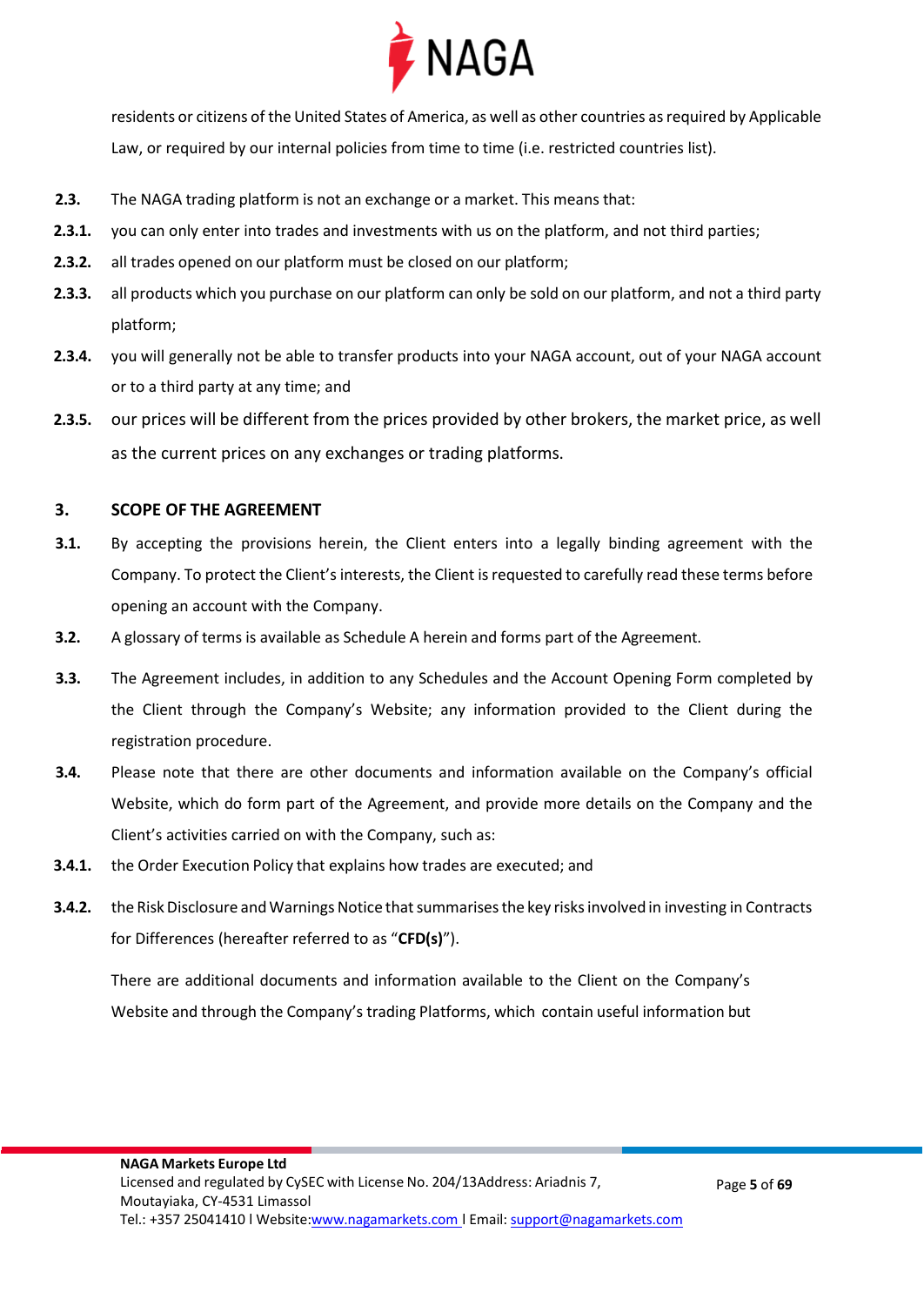residents or citizens of the United States of America, as well as other countries as required by Applicable Law, or required by our internal policies from time to time (i.e. restricted countries list).

**2.3.** The NAGA trading platform is not an exchange or a market. This means that:

**2.3.1.** you can only enter into trades and investments with us on the platform, and not third parties;

**2.3.2.** all trades opened on our platform must be closed on our platform;

**2.3.3.** all products which you purchase on our platform can only be sold on our platform, and not a third party platform;

**2.3.4.** you will generally not be able to transfer products into your NAGA account, out of your NAGA account or to a third party at any time; and

**2.3.5.** our prices will be different from the prices provided by other brokers, the market price, as well as the current prices on any exchanges or trading platforms.

## 3. SCOPE OF THE AGREEMENT

**3.1.** By accepting the provisions herein, the Client enters into a legally binding agreement with the Company. To protect the Client's interests, the Client is requested to carefully read these terms before opening an account with the Company.

**3.2.** A glossary of terms is available as Schedule A herein and forms part of the Agreement.

**3.3.** The Agreement includes, in addition to any Schedules and the Account Opening Form completed by the Client through the Company's Website; any information provided to the Client during the registration procedure.

**3.4.** Please note that there are other documents and information available on the Company's official Website, which do form part of the Agreement, and provide more details on the Company and the Client's activities carried on with the Company, such as:

**3.4.1.** the Order Execution Policy that explains how trades are executed; and

**3.4.2.** the Risk Disclosure and Warnings Notice that summarises the key risks involved in investing in Contracts for Differences (hereafter referred to as "**CFD(s)**").

There are additional documents and information available to the Client on the Company's Website and through the Company's trading Platforms, which contain useful information but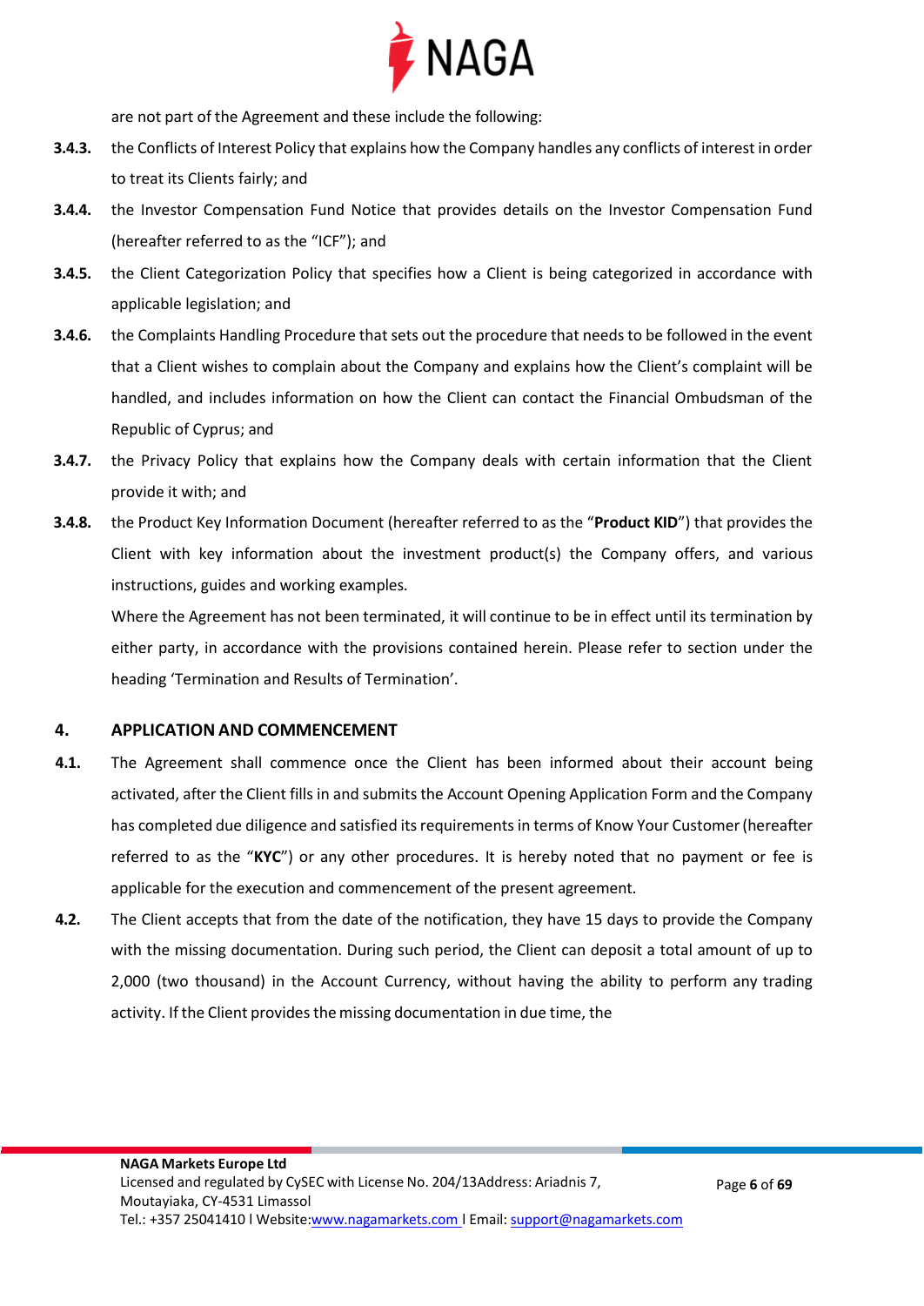are not part of the Agreement and these include the following:

**3.4.3.** the Conflicts of Interest Policy that explains how the Company handles any conflicts of interest in order to treat its Clients fairly; and

**3.4.4.** the Investor Compensation Fund Notice that provides details on the Investor Compensation Fund (hereafter referred to as the "ICF"); and

**3.4.5.** the Client Categorization Policy that specifies how a Client is being categorized in accordance with applicable legislation; and

**3.4.6.** the Complaints Handling Procedure that sets out the procedure that needs to be followed in the event that a Client wishes to complain about the Company and explains how the Client's complaint will be handled, and includes information on how the Client can contact the Financial Ombudsman of the Republic of Cyprus; and

**3.4.7.** the Privacy Policy that explains how the Company deals with certain information that the Client provide it with; and

**3.4.8.** the Product Key Information Document (hereafter referred to as the "**Product KID**") that provides the Client with key information about the investment product(s) the Company offers, and various instructions, guides and working examples.

Where the Agreement has not been terminated, it will continue to be in effect until its termination by either party, in accordance with the provisions contained herein. Please refer to section under the heading 'Termination and Results of Termination'.

## 4. APPLICATION AND COMMENCEMENT

**4.1.** The Agreement shall commence once the Client has been informed about their account being activated, after the Client fills in and submits the Account Opening Application Form and the Company has completed due diligence and satisfied its requirements in terms of Know Your Customer (hereafter referred to as the "**KYC**") or any other procedures. It is hereby noted that no payment or fee is applicable for the execution and commencement of the present agreement.

**4.2.** The Client accepts that from the date of the notification, they have 15 days to provide the Company with the missing documentation. During such period, the Client can deposit a total amount of up to 2,000 (two thousand) in the Account Currency, without having the ability to perform any trading activity. If the Client provides the missing documentation in due time, the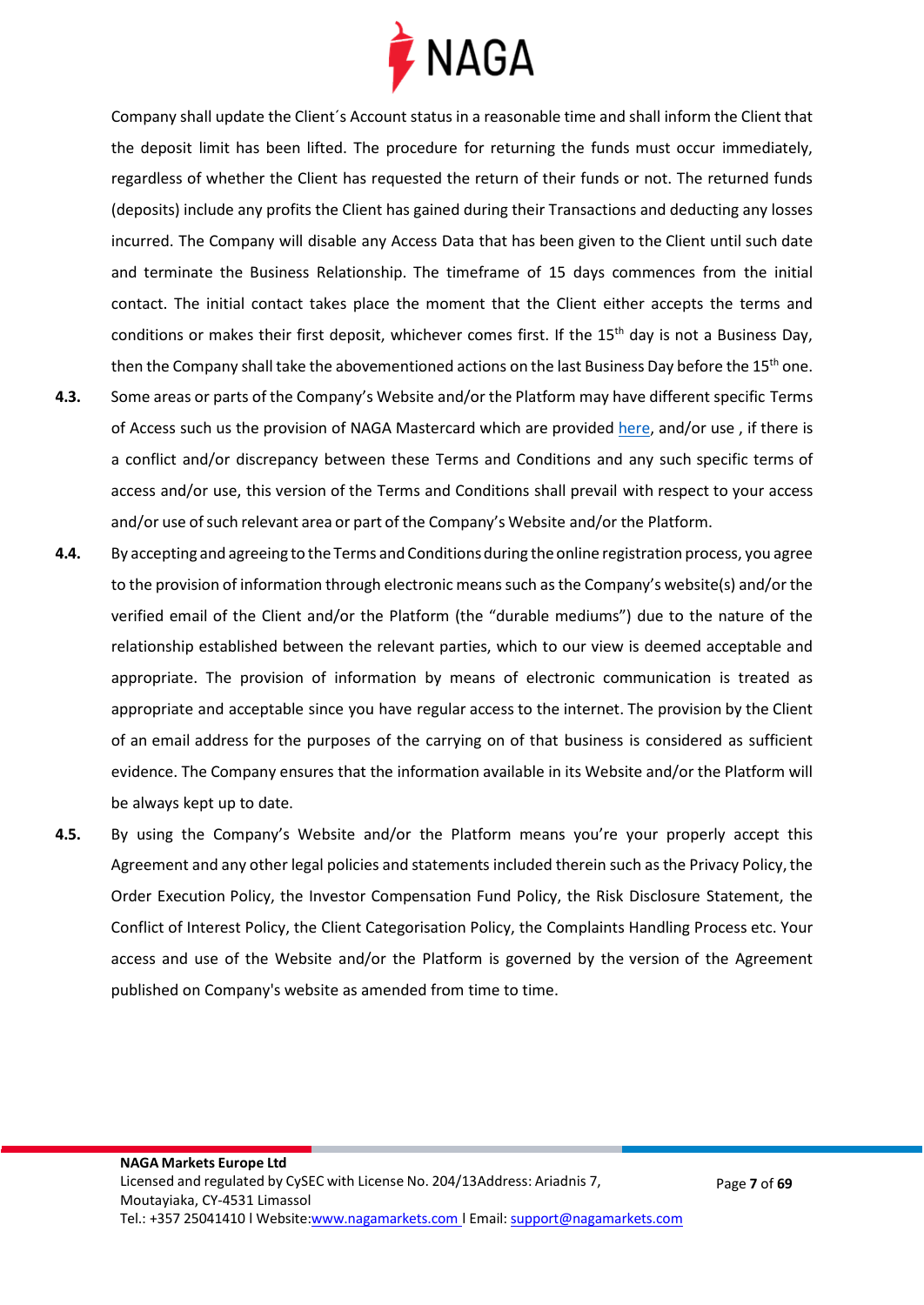Company shall update the Client´s Account status in a reasonable time and shall inform the Client that the deposit limit has been lifted. The procedure for returning the funds must occur immediately, regardless of whether the Client has requested the return of their funds or not. The returned funds (deposits) include any profits the Client has gained during their Transactions and deducting any losses incurred. The Company will disable any Access Data that has been given to the Client until such date and terminate the Business Relationship. The timeframe of 15 days commences from the initial contact. The initial contact takes place the moment that the Client either accepts the terms and conditions or makes their first deposit, whichever comes first. If the 15th day is not a Business Day, then the Company shall take the abovementioned actions on the last Business Day before the 15th one.

**4.3.** Some areas or parts of the Company's Website and/or the Platform may have different specific Terms of Access such us the provision of NAGA Mastercard which are provided here, and/or use , if there is a conflict and/or discrepancy between these Terms and Conditions and any such specific terms of access and/or use, this version of the Terms and Conditions shall prevail with respect to your access and/or use of such relevant area or part of the Company's Website and/or the Platform.

**4.4.** By accepting and agreeing to the Terms and Conditions during the online registration process, you agree to the provision of information through electronic means such as the Company's website(s) and/or the verified email of the Client and/or the Platform (the "durable mediums") due to the nature of the relationship established between the relevant parties, which to our view is deemed acceptable and appropriate. The provision of information by means of electronic communication is treated as appropriate and acceptable since you have regular access to the internet. The provision by the Client of an email address for the purposes of the carrying on of that business is considered as sufficient evidence. The Company ensures that the information available in its Website and/or the Platform will be always kept up to date.

**4.5.** By using the Company's Website and/or the Platform means you're your properly accept this Agreement and any other legal policies and statements included therein such as the Privacy Policy, the Order Execution Policy, the Investor Compensation Fund Policy, the Risk Disclosure Statement, the Conflict of Interest Policy, the Client Categorisation Policy, the Complaints Handling Process etc. Your access and use of the Website and/or the Platform is governed by the version of the Agreement published on Company's website as amended from time to time.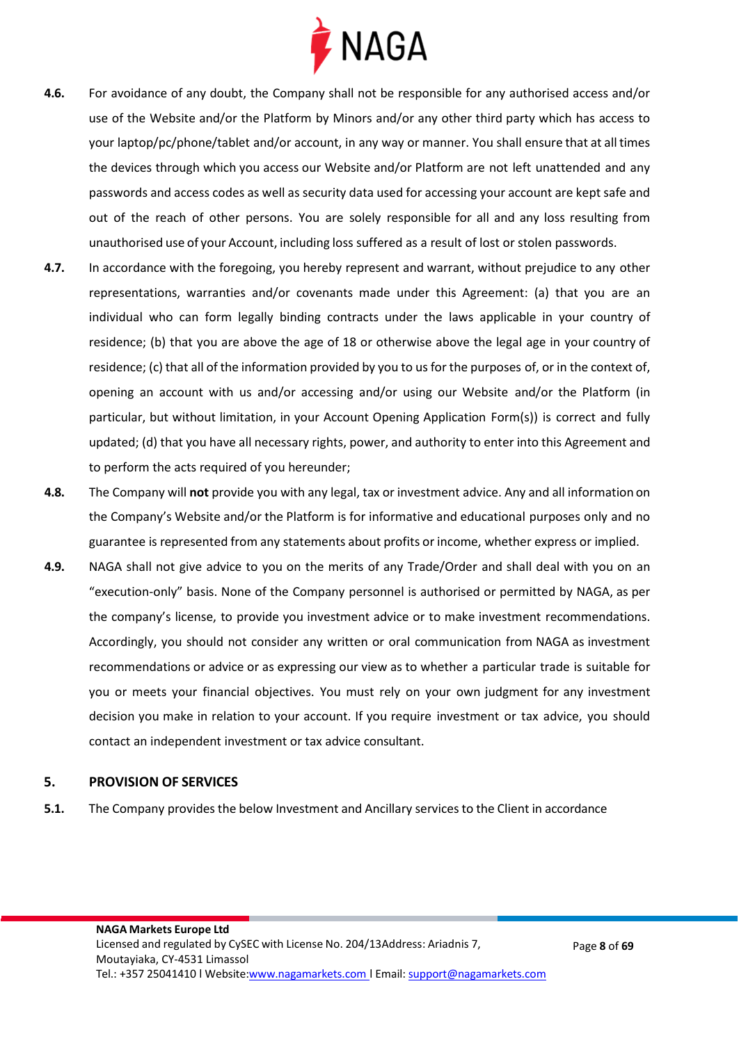**4.6.** For avoidance of any doubt, the Company shall not be responsible for any authorised access and/or use of the Website and/or the Platform by Minors and/or any other third party which has access to your laptop/pc/phone/tablet and/or account, in any way or manner. You shall ensure that at all times the devices through which you access our Website and/or Platform are not left unattended and any passwords and access codes as well as security data used for accessing your account are kept safe and out of the reach of other persons. You are solely responsible for all and any loss resulting from unauthorised use of your Account, including loss suffered as a result of lost or stolen passwords.

**4.7.** In accordance with the foregoing, you hereby represent and warrant, without prejudice to any other representations, warranties and/or covenants made under this Agreement: (a) that you are an individual who can form legally binding contracts under the laws applicable in your country of residence; (b) that you are above the age of 18 or otherwise above the legal age in your country of residence; (c) that all of the information provided by you to us for the purposes of, or in the context of, opening an account with us and/or accessing and/or using our Website and/or the Platform (in particular, but without limitation, in your Account Opening Application Form(s)) is correct and fully updated; (d) that you have all necessary rights, power, and authority to enter into this Agreement and to perform the acts required of you hereunder;

**4.8.** The Company will **not** provide you with any legal, tax or investment advice. Any and all information on the Company's Website and/or the Platform is for informative and educational purposes only and no guarantee is represented from any statements about profits or income, whether express or implied.

**4.9.** NAGA shall not give advice to you on the merits of any Trade/Order and shall deal with you on an "execution-only" basis. None of the Company personnel is authorised or permitted by NAGA, as per the company's license, to provide you investment advice or to make investment recommendations. Accordingly, you should not consider any written or oral communication from NAGA as investment recommendations or advice or as expressing our view as to whether a particular trade is suitable for you or meets your financial objectives. You must rely on your own judgment for any investment decision you make in relation to your account. If you require investment or tax advice, you should contact an independent investment or tax advice consultant.

## 5. PROVISION OF SERVICES

**5.1.** The Company provides the below Investment and Ancillary services to the Client in accordance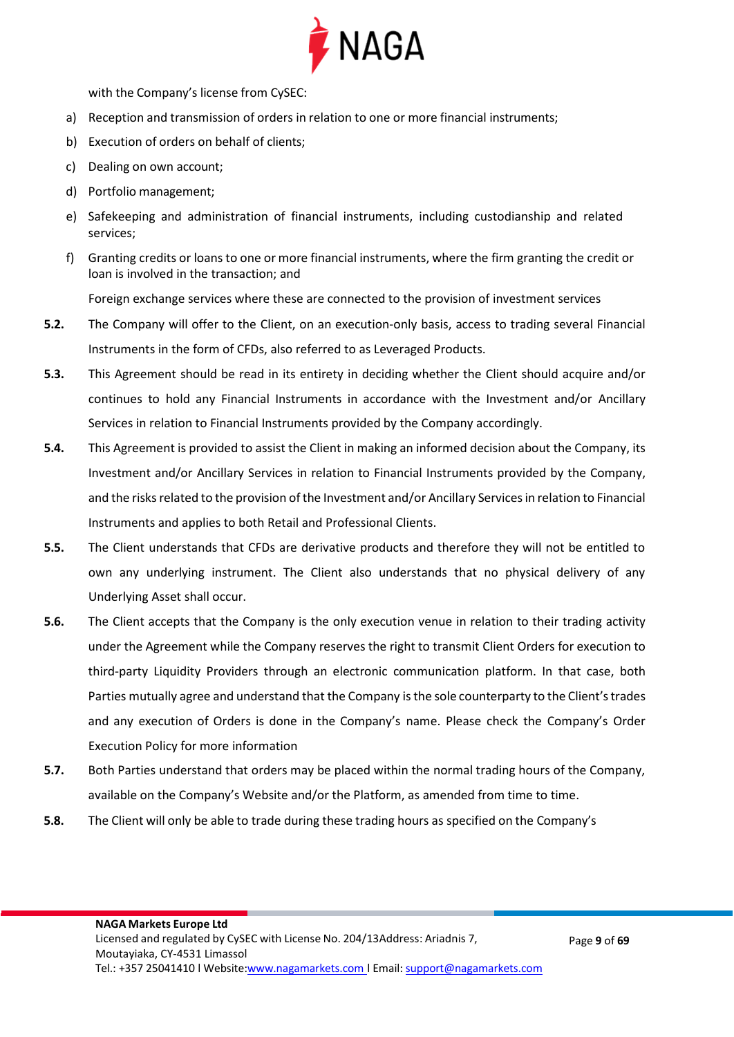with the Company's license from CySEC:

a) Reception and transmission of orders in relation to one or more financial instruments;

b) Execution of orders on behalf of clients;

c) Dealing on own account;

d) Portfolio management;

e) Safekeeping and administration of financial instruments, including custodianship and related services;

f) Granting credits or loans to one or more financial instruments, where the firm granting the credit or loan is involved in the transaction; and

Foreign exchange services where these are connected to the provision of investment services

**5.2.** The Company will offer to the Client, on an execution-only basis, access to trading several Financial Instruments in the form of CFDs, also referred to as Leveraged Products.

**5.3.** This Agreement should be read in its entirety in deciding whether the Client should acquire and/or continues to hold any Financial Instruments in accordance with the Investment and/or Ancillary Services in relation to Financial Instruments provided by the Company accordingly.

**5.4.** This Agreement is provided to assist the Client in making an informed decision about the Company, its Investment and/or Ancillary Services in relation to Financial Instruments provided by the Company, and the risks related to the provision of the Investment and/or Ancillary Services in relation to Financial Instruments and applies to both Retail and Professional Clients.

**5.5.** The Client understands that CFDs are derivative products and therefore they will not be entitled to own any underlying instrument. The Client also understands that no physical delivery of any Underlying Asset shall occur.

**5.6.** The Client accepts that the Company is the only execution venue in relation to their trading activity under the Agreement while the Company reserves the right to transmit Client Orders for execution to third-party Liquidity Providers through an electronic communication platform. In that case, both Parties mutually agree and understand that the Company is the sole counterparty to the Client's trades and any execution of Orders is done in the Company's name. Please check the Company's Order Execution Policy for more information

**5.7.** Both Parties understand that orders may be placed within the normal trading hours of the Company, available on the Company's Website and/or the Platform, as amended from time to time.

**5.8.** The Client will only be able to trade during these trading hours as specified on the Company's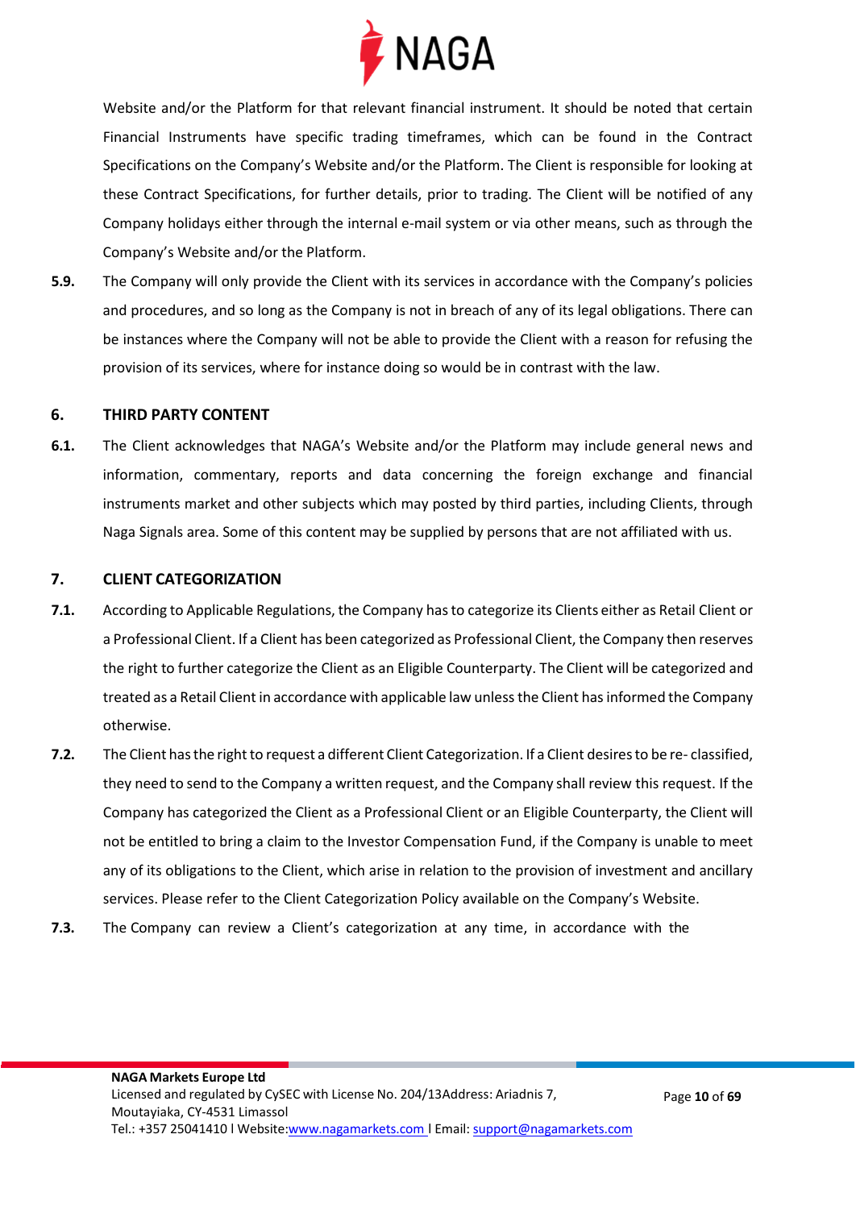Website and/or the Platform for that relevant financial instrument. It should be noted that certain Financial Instruments have specific trading timeframes, which can be found in the Contract Specifications on the Company's Website and/or the Platform. The Client is responsible for looking at these Contract Specifications, for further details, prior to trading. The Client will be notified of any Company holidays either through the internal e-mail system or via other means, such as through the Company's Website and/or the Platform.

**5.9.** The Company will only provide the Client with its services in accordance with the Company's policies and procedures, and so long as the Company is not in breach of any of its legal obligations. There can be instances where the Company will not be able to provide the Client with a reason for refusing the provision of its services, where for instance doing so would be in contrast with the law.

## 6. THIRD PARTY CONTENT

**6.1.** The Client acknowledges that NAGA's Website and/or the Platform may include general news and information, commentary, reports and data concerning the foreign exchange and financial instruments market and other subjects which may posted by third parties, including Clients, through Naga Signals area. Some of this content may be supplied by persons that are not affiliated with us.

## 7. CLIENT CATEGORIZATION

**7.1.** According to Applicable Regulations, the Company has to categorize its Clients either as Retail Client or a Professional Client. If a Client has been categorized as Professional Client, the Company then reserves the right to further categorize the Client as an Eligible Counterparty. The Client will be categorized and treated as a Retail Client in accordance with applicable law unless the Client has informed the Company otherwise.

**7.2.** The Client has the right to request a different Client Categorization. If a Client desires to be re- classified, they need to send to the Company a written request, and the Company shall review this request. If the Company has categorized the Client as a Professional Client or an Eligible Counterparty, the Client will not be entitled to bring a claim to the Investor Compensation Fund, if the Company is unable to meet any of its obligations to the Client, which arise in relation to the provision of investment and ancillary services. Please refer to the Client Categorization Policy available on the Company's Website.

**7.3.** The Company can review a Client's categorization at any time, in accordance with the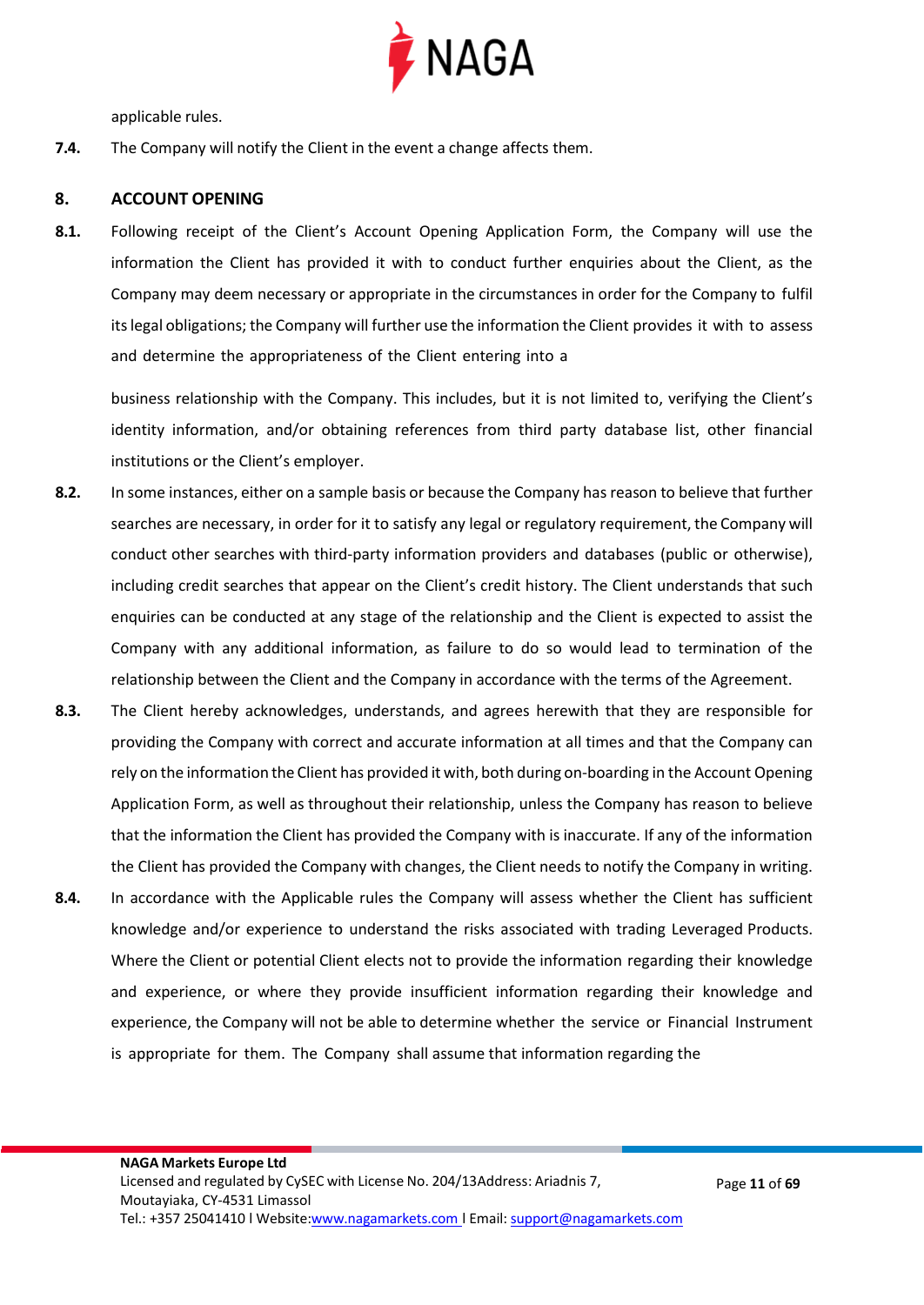applicable rules.

**7.4.** The Company will notify the Client in the event a change affects them.

## 8. ACCOUNT OPENING

**8.1.** Following receipt of the Client's Account Opening Application Form, the Company will use the information the Client has provided it with to conduct further enquiries about the Client, as the Company may deem necessary or appropriate in the circumstances in order for the Company to fulfil its legal obligations; the Company will further use the information the Client provides it with to assess and determine the appropriateness of the Client entering into a business relationship with the Company. This includes, but it is not limited to, verifying the Client's identity information, and/or obtaining references from third party database list, other financial institutions or the Client's employer.

**8.2.** In some instances, either on a sample basis or because the Company has reason to believe that further searches are necessary, in order for it to satisfy any legal or regulatory requirement, the Company will conduct other searches with third-party information providers and databases (public or otherwise), including credit searches that appear on the Client's credit history. The Client understands that such enquiries can be conducted at any stage of the relationship and the Client is expected to assist the Company with any additional information, as failure to do so would lead to termination of the relationship between the Client and the Company in accordance with the terms of the Agreement.

**8.3.** The Client hereby acknowledges, understands, and agrees herewith that they are responsible for providing the Company with correct and accurate information at all times and that the Company can rely on the information the Client has provided it with, both during on-boarding in the Account Opening Application Form, as well as throughout their relationship, unless the Company has reason to believe that the information the Client has provided the Company with is inaccurate. If any of the information the Client has provided the Company with changes, the Client needs to notify the Company in writing.

**8.4.** In accordance with the Applicable rules the Company will assess whether the Client has sufficient knowledge and/or experience to understand the risks associated with trading Leveraged Products. Where the Client or potential Client elects not to provide the information regarding their knowledge and experience, or where they provide insufficient information regarding their knowledge and experience, the Company will not be able to determine whether the service or Financial Instrument is appropriate for them. The Company shall assume that information regarding the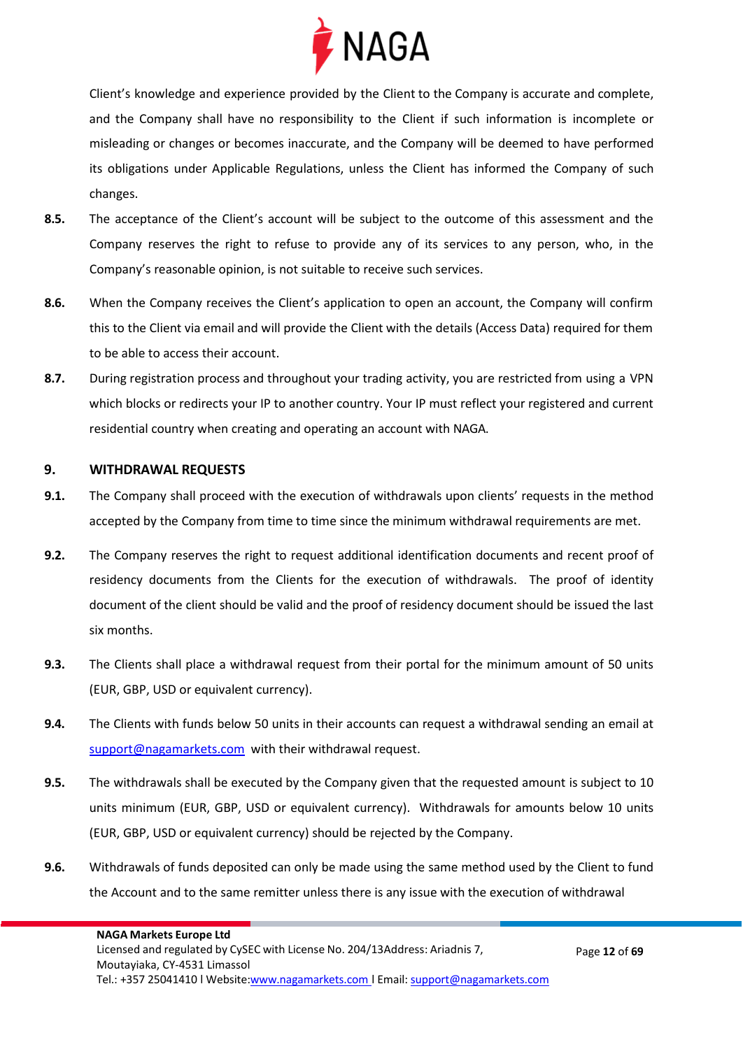Client's knowledge and experience provided by the Client to the Company is accurate and complete, and the Company shall have no responsibility to the Client if such information is incomplete or misleading or changes or becomes inaccurate, and the Company will be deemed to have performed its obligations under Applicable Regulations, unless the Client has informed the Company of such changes.

**8.5.** The acceptance of the Client's account will be subject to the outcome of this assessment and the Company reserves the right to refuse to provide any of its services to any person, who, in the Company's reasonable opinion, is not suitable to receive such services.

**8.6.** When the Company receives the Client's application to open an account, the Company will confirm this to the Client via email and will provide the Client with the details (Access Data) required for them to be able to access their account.

**8.7.** During registration process and throughout your trading activity, you are restricted from using a VPN which blocks or redirects your IP to another country. Your IP must reflect your registered and current residential country when creating and operating an account with NAGA.

## 9. WITHDRAWAL REQUESTS

**9.1.** The Company shall proceed with the execution of withdrawals upon clients' requests in the method accepted by the Company from time to time since the minimum withdrawal requirements are met.

**9.2.** The Company reserves the right to request additional identification documents and recent proof of residency documents from the Clients for the execution of withdrawals. The proof of identity document of the client should be valid and the proof of residency document should be issued the last six months.

**9.3.** The Clients shall place a withdrawal request from their portal for the minimum amount of 50 units (EUR, GBP, USD or equivalent currency).

**9.4.** The Clients with funds below 50 units in their accounts can request a withdrawal sending an email at support@nagamarkets.com with their withdrawal request.

**9.5.** The withdrawals shall be executed by the Company given that the requested amount is subject to 10 units minimum (EUR, GBP, USD or equivalent currency). Withdrawals for amounts below 10 units (EUR, GBP, USD or equivalent currency) should be rejected by the Company.

**9.6.** Withdrawals of funds deposited can only be made using the same method used by the Client to fund the Account and to the same remitter unless there is any issue with the execution of withdrawal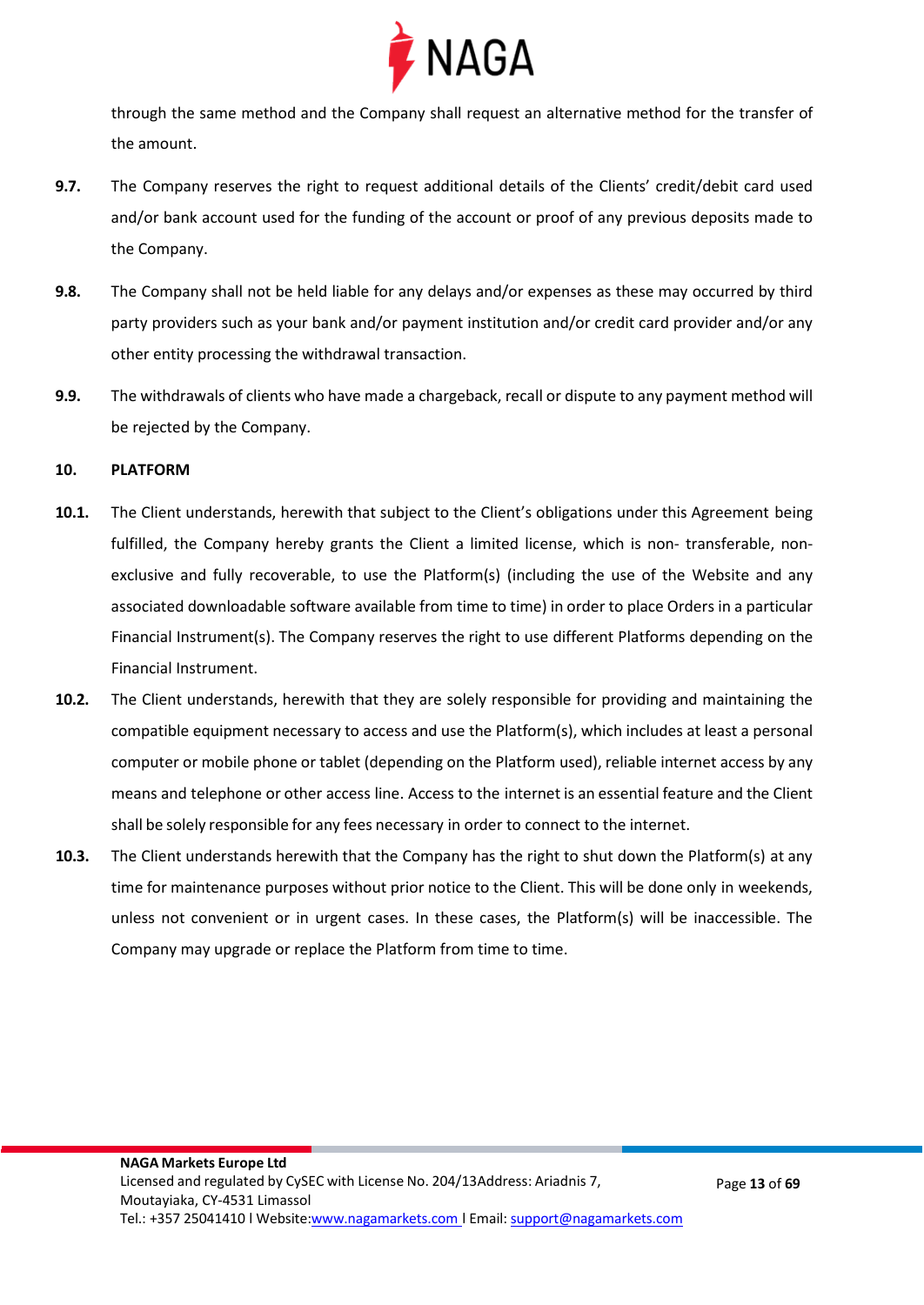through the same method and the Company shall request an alternative method for the transfer of the amount.

**9.7.** The Company reserves the right to request additional details of the Clients' credit/debit card used and/or bank account used for the funding of the account or proof of any previous deposits made to the Company.

**9.8.** The Company shall not be held liable for any delays and/or expenses as these may occurred by third party providers such as your bank and/or payment institution and/or credit card provider and/or any other entity processing the withdrawal transaction.

**9.9.** The withdrawals of clients who have made a chargeback, recall or dispute to any payment method will be rejected by the Company.

## 10. PLATFORM

**10.1.** The Client understands, herewith that subject to the Client's obligations under this Agreement being fulfilled, the Company hereby grants the Client a limited license, which is non- transferable, non-exclusive and fully recoverable, to use the Platform(s) (including the use of the Website and any associated downloadable software available from time to time) in order to place Orders in a particular Financial Instrument(s). The Company reserves the right to use different Platforms depending on the Financial Instrument.

**10.2.** The Client understands, herewith that they are solely responsible for providing and maintaining the compatible equipment necessary to access and use the Platform(s), which includes at least a personal computer or mobile phone or tablet (depending on the Platform used), reliable internet access by any means and telephone or other access line. Access to the internet is an essential feature and the Client shall be solely responsible for any fees necessary in order to connect to the internet.

**10.3.** The Client understands herewith that the Company has the right to shut down the Platform(s) at any time for maintenance purposes without prior notice to the Client. This will be done only in weekends, unless not convenient or in urgent cases. In these cases, the Platform(s) will be inaccessible. The Company may upgrade or replace the Platform from time to time.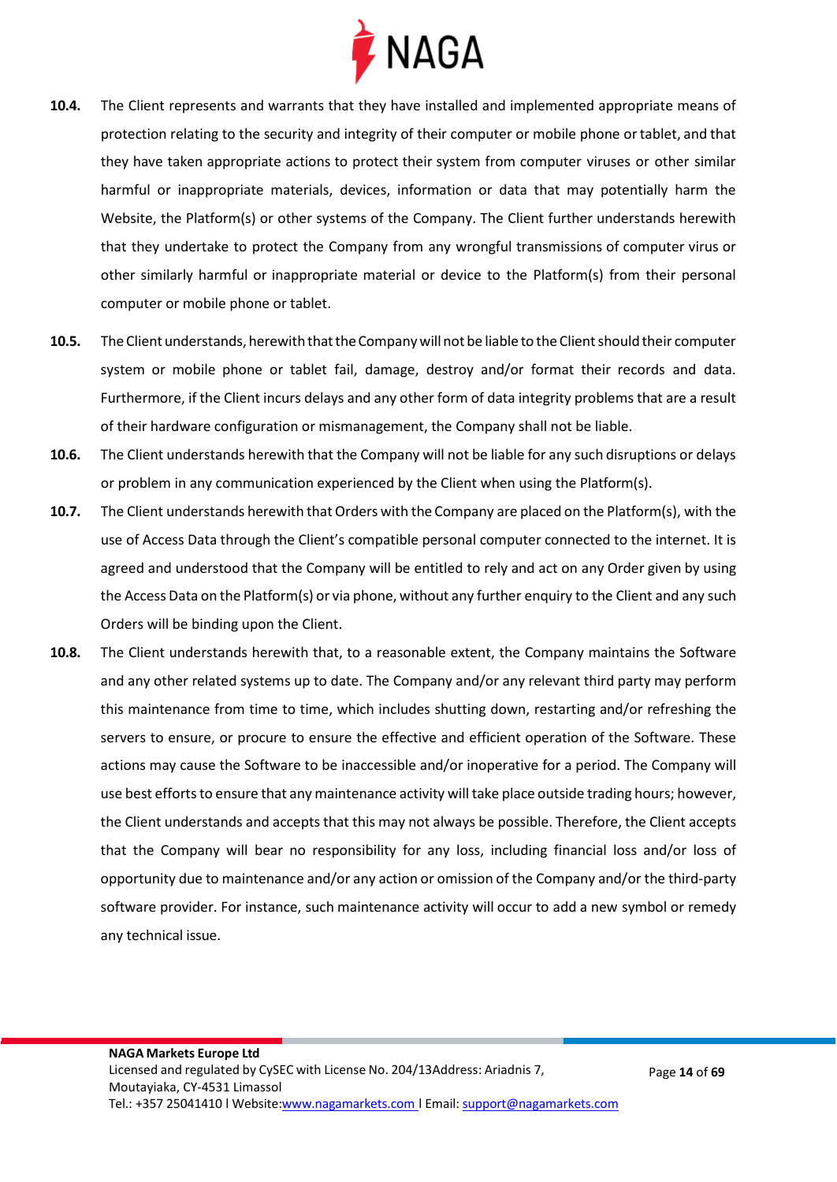**10.4.** The Client represents and warrants that they have installed and implemented appropriate means of protection relating to the security and integrity of their computer or mobile phone or tablet, and that they have taken appropriate actions to protect their system from computer viruses or other similar harmful or inappropriate materials, devices, information or data that may potentially harm the Website, the Platform(s) or other systems of the Company. The Client further understands herewith that they undertake to protect the Company from any wrongful transmissions of computer virus or other similarly harmful or inappropriate material or device to the Platform(s) from their personal computer or mobile phone or tablet.

**10.5.** The Client understands, herewith that the Company will not be liable to the Client should their computer system or mobile phone or tablet fail, damage, destroy and/or format their records and data. Furthermore, if the Client incurs delays and any other form of data integrity problems that are a result of their hardware configuration or mismanagement, the Company shall not be liable.

**10.6.** The Client understands herewith that the Company will not be liable for any such disruptions or delays or problem in any communication experienced by the Client when using the Platform(s).

**10.7.** The Client understands herewith that Orders with the Company are placed on the Platform(s), with the use of Access Data through the Client's compatible personal computer connected to the internet. It is agreed and understood that the Company will be entitled to rely and act on any Order given by using the Access Data on the Platform(s) or via phone, without any further enquiry to the Client and any such Orders will be binding upon the Client.

**10.8.** The Client understands herewith that, to a reasonable extent, the Company maintains the Software and any other related systems up to date. The Company and/or any relevant third party may perform this maintenance from time to time, which includes shutting down, restarting and/or refreshing the servers to ensure, or procure to ensure the effective and efficient operation of the Software. These actions may cause the Software to be inaccessible and/or inoperative for a period. The Company will use best efforts to ensure that any maintenance activity will take place outside trading hours; however, the Client understands and accepts that this may not always be possible. Therefore, the Client accepts that the Company will bear no responsibility for any loss, including financial loss and/or loss of opportunity due to maintenance and/or any action or omission of the Company and/or the third-party software provider. For instance, such maintenance activity will occur to add a new symbol or remedy any technical issue.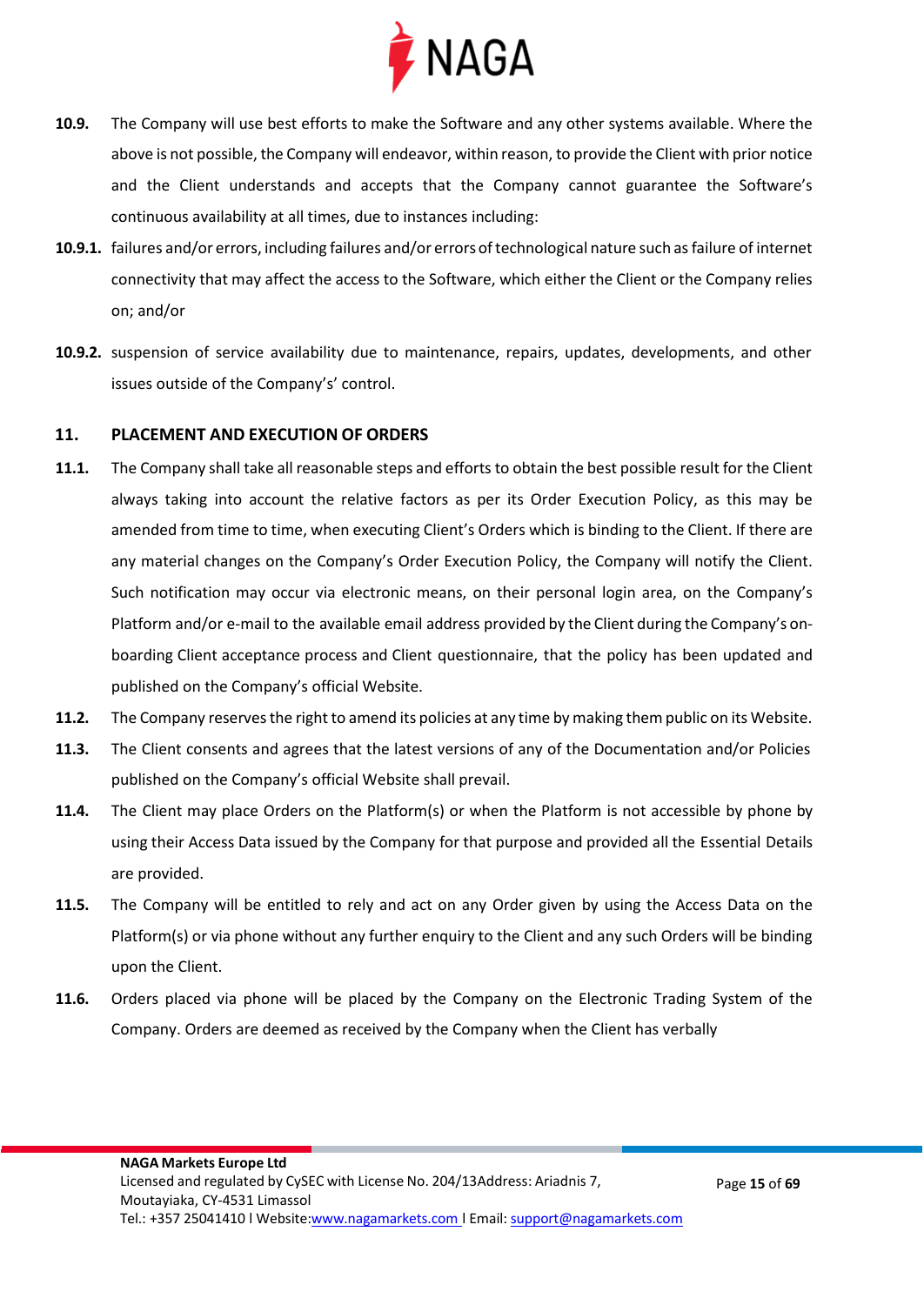**10.9.** The Company will use best efforts to make the Software and any other systems available. Where the above is not possible, the Company will endeavor, within reason, to provide the Client with prior notice and the Client understands and accepts that the Company cannot guarantee the Software's continuous availability at all times, due to instances including:

**10.9.1.** failures and/or errors, including failures and/or errors of technological nature such as failure of internet connectivity that may affect the access to the Software, which either the Client or the Company relies on; and/or

**10.9.2.** suspension of service availability due to maintenance, repairs, updates, developments, and other issues outside of the Company's' control.

## 11. PLACEMENT AND EXECUTION OF ORDERS

**11.1.** The Company shall take all reasonable steps and efforts to obtain the best possible result for the Client always taking into account the relative factors as per its Order Execution Policy, as this may be amended from time to time, when executing Client's Orders which is binding to the Client. If there are any material changes on the Company's Order Execution Policy, the Company will notify the Client. Such notification may occur via electronic means, on their personal login area, on the Company's Platform and/or e-mail to the available email address provided by the Client during the Company's on-boarding Client acceptance process and Client questionnaire, that the policy has been updated and published on the Company's official Website.

**11.2.** The Company reserves the right to amend its policies at any time by making them public on its Website.

**11.3.** The Client consents and agrees that the latest versions of any of the Documentation and/or Policies published on the Company's official Website shall prevail.

**11.4.** The Client may place Orders on the Platform(s) or when the Platform is not accessible by phone by using their Access Data issued by the Company for that purpose and provided all the Essential Details are provided.

**11.5.** The Company will be entitled to rely and act on any Order given by using the Access Data on the Platform(s) or via phone without any further enquiry to the Client and any such Orders will be binding upon the Client.

**11.6.** Orders placed via phone will be placed by the Company on the Electronic Trading System of the Company. Orders are deemed as received by the Company when the Client has verbally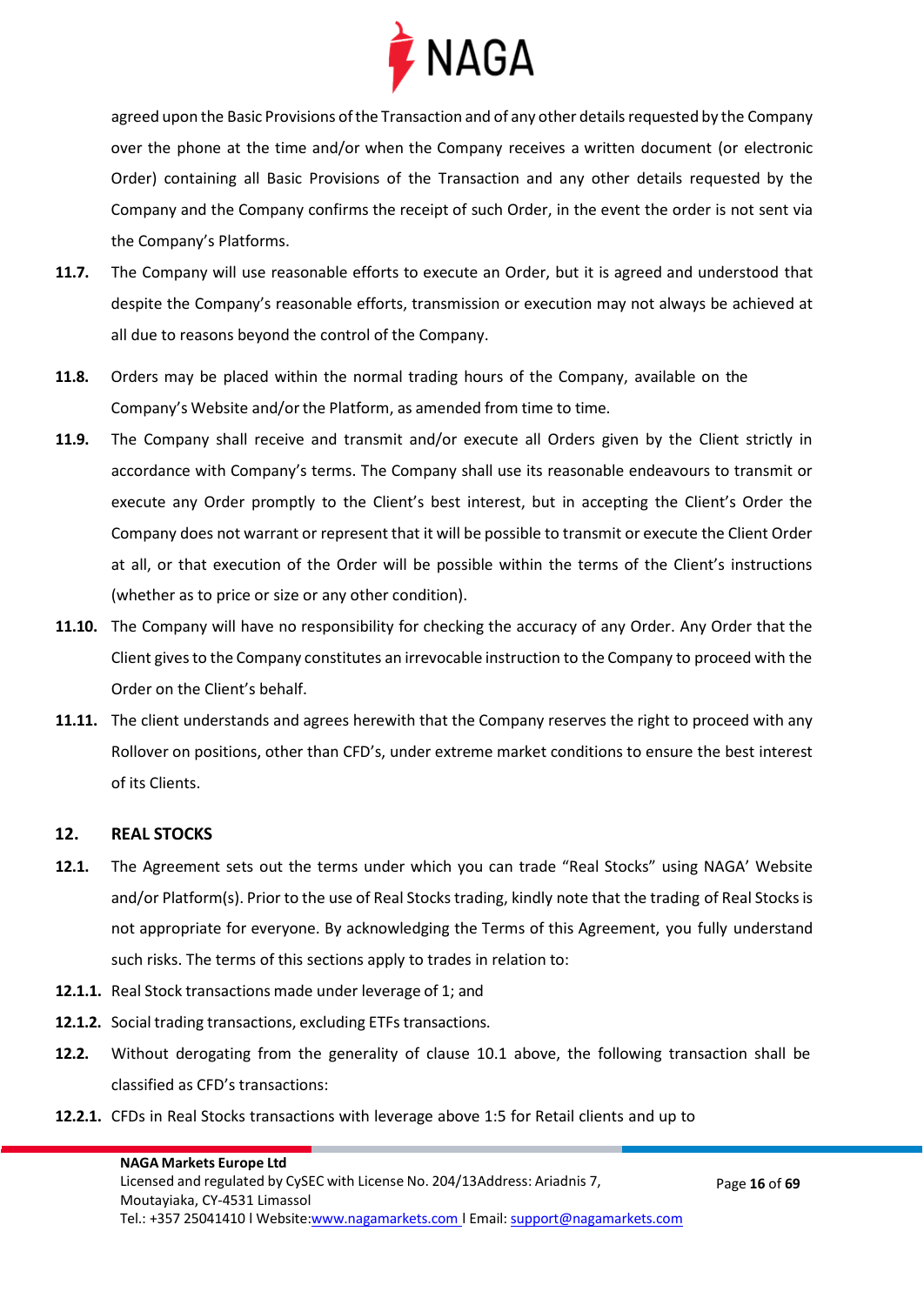agreed upon the Basic Provisions of the Transaction and of any other details requested by the Company over the phone at the time and/or when the Company receives a written document (or electronic Order) containing all Basic Provisions of the Transaction and any other details requested by the Company and the Company confirms the receipt of such Order, in the event the order is not sent via the Company's Platforms.

**11.7.** The Company will use reasonable efforts to execute an Order, but it is agreed and understood that despite the Company's reasonable efforts, transmission or execution may not always be achieved at all due to reasons beyond the control of the Company.

**11.8.** Orders may be placed within the normal trading hours of the Company, available on the Company's Website and/or the Platform, as amended from time to time.

**11.9.** The Company shall receive and transmit and/or execute all Orders given by the Client strictly in accordance with Company's terms. The Company shall use its reasonable endeavours to transmit or execute any Order promptly to the Client's best interest, but in accepting the Client's Order the Company does not warrant or represent that it will be possible to transmit or execute the Client Order at all, or that execution of the Order will be possible within the terms of the Client's instructions (whether as to price or size or any other condition).

**11.10.** The Company will have no responsibility for checking the accuracy of any Order. Any Order that the Client gives to the Company constitutes an irrevocable instruction to the Company to proceed with the Order on the Client's behalf.

**11.11.** The client understands and agrees herewith that the Company reserves the right to proceed with any Rollover on positions, other than CFD's, under extreme market conditions to ensure the best interest of its Clients.

## 12. REAL STOCKS

**12.1.** The Agreement sets out the terms under which you can trade "Real Stocks" using NAGA' Website and/or Platform(s). Prior to the use of Real Stocks trading, kindly note that the trading of Real Stocks is not appropriate for everyone. By acknowledging the Terms of this Agreement, you fully understand such risks. The terms of this sections apply to trades in relation to:

**12.1.1.** Real Stock transactions made under leverage of 1; and

**12.1.2.** Social trading transactions, excluding ETFs transactions.

**12.2.** Without derogating from the generality of clause 10.1 above, the following transaction shall be classified as CFD's transactions:

**12.2.1.** CFDs in Real Stocks transactions with leverage above 1:5 for Retail clients and up to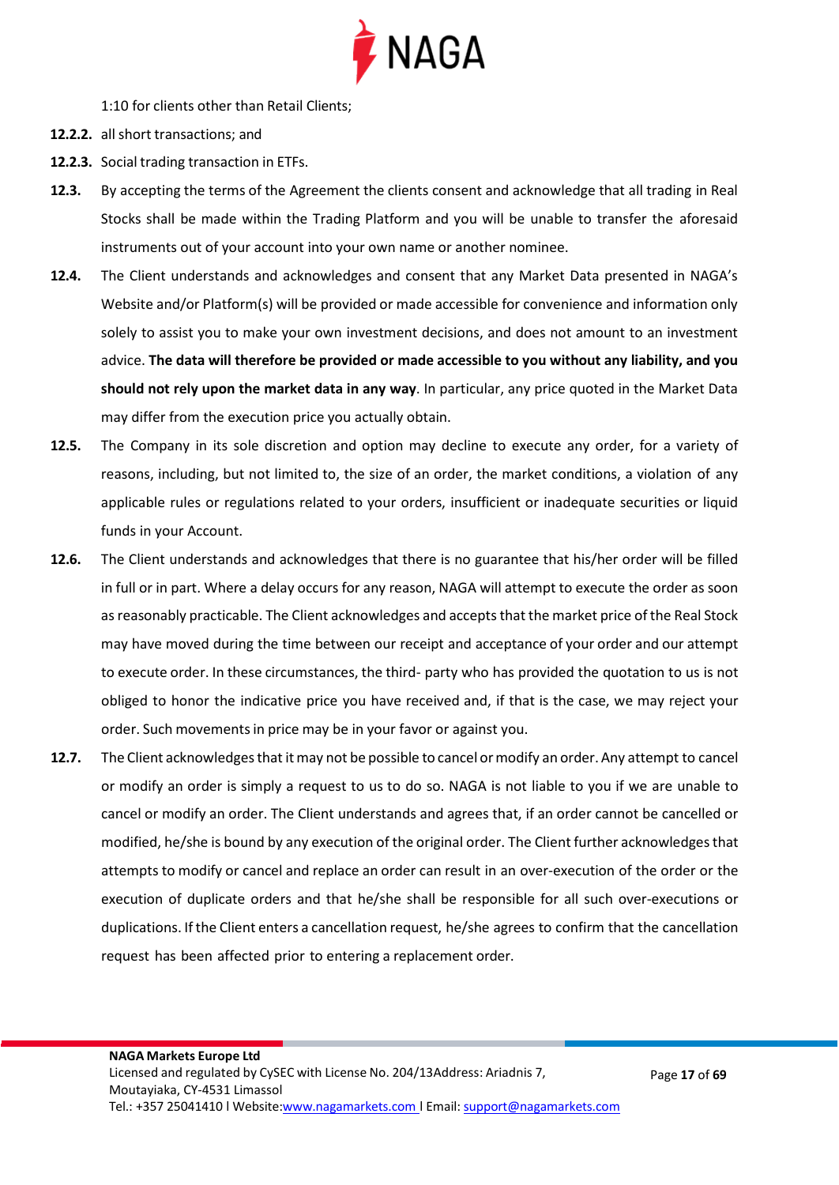1:10 for clients other than Retail Clients;

**12.2.2.** all short transactions; and

**12.2.3.** Social trading transaction in ETFs.

**12.3.** By accepting the terms of the Agreement the clients consent and acknowledge that all trading in Real Stocks shall be made within the Trading Platform and you will be unable to transfer the aforesaid instruments out of your account into your own name or another nominee.

**12.4.** The Client understands and acknowledges and consent that any Market Data presented in NAGA's Website and/or Platform(s) will be provided or made accessible for convenience and information only solely to assist you to make your own investment decisions, and does not amount to an investment advice. **The data will therefore be provided or made accessible to you without any liability, and you should not rely upon the market data in any way**. In particular, any price quoted in the Market Data may differ from the execution price you actually obtain.

**12.5.** The Company in its sole discretion and option may decline to execute any order, for a variety of reasons, including, but not limited to, the size of an order, the market conditions, a violation of any applicable rules or regulations related to your orders, insufficient or inadequate securities or liquid funds in your Account.

**12.6.** The Client understands and acknowledges that there is no guarantee that his/her order will be filled in full or in part. Where a delay occurs for any reason, NAGA will attempt to execute the order as soon as reasonably practicable. The Client acknowledges and accepts that the market price of the Real Stock may have moved during the time between our receipt and acceptance of your order and our attempt to execute order. In these circumstances, the third- party who has provided the quotation to us is not obliged to honor the indicative price you have received and, if that is the case, we may reject your order. Such movements in price may be in your favor or against you.

**12.7.** The Client acknowledges that it may not be possible to cancel or modify an order. Any attempt to cancel or modify an order is simply a request to us to do so. NAGA is not liable to you if we are unable to cancel or modify an order. The Client understands and agrees that, if an order cannot be cancelled or modified, he/she is bound by any execution of the original order. The Client further acknowledges that attempts to modify or cancel and replace an order can result in an over-execution of the order or the execution of duplicate orders and that he/she shall be responsible for all such over-executions or duplications. If the Client enters a cancellation request, he/she agrees to confirm that the cancellation request has been affected prior to entering a replacement order.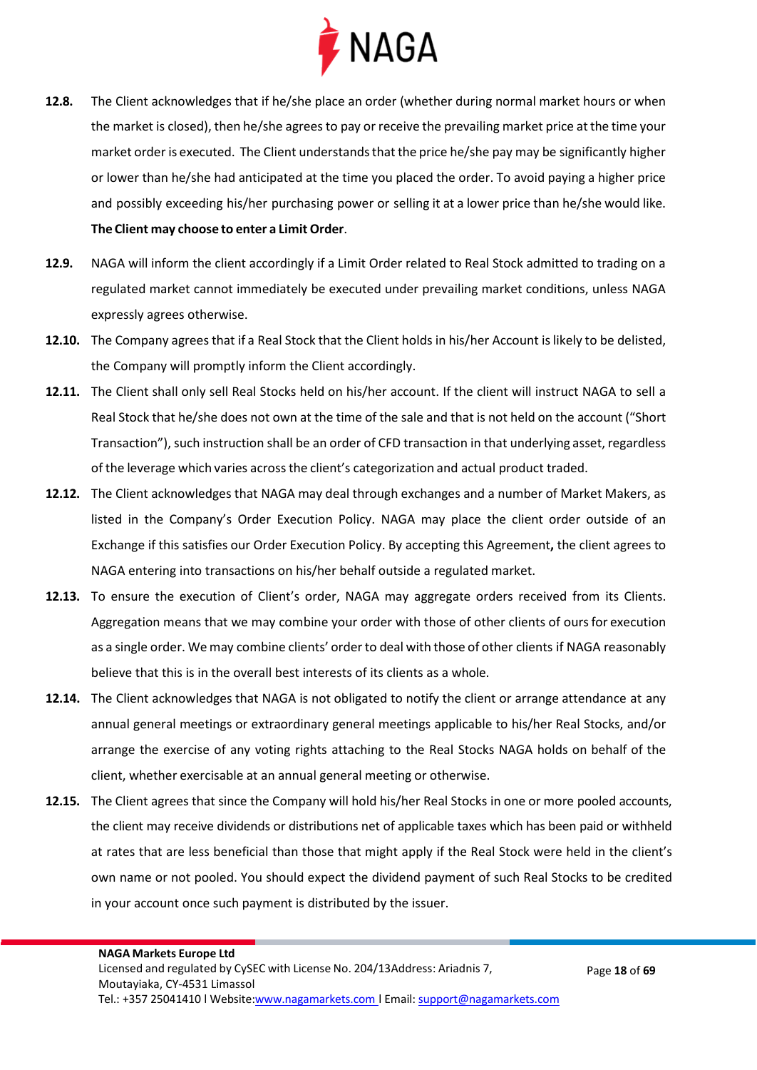**12.8.** The Client acknowledges that if he/she place an order (whether during normal market hours or when the market is closed), then he/she agrees to pay or receive the prevailing market price at the time your market order is executed. The Client understands that the price he/she pay may be significantly higher or lower than he/she had anticipated at the time you placed the order. To avoid paying a higher price and possibly exceeding his/her purchasing power or selling it at a lower price than he/she would like. **The Client may choose to enter a Limit Order**.

**12.9.** NAGA will inform the client accordingly if a Limit Order related to Real Stock admitted to trading on a regulated market cannot immediately be executed under prevailing market conditions, unless NAGA expressly agrees otherwise.

**12.10.** The Company agrees that if a Real Stock that the Client holds in his/her Account is likely to be delisted, the Company will promptly inform the Client accordingly.

**12.11.** The Client shall only sell Real Stocks held on his/her account. If the client will instruct NAGA to sell a Real Stock that he/she does not own at the time of the sale and that is not held on the account ("Short Transaction"), such instruction shall be an order of CFD transaction in that underlying asset, regardless of the leverage which varies across the client's categorization and actual product traded.

**12.12.** The Client acknowledges that NAGA may deal through exchanges and a number of Market Makers, as listed in the Company's Order Execution Policy. NAGA may place the client order outside of an Exchange if this satisfies our Order Execution Policy. By accepting this Agreement**,** the client agrees to NAGA entering into transactions on his/her behalf outside a regulated market.

**12.13.** To ensure the execution of Client's order, NAGA may aggregate orders received from its Clients. Aggregation means that we may combine your order with those of other clients of ours for execution as a single order. We may combine clients' order to deal with those of other clients if NAGA reasonably believe that this is in the overall best interests of its clients as a whole.

**12.14.** The Client acknowledges that NAGA is not obligated to notify the client or arrange attendance at any annual general meetings or extraordinary general meetings applicable to his/her Real Stocks, and/or arrange the exercise of any voting rights attaching to the Real Stocks NAGA holds on behalf of the client, whether exercisable at an annual general meeting or otherwise.

**12.15.** The Client agrees that since the Company will hold his/her Real Stocks in one or more pooled accounts, the client may receive dividends or distributions net of applicable taxes which has been paid or withheld at rates that are less beneficial than those that might apply if the Real Stock were held in the client's own name or not pooled. You should expect the dividend payment of such Real Stocks to be credited in your account once such payment is distributed by the issuer.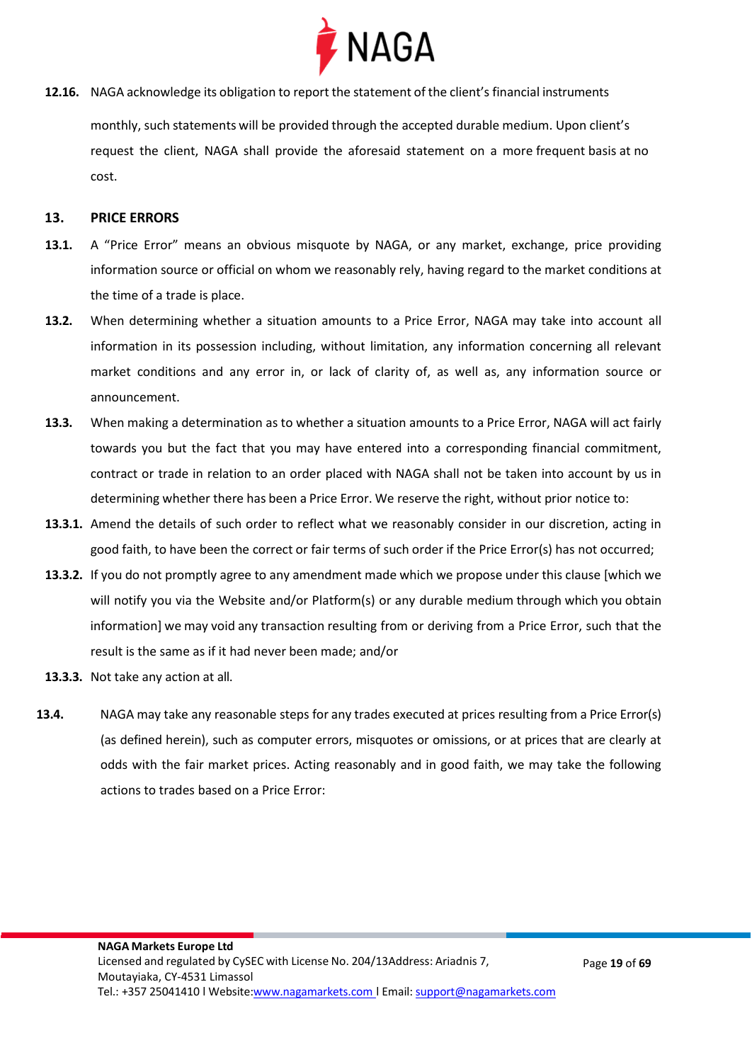**12.16.** NAGA acknowledge its obligation to report the statement of the client's financial instruments monthly, such statements will be provided through the accepted durable medium. Upon client's request the client, NAGA shall provide the aforesaid statement on a more frequent basis at no cost.

## 13. PRICE ERRORS

**13.1.** A "Price Error" means an obvious misquote by NAGA, or any market, exchange, price providing information source or official on whom we reasonably rely, having regard to the market conditions at the time of a trade is place.

**13.2.** When determining whether a situation amounts to a Price Error, NAGA may take into account all information in its possession including, without limitation, any information concerning all relevant market conditions and any error in, or lack of clarity of, as well as, any information source or announcement.

**13.3.** When making a determination as to whether a situation amounts to a Price Error, NAGA will act fairly towards you but the fact that you may have entered into a corresponding financial commitment, contract or trade in relation to an order placed with NAGA shall not be taken into account by us in determining whether there has been a Price Error. We reserve the right, without prior notice to:

**13.3.1.** Amend the details of such order to reflect what we reasonably consider in our discretion, acting in good faith, to have been the correct or fair terms of such order if the Price Error(s) has not occurred;

**13.3.2.** If you do not promptly agree to any amendment made which we propose under this clause [which we will notify you via the Website and/or Platform(s) or any durable medium through which you obtain information] we may void any transaction resulting from or deriving from a Price Error, such that the result is the same as if it had never been made; and/or

**13.3.3.** Not take any action at all.

**13.4.** NAGA may take any reasonable steps for any trades executed at prices resulting from a Price Error(s) (as defined herein), such as computer errors, misquotes or omissions, or at prices that are clearly at odds with the fair market prices. Acting reasonably and in good faith, we may take the following actions to trades based on a Price Error: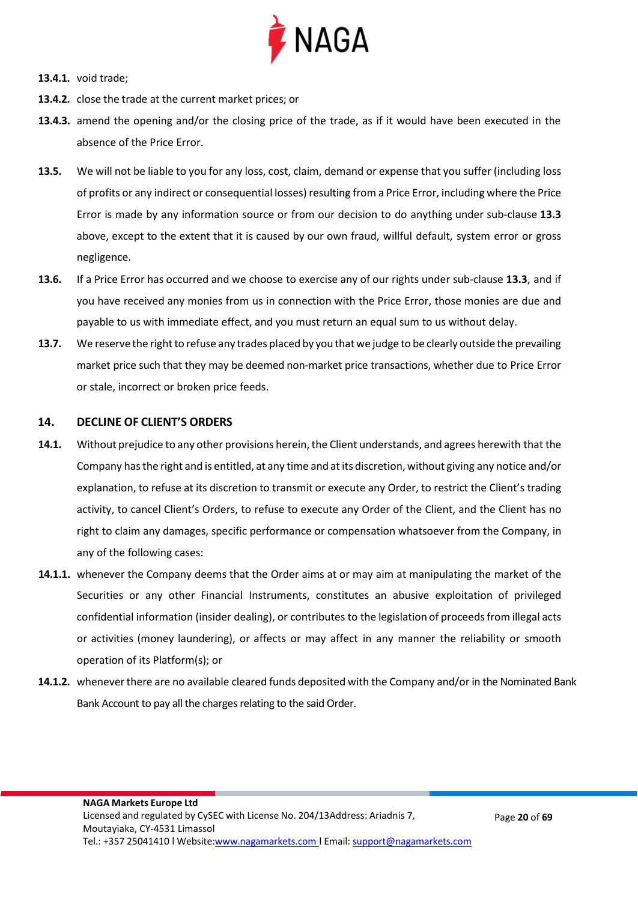**13.4.1.** void trade;

**13.4.2.** close the trade at the current market prices; or

**13.4.3.** amend the opening and/or the closing price of the trade, as if it would have been executed in the absence of the Price Error.

**13.5.** We will not be liable to you for any loss, cost, claim, demand or expense that you suffer (including loss of profits or any indirect or consequential losses) resulting from a Price Error, including where the Price Error is made by any information source or from our decision to do anything under sub-clause **13.3** above, except to the extent that it is caused by our own fraud, willful default, system error or gross negligence.

**13.6.** If a Price Error has occurred and we choose to exercise any of our rights under sub-clause **13.3**, and if you have received any monies from us in connection with the Price Error, those monies are due and payable to us with immediate effect, and you must return an equal sum to us without delay.

**13.7.** We reserve the right to refuse any trades placed by you that we judge to be clearly outside the prevailing market price such that they may be deemed non-market price transactions, whether due to Price Error or stale, incorrect or broken price feeds.

## 14. DECLINE OF CLIENT'S ORDERS

**14.1.** Without prejudice to any other provisions herein, the Client understands, and agrees herewith that the Company has the right and is entitled, at any time and at its discretion, without giving any notice and/or explanation, to refuse at its discretion to transmit or execute any Order, to restrict the Client's trading activity, to cancel Client's Orders, to refuse to execute any Order of the Client, and the Client has no right to claim any damages, specific performance or compensation whatsoever from the Company, in any of the following cases:

**14.1.1.** whenever the Company deems that the Order aims at or may aim at manipulating the market of the Securities or any other Financial Instruments, constitutes an abusive exploitation of privileged confidential information (insider dealing), or contributes to the legislation of proceeds from illegal acts or activities (money laundering), or affects or may affect in any manner the reliability or smooth operation of its Platform(s); or

**14.1.2.** whenever there are no available cleared funds deposited with the Company and/or in the Nominated Bank Bank Account to pay all the charges relating to the said Order.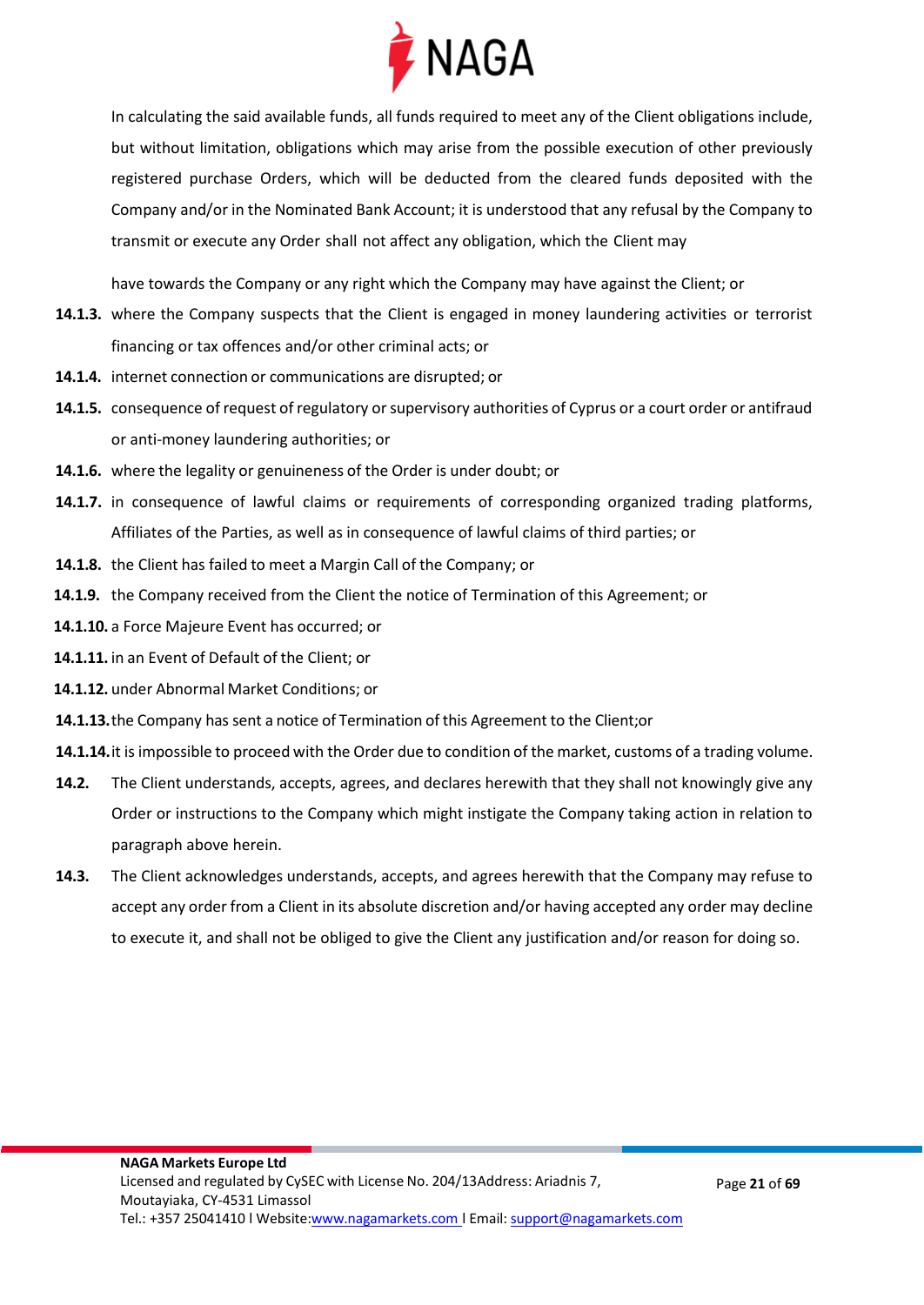In calculating the said available funds, all funds required to meet any of the Client obligations include, but without limitation, obligations which may arise from the possible execution of other previously registered purchase Orders, which will be deducted from the cleared funds deposited with the Company and/or in the Nominated Bank Account; it is understood that any refusal by the Company to transmit or execute any Order shall not affect any obligation, which the Client may

have towards the Company or any right which the Company may have against the Client; or

**14.1.3.** where the Company suspects that the Client is engaged in money laundering activities or terrorist financing or tax offences and/or other criminal acts; or

**14.1.4.** internet connection or communications are disrupted; or

**14.1.5.** consequence of request of regulatory or supervisory authorities of Cyprus or a court order or antifraud or anti-money laundering authorities; or

**14.1.6.** where the legality or genuineness of the Order is under doubt; or

**14.1.7.** in consequence of lawful claims or requirements of corresponding organized trading platforms, Affiliates of the Parties, as well as in consequence of lawful claims of third parties; or

**14.1.8.** the Client has failed to meet a Margin Call of the Company; or

**14.1.9.** the Company received from the Client the notice of Termination of this Agreement; or

**14.1.10.** a Force Majeure Event has occurred; or

**14.1.11.** in an Event of Default of the Client; or

**14.1.12.** under Abnormal Market Conditions; or

**14.1.13.** the Company has sent a notice of Termination of this Agreement to the Client;or

**14.1.14.** it is impossible to proceed with the Order due to condition of the market, customs of a trading volume.

**14.2.** The Client understands, accepts, agrees, and declares herewith that they shall not knowingly give any Order or instructions to the Company which might instigate the Company taking action in relation to paragraph above herein.

**14.3.** The Client acknowledges understands, accepts, and agrees herewith that the Company may refuse to accept any order from a Client in its absolute discretion and/or having accepted any order may decline to execute it, and shall not be obliged to give the Client any justification and/or reason for doing so.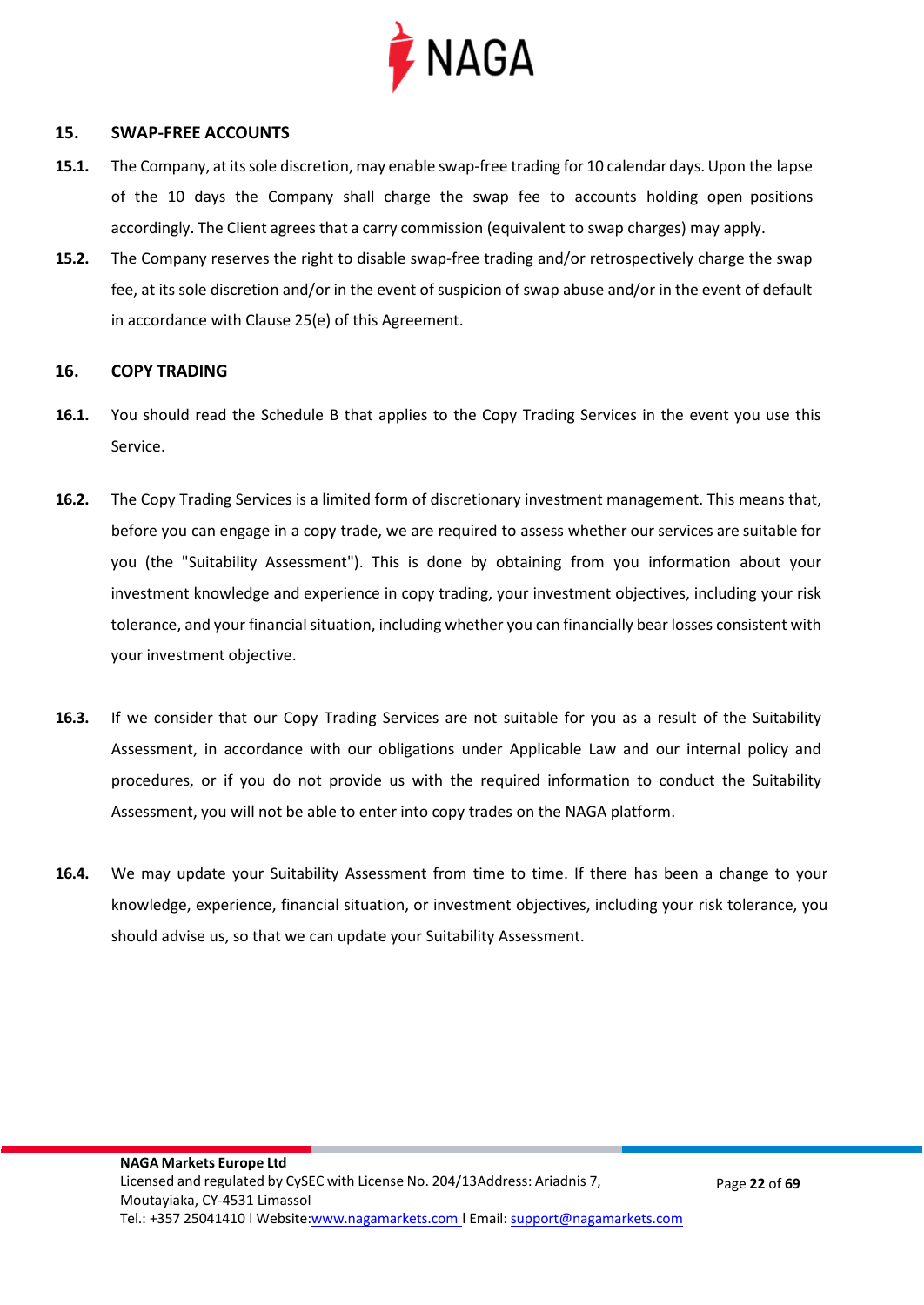## 15. SWAP-FREE ACCOUNTS

**15.1.** The Company, at its sole discretion, may enable swap-free trading for 10 calendar days. Upon the lapse of the 10 days the Company shall charge the swap fee to accounts holding open positions accordingly. The Client agrees that a carry commission (equivalent to swap charges) may apply.

**15.2.** The Company reserves the right to disable swap-free trading and/or retrospectively charge the swap fee, at its sole discretion and/or in the event of suspicion of swap abuse and/or in the event of default in accordance with Clause 25(e) of this Agreement.

## 16. COPY TRADING

**16.1.** You should read the Schedule B that applies to the Copy Trading Services in the event you use this Service.

**16.2.** The Copy Trading Services is a limited form of discretionary investment management. This means that, before you can engage in a copy trade, we are required to assess whether our services are suitable for you (the "Suitability Assessment"). This is done by obtaining from you information about your investment knowledge and experience in copy trading, your investment objectives, including your risk tolerance, and your financial situation, including whether you can financially bear losses consistent with your investment objective.

**16.3.** If we consider that our Copy Trading Services are not suitable for you as a result of the Suitability Assessment, in accordance with our obligations under Applicable Law and our internal policy and procedures, or if you do not provide us with the required information to conduct the Suitability Assessment, you will not be able to enter into copy trades on the NAGA platform.

**16.4.** We may update your Suitability Assessment from time to time. If there has been a change to your knowledge, experience, financial situation, or investment objectives, including your risk tolerance, you should advise us, so that we can update your Suitability Assessment.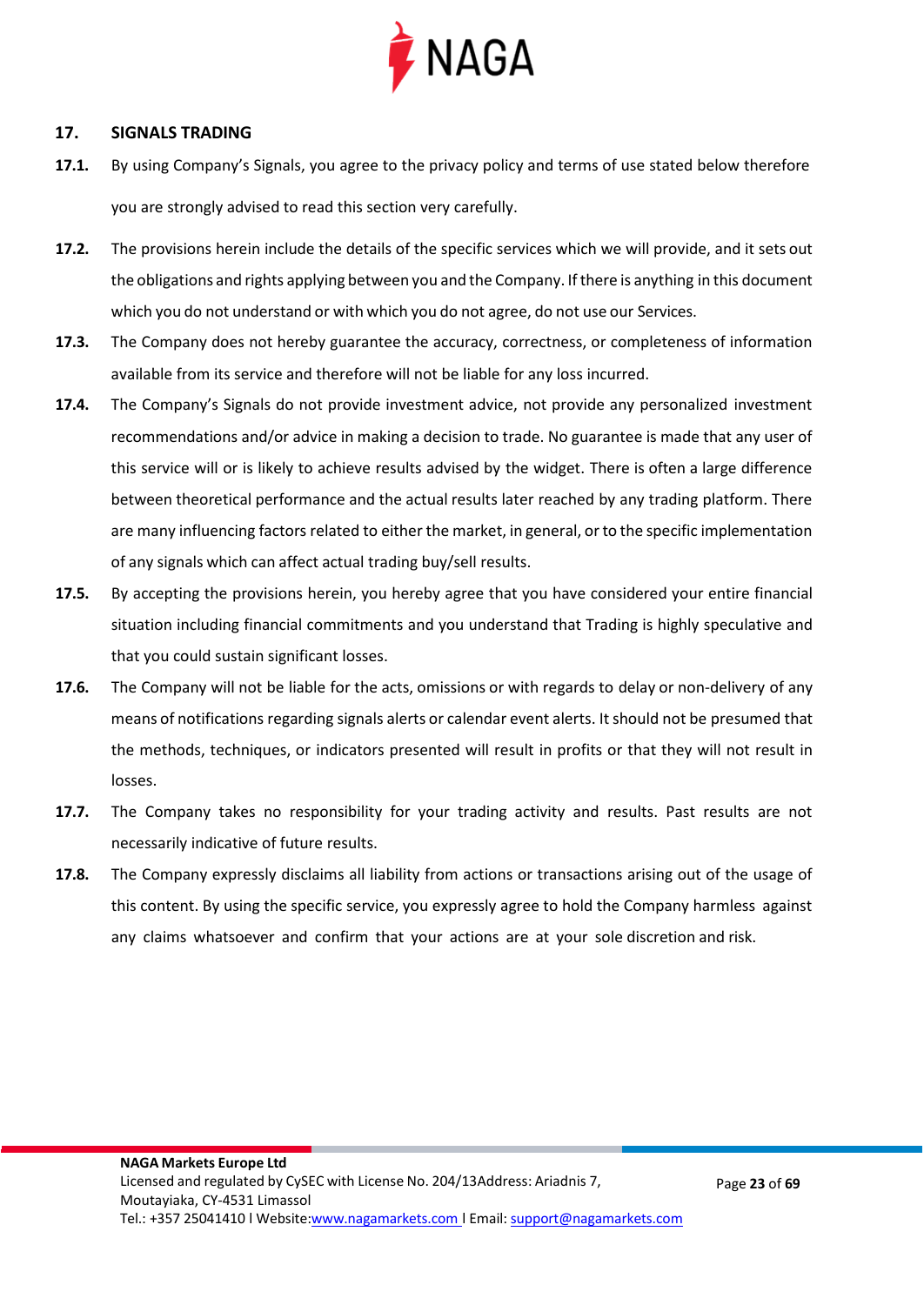## 17. SIGNALS TRADING

**17.1.** By using Company's Signals, you agree to the privacy policy and terms of use stated below therefore you are strongly advised to read this section very carefully.

**17.2.** The provisions herein include the details of the specific services which we will provide, and it sets out the obligations and rights applying between you and the Company. If there is anything in this document which you do not understand or with which you do not agree, do not use our Services.

**17.3.** The Company does not hereby guarantee the accuracy, correctness, or completeness of information available from its service and therefore will not be liable for any loss incurred.

**17.4.** The Company's Signals do not provide investment advice, not provide any personalized investment recommendations and/or advice in making a decision to trade. No guarantee is made that any user of this service will or is likely to achieve results advised by the widget. There is often a large difference between theoretical performance and the actual results later reached by any trading platform. There are many influencing factors related to either the market, in general, or to the specific implementation of any signals which can affect actual trading buy/sell results.

**17.5.** By accepting the provisions herein, you hereby agree that you have considered your entire financial situation including financial commitments and you understand that Trading is highly speculative and that you could sustain significant losses.

**17.6.** The Company will not be liable for the acts, omissions or with regards to delay or non-delivery of any means of notifications regarding signals alerts or calendar event alerts. It should not be presumed that the methods, techniques, or indicators presented will result in profits or that they will not result in losses.

**17.7.** The Company takes no responsibility for your trading activity and results. Past results are not necessarily indicative of future results.

**17.8.** The Company expressly disclaims all liability from actions or transactions arising out of the usage of this content. By using the specific service, you expressly agree to hold the Company harmless against any claims whatsoever and confirm that your actions are at your sole discretion and risk.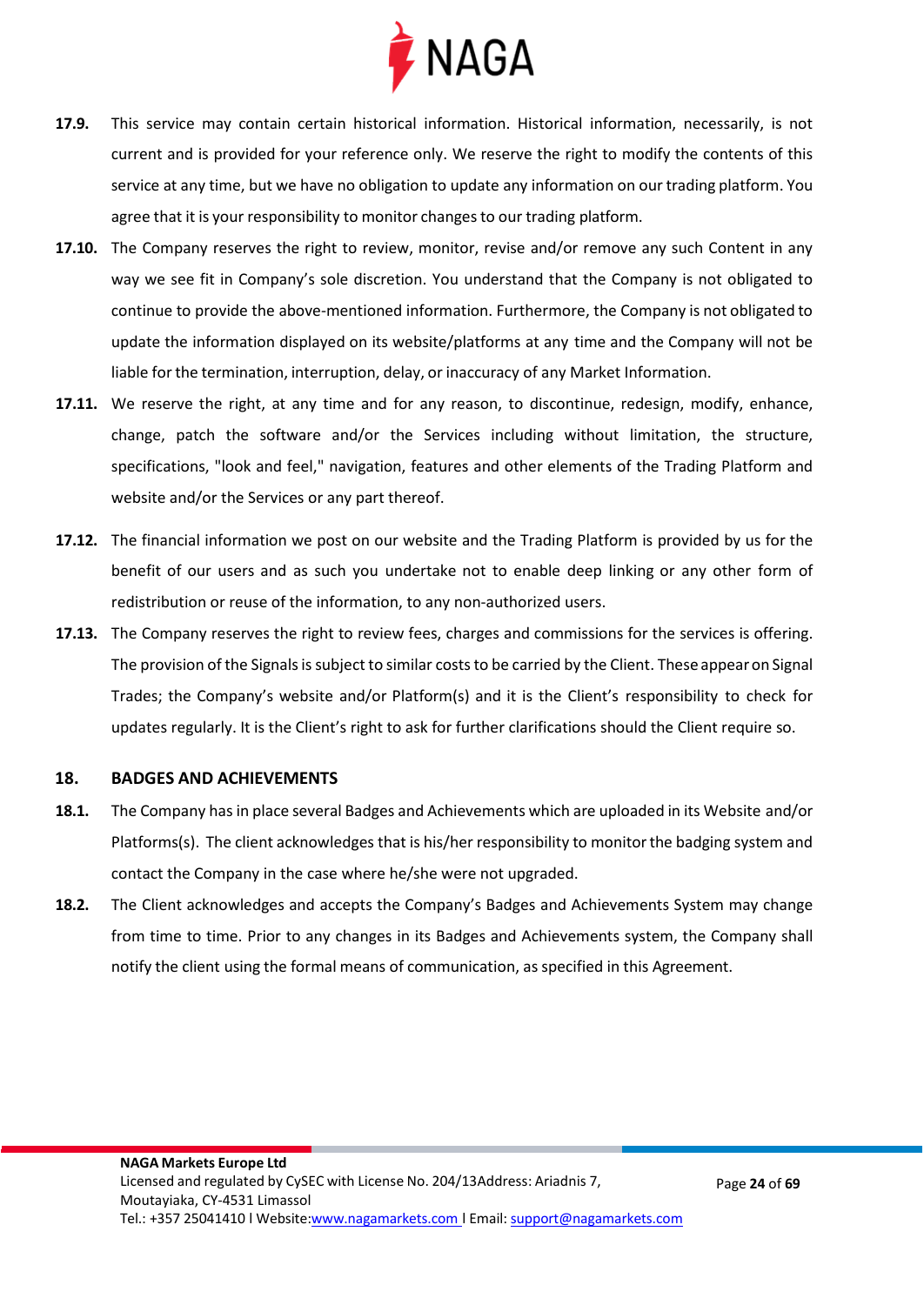**17.9.** This service may contain certain historical information. Historical information, necessarily, is not current and is provided for your reference only. We reserve the right to modify the contents of this service at any time, but we have no obligation to update any information on our trading platform. You agree that it is your responsibility to monitor changes to our trading platform.

**17.10.** The Company reserves the right to review, monitor, revise and/or remove any such Content in any way we see fit in Company's sole discretion. You understand that the Company is not obligated to continue to provide the above-mentioned information. Furthermore, the Company is not obligated to update the information displayed on its website/platforms at any time and the Company will not be liable for the termination, interruption, delay, or inaccuracy of any Market Information.

**17.11.** We reserve the right, at any time and for any reason, to discontinue, redesign, modify, enhance, change, patch the software and/or the Services including without limitation, the structure, specifications, "look and feel," navigation, features and other elements of the Trading Platform and website and/or the Services or any part thereof.

**17.12.** The financial information we post on our website and the Trading Platform is provided by us for the benefit of our users and as such you undertake not to enable deep linking or any other form of redistribution or reuse of the information, to any non-authorized users.

**17.13.** The Company reserves the right to review fees, charges and commissions for the services is offering. The provision of the Signals is subject to similar costs to be carried by the Client. These appear on Signal Trades; the Company's website and/or Platform(s) and it is the Client's responsibility to check for updates regularly. It is the Client's right to ask for further clarifications should the Client require so.

## 18. BADGES AND ACHIEVEMENTS

**18.1.** The Company has in place several Badges and Achievements which are uploaded in its Website and/or Platforms(s). The client acknowledges that is his/her responsibility to monitor the badging system and contact the Company in the case where he/she were not upgraded.

**18.2.** The Client acknowledges and accepts the Company's Badges and Achievements System may change from time to time. Prior to any changes in its Badges and Achievements system, the Company shall notify the client using the formal means of communication, as specified in this Agreement.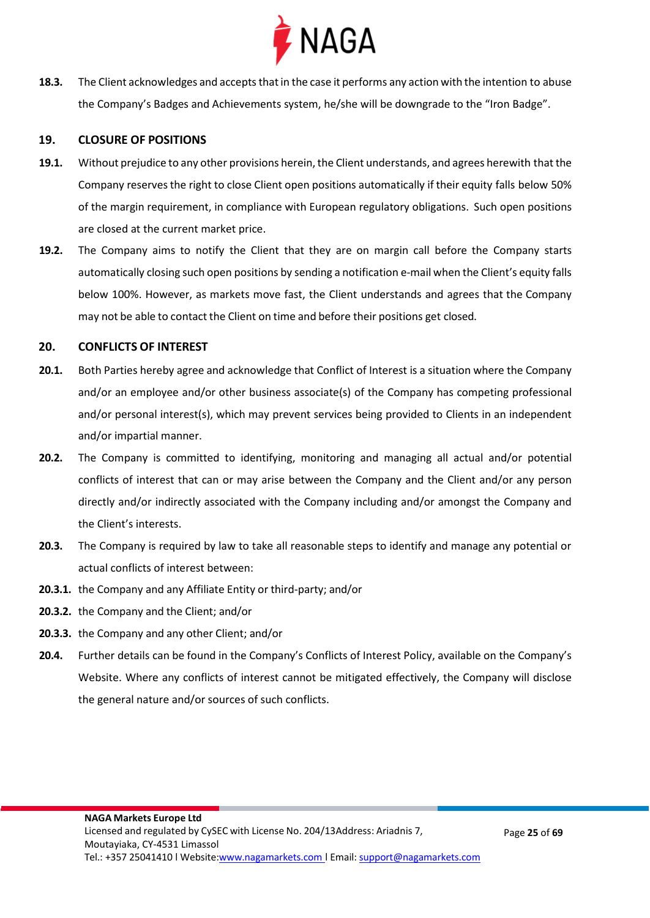**18.3.** The Client acknowledges and accepts that in the case it performs any action with the intention to abuse the Company's Badges and Achievements system, he/she will be downgrade to the "Iron Badge".

## 19. CLOSURE OF POSITIONS

**19.1.** Without prejudice to any other provisions herein, the Client understands, and agrees herewith that the Company reserves the right to close Client open positions automatically if their equity falls below 50% of the margin requirement, in compliance with European regulatory obligations. Such open positions are closed at the current market price.

**19.2.** The Company aims to notify the Client that they are on margin call before the Company starts automatically closing such open positions by sending a notification e-mail when the Client's equity falls below 100%. However, as markets move fast, the Client understands and agrees that the Company may not be able to contact the Client on time and before their positions get closed.

## 20. CONFLICTS OF INTEREST

**20.1.** Both Parties hereby agree and acknowledge that Conflict of Interest is a situation where the Company and/or an employee and/or other business associate(s) of the Company has competing professional and/or personal interest(s), which may prevent services being provided to Clients in an independent and/or impartial manner.

**20.2.** The Company is committed to identifying, monitoring and managing all actual and/or potential conflicts of interest that can or may arise between the Company and the Client and/or any person directly and/or indirectly associated with the Company including and/or amongst the Company and the Client's interests.

**20.3.** The Company is required by law to take all reasonable steps to identify and manage any potential or actual conflicts of interest between:

**20.3.1.** the Company and any Affiliate Entity or third-party; and/or

**20.3.2.** the Company and the Client; and/or

**20.3.3.** the Company and any other Client; and/or

**20.4.** Further details can be found in the Company's Conflicts of Interest Policy, available on the Company's Website. Where any conflicts of interest cannot be mitigated effectively, the Company will disclose the general nature and/or sources of such conflicts.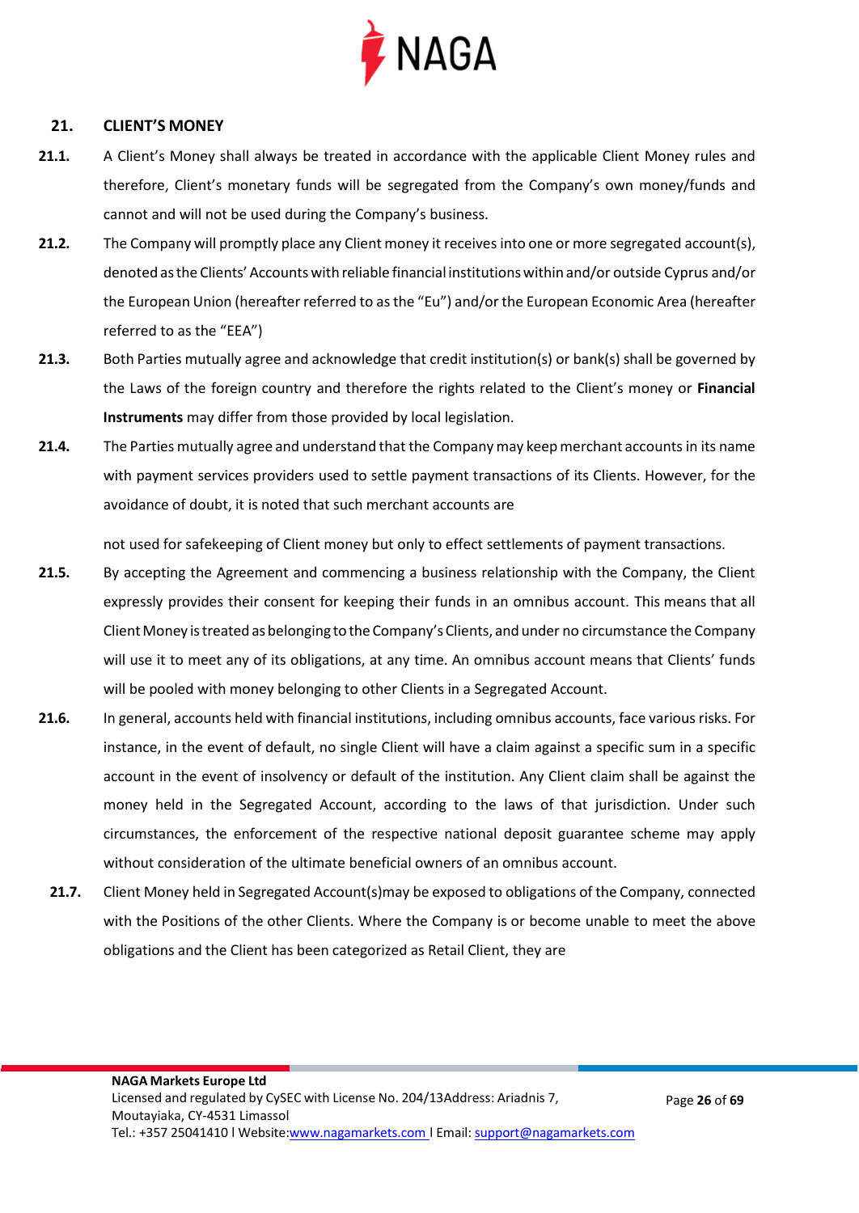## 21. CLIENT'S MONEY

**21.1.** A Client's Money shall always be treated in accordance with the applicable Client Money rules and therefore, Client's monetary funds will be segregated from the Company's own money/funds and cannot and will not be used during the Company's business.

**21.2.** The Company will promptly place any Client money it receives into one or more segregated account(s), denoted as the Clients' Accounts with reliable financial institutions within and/or outside Cyprus and/or the European Union (hereafter referred to as the "Eu") and/or the European Economic Area (hereafter referred to as the "EEA")

**21.3.** Both Parties mutually agree and acknowledge that credit institution(s) or bank(s) shall be governed by the Laws of the foreign country and therefore the rights related to the Client's money or **Financial Instruments** may differ from those provided by local legislation.

**21.4.** The Parties mutually agree and understand that the Company may keep merchant accounts in its name with payment services providers used to settle payment transactions of its Clients. However, for the avoidance of doubt, it is noted that such merchant accounts are

not used for safekeeping of Client money but only to effect settlements of payment transactions.

**21.5.** By accepting the Agreement and commencing a business relationship with the Company, the Client expressly provides their consent for keeping their funds in an omnibus account. This means that all Client Money is treated as belonging to the Company's Clients, and under no circumstance the Company will use it to meet any of its obligations, at any time. An omnibus account means that Clients' funds will be pooled with money belonging to other Clients in a Segregated Account.

**21.6.** In general, accounts held with financial institutions, including omnibus accounts, face various risks. For instance, in the event of default, no single Client will have a claim against a specific sum in a specific account in the event of insolvency or default of the institution. Any Client claim shall be against the money held in the Segregated Account, according to the laws of that jurisdiction. Under such circumstances, the enforcement of the respective national deposit guarantee scheme may apply without consideration of the ultimate beneficial owners of an omnibus account.

**21.7.** Client Money held in Segregated Account(s)may be exposed to obligations of the Company, connected with the Positions of the other Clients. Where the Company is or become unable to meet the above obligations and the Client has been categorized as Retail Client, they are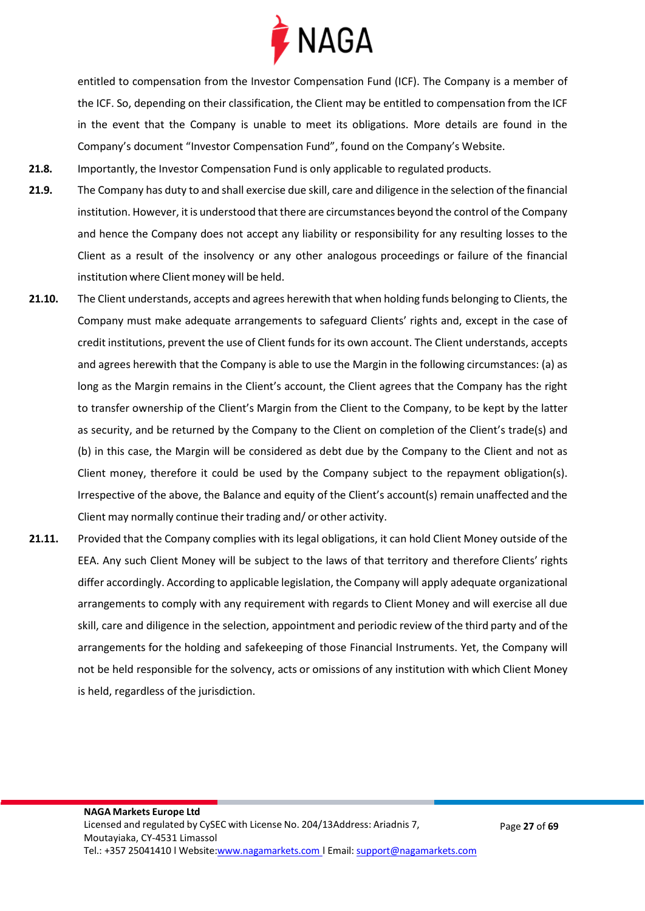entitled to compensation from the Investor Compensation Fund (ICF). The Company is a member of the ICF. So, depending on their classification, the Client may be entitled to compensation from the ICF in the event that the Company is unable to meet its obligations. More details are found in the Company's document "Investor Compensation Fund", found on the Company's Website.

**21.8.** Importantly, the Investor Compensation Fund is only applicable to regulated products.

**21.9.** The Company has duty to and shall exercise due skill, care and diligence in the selection of the financial institution. However, it is understood that there are circumstances beyond the control of the Company and hence the Company does not accept any liability or responsibility for any resulting losses to the Client as a result of the insolvency or any other analogous proceedings or failure of the financial institution where Client money will be held.

**21.10.** The Client understands, accepts and agrees herewith that when holding funds belonging to Clients, the Company must make adequate arrangements to safeguard Clients' rights and, except in the case of credit institutions, prevent the use of Client funds for its own account. The Client understands, accepts and agrees herewith that the Company is able to use the Margin in the following circumstances: (a) as long as the Margin remains in the Client's account, the Client agrees that the Company has the right to transfer ownership of the Client's Margin from the Client to the Company, to be kept by the latter as security, and be returned by the Company to the Client on completion of the Client's trade(s) and (b) in this case, the Margin will be considered as debt due by the Company to the Client and not as Client money, therefore it could be used by the Company subject to the repayment obligation(s). Irrespective of the above, the Balance and equity of the Client's account(s) remain unaffected and the Client may normally continue their trading and/ or other activity.

**21.11.** Provided that the Company complies with its legal obligations, it can hold Client Money outside of the EEA. Any such Client Money will be subject to the laws of that territory and therefore Clients' rights differ accordingly. According to applicable legislation, the Company will apply adequate organizational arrangements to comply with any requirement with regards to Client Money and will exercise all due skill, care and diligence in the selection, appointment and periodic review of the third party and of the arrangements for the holding and safekeeping of those Financial Instruments. Yet, the Company will not be held responsible for the solvency, acts or omissions of any institution with which Client Money is held, regardless of the jurisdiction.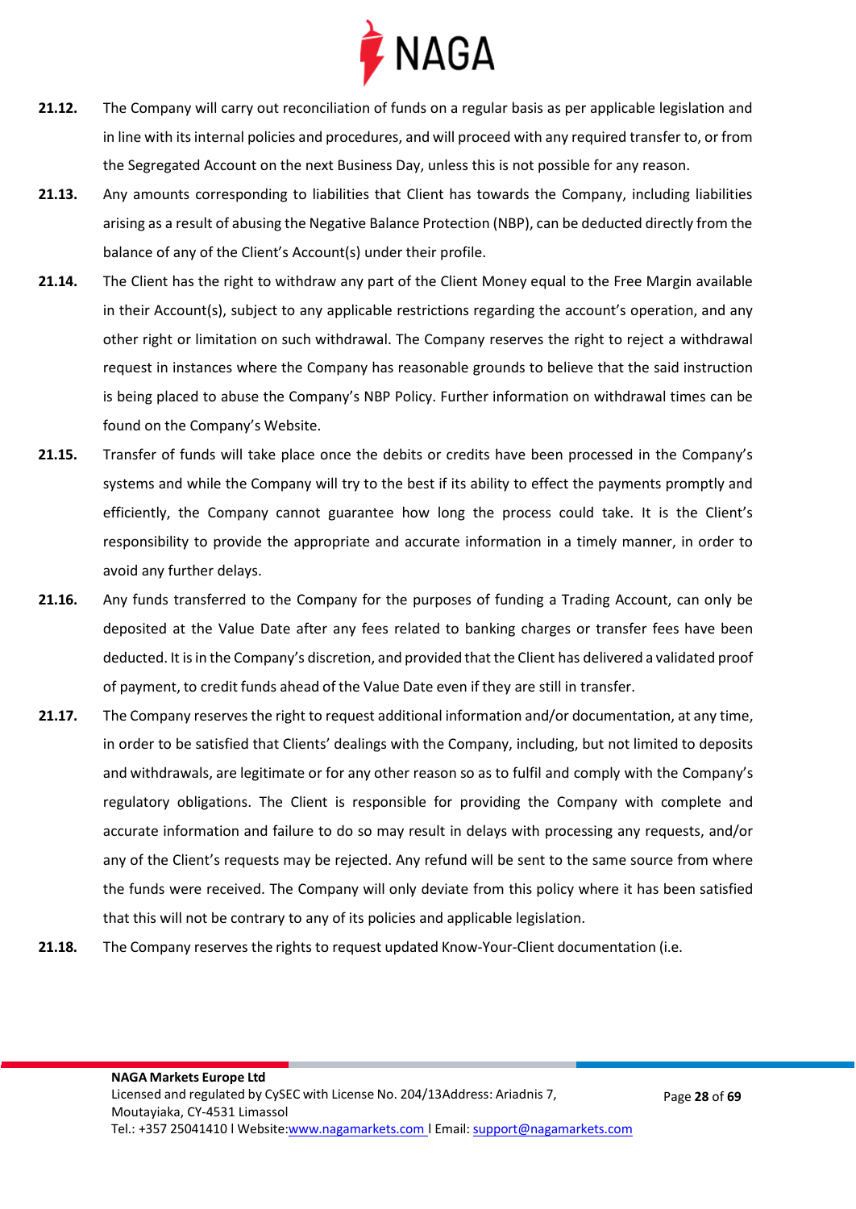**21.12.** The Company will carry out reconciliation of funds on a regular basis as per applicable legislation and in line with its internal policies and procedures, and will proceed with any required transfer to, or from the Segregated Account on the next Business Day, unless this is not possible for any reason.

**21.13.** Any amounts corresponding to liabilities that Client has towards the Company, including liabilities arising as a result of abusing the Negative Balance Protection (NBP), can be deducted directly from the balance of any of the Client's Account(s) under their profile.

**21.14.** The Client has the right to withdraw any part of the Client Money equal to the Free Margin available in their Account(s), subject to any applicable restrictions regarding the account's operation, and any other right or limitation on such withdrawal. The Company reserves the right to reject a withdrawal request in instances where the Company has reasonable grounds to believe that the said instruction is being placed to abuse the Company's NBP Policy. Further information on withdrawal times can be found on the Company's Website.

**21.15.** Transfer of funds will take place once the debits or credits have been processed in the Company's systems and while the Company will try to the best if its ability to effect the payments promptly and efficiently, the Company cannot guarantee how long the process could take. It is the Client's responsibility to provide the appropriate and accurate information in a timely manner, in order to avoid any further delays.

**21.16.** Any funds transferred to the Company for the purposes of funding a Trading Account, can only be deposited at the Value Date after any fees related to banking charges or transfer fees have been deducted. It is in the Company's discretion, and provided that the Client has delivered a validated proof of payment, to credit funds ahead of the Value Date even if they are still in transfer.

**21.17.** The Company reserves the right to request additional information and/or documentation, at any time, in order to be satisfied that Clients' dealings with the Company, including, but not limited to deposits and withdrawals, are legitimate or for any other reason so as to fulfil and comply with the Company's regulatory obligations. The Client is responsible for providing the Company with complete and accurate information and failure to do so may result in delays with processing any requests, and/or any of the Client's requests may be rejected. Any refund will be sent to the same source from where the funds were received. The Company will only deviate from this policy where it has been satisfied that this will not be contrary to any of its policies and applicable legislation.

**21.18.** The Company reserves the rights to request updated Know-Your-Client documentation (i.e.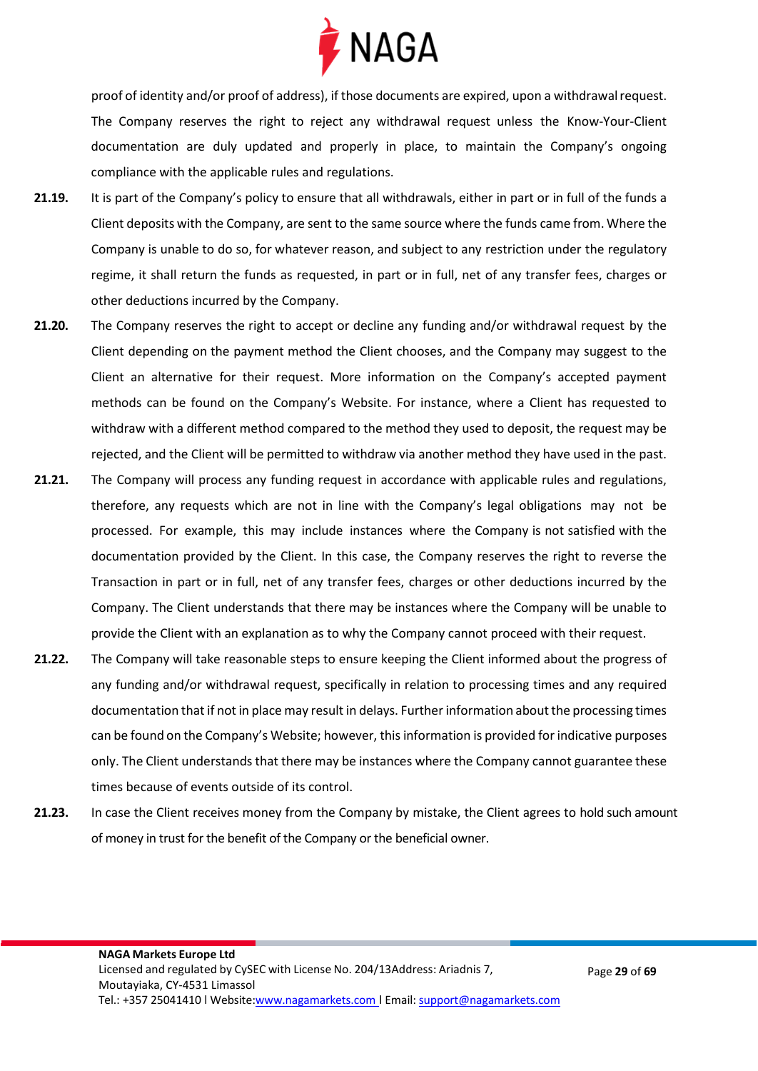proof of identity and/or proof of address), if those documents are expired, upon a withdrawal request. The Company reserves the right to reject any withdrawal request unless the Know-Your-Client documentation are duly updated and properly in place, to maintain the Company's ongoing compliance with the applicable rules and regulations.

**21.19.** It is part of the Company's policy to ensure that all withdrawals, either in part or in full of the funds a Client deposits with the Company, are sent to the same source where the funds came from. Where the Company is unable to do so, for whatever reason, and subject to any restriction under the regulatory regime, it shall return the funds as requested, in part or in full, net of any transfer fees, charges or other deductions incurred by the Company.

**21.20.** The Company reserves the right to accept or decline any funding and/or withdrawal request by the Client depending on the payment method the Client chooses, and the Company may suggest to the Client an alternative for their request. More information on the Company's accepted payment methods can be found on the Company's Website. For instance, where a Client has requested to withdraw with a different method compared to the method they used to deposit, the request may be rejected, and the Client will be permitted to withdraw via another method they have used in the past.

**21.21.** The Company will process any funding request in accordance with applicable rules and regulations, therefore, any requests which are not in line with the Company's legal obligations may not be processed. For example, this may include instances where the Company is not satisfied with the documentation provided by the Client. In this case, the Company reserves the right to reverse the Transaction in part or in full, net of any transfer fees, charges or other deductions incurred by the Company. The Client understands that there may be instances where the Company will be unable to provide the Client with an explanation as to why the Company cannot proceed with their request.

**21.22.** The Company will take reasonable steps to ensure keeping the Client informed about the progress of any funding and/or withdrawal request, specifically in relation to processing times and any required documentation that if not in place may result in delays. Further information about the processing times can be found on the Company's Website; however, this information is provided for indicative purposes only. The Client understands that there may be instances where the Company cannot guarantee these times because of events outside of its control.

**21.23.** In case the Client receives money from the Company by mistake, the Client agrees to hold such amount of money in trust for the benefit of the Company or the beneficial owner.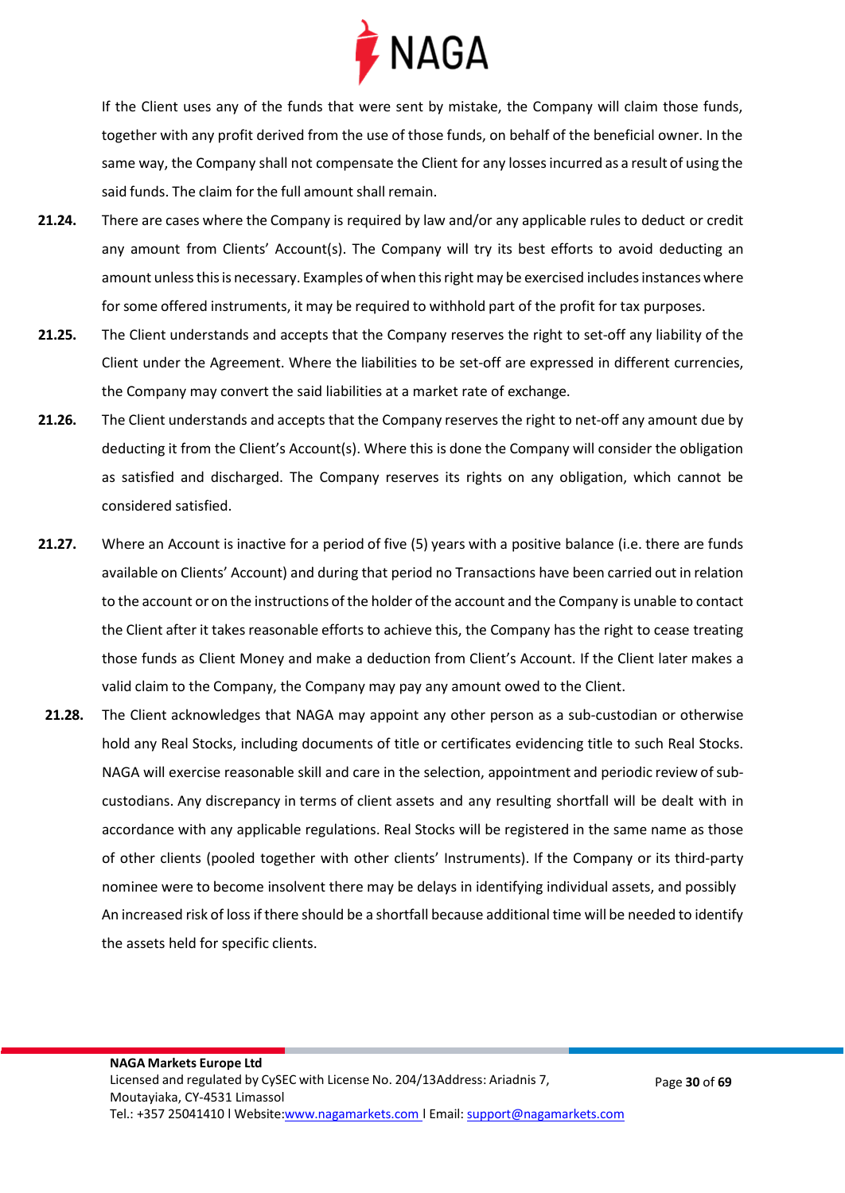If the Client uses any of the funds that were sent by mistake, the Company will claim those funds, together with any profit derived from the use of those funds, on behalf of the beneficial owner. In the same way, the Company shall not compensate the Client for any losses incurred as a result of using the said funds. The claim for the full amount shall remain.

**21.24.** There are cases where the Company is required by law and/or any applicable rules to deduct or credit any amount from Clients' Account(s). The Company will try its best efforts to avoid deducting an amount unless this is necessary. Examples of when this right may be exercised includes instances where for some offered instruments, it may be required to withhold part of the profit for tax purposes.

**21.25.** The Client understands and accepts that the Company reserves the right to set-off any liability of the Client under the Agreement. Where the liabilities to be set-off are expressed in different currencies, the Company may convert the said liabilities at a market rate of exchange.

**21.26.** The Client understands and accepts that the Company reserves the right to net-off any amount due by deducting it from the Client's Account(s). Where this is done the Company will consider the obligation as satisfied and discharged. The Company reserves its rights on any obligation, which cannot be considered satisfied.

**21.27.** Where an Account is inactive for a period of five (5) years with a positive balance (i.e. there are funds available on Clients' Account) and during that period no Transactions have been carried out in relation to the account or on the instructions of the holder of the account and the Company is unable to contact the Client after it takes reasonable efforts to achieve this, the Company has the right to cease treating those funds as Client Money and make a deduction from Client's Account. If the Client later makes a valid claim to the Company, the Company may pay any amount owed to the Client.

**21.28.** The Client acknowledges that NAGA may appoint any other person as a sub-custodian or otherwise hold any Real Stocks, including documents of title or certificates evidencing title to such Real Stocks. NAGA will exercise reasonable skill and care in the selection, appointment and periodic review of sub-custodians. Any discrepancy in terms of client assets and any resulting shortfall will be dealt with in accordance with any applicable regulations. Real Stocks will be registered in the same name as those of other clients (pooled together with other clients' Instruments). If the Company or its third-party nominee were to become insolvent there may be delays in identifying individual assets, and possibly An increased risk of loss if there should be a shortfall because additional time will be needed to identify the assets held for specific clients.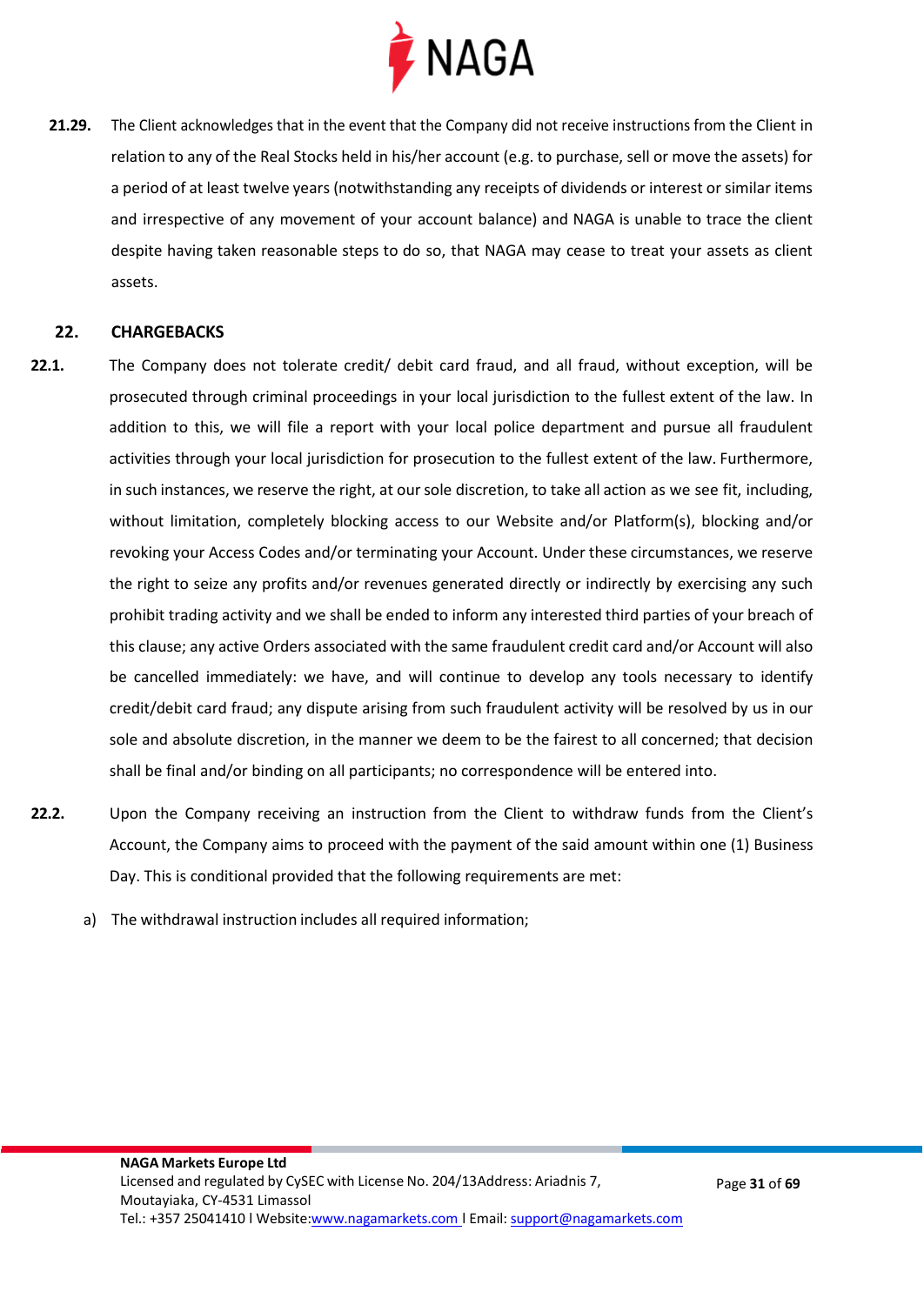**21.29.** The Client acknowledges that in the event that the Company did not receive instructions from the Client in relation to any of the Real Stocks held in his/her account (e.g. to purchase, sell or move the assets) for a period of at least twelve years (notwithstanding any receipts of dividends or interest or similar items and irrespective of any movement of your account balance) and NAGA is unable to trace the client despite having taken reasonable steps to do so, that NAGA may cease to treat your assets as client assets.

## 22. CHARGEBACKS

**22.1.** The Company does not tolerate credit/ debit card fraud, and all fraud, without exception, will be prosecuted through criminal proceedings in your local jurisdiction to the fullest extent of the law. In addition to this, we will file a report with your local police department and pursue all fraudulent activities through your local jurisdiction for prosecution to the fullest extent of the law. Furthermore, in such instances, we reserve the right, at our sole discretion, to take all action as we see fit, including, without limitation, completely blocking access to our Website and/or Platform(s), blocking and/or revoking your Access Codes and/or terminating your Account. Under these circumstances, we reserve the right to seize any profits and/or revenues generated directly or indirectly by exercising any such prohibit trading activity and we shall be ended to inform any interested third parties of your breach of this clause; any active Orders associated with the same fraudulent credit card and/or Account will also be cancelled immediately: we have, and will continue to develop any tools necessary to identify credit/debit card fraud; any dispute arising from such fraudulent activity will be resolved by us in our sole and absolute discretion, in the manner we deem to be the fairest to all concerned; that decision shall be final and/or binding on all participants; no correspondence will be entered into.

**22.2.** Upon the Company receiving an instruction from the Client to withdraw funds from the Client's Account, the Company aims to proceed with the payment of the said amount within one (1) Business Day. This is conditional provided that the following requirements are met:

a) The withdrawal instruction includes all required information;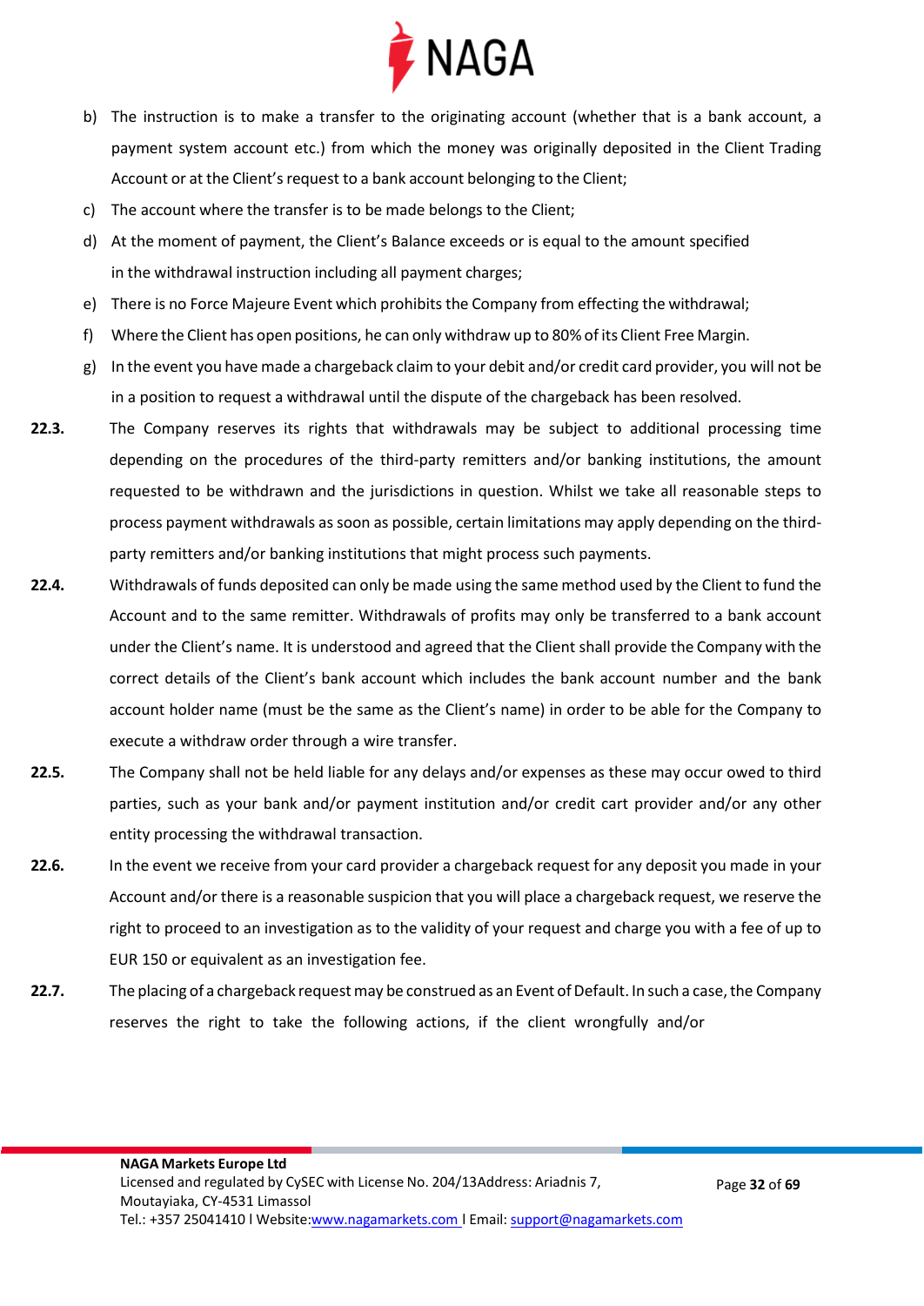b) The instruction is to make a transfer to the originating account (whether that is a bank account, a payment system account etc.) from which the money was originally deposited in the Client Trading Account or at the Client's request to a bank account belonging to the Client;

c) The account where the transfer is to be made belongs to the Client;

d) At the moment of payment, the Client's Balance exceeds or is equal to the amount specified in the withdrawal instruction including all payment charges;

e) There is no Force Majeure Event which prohibits the Company from effecting the withdrawal;

f) Where the Client has open positions, he can only withdraw up to 80% of its Client Free Margin.

g) In the event you have made a chargeback claim to your debit and/or credit card provider, you will not be in a position to request a withdrawal until the dispute of the chargeback has been resolved.

**22.3.** The Company reserves its rights that withdrawals may be subject to additional processing time depending on the procedures of the third-party remitters and/or banking institutions, the amount requested to be withdrawn and the jurisdictions in question. Whilst we take all reasonable steps to process payment withdrawals as soon as possible, certain limitations may apply depending on the third-party remitters and/or banking institutions that might process such payments.

**22.4.** Withdrawals of funds deposited can only be made using the same method used by the Client to fund the Account and to the same remitter. Withdrawals of profits may only be transferred to a bank account under the Client's name. It is understood and agreed that the Client shall provide the Company with the correct details of the Client's bank account which includes the bank account number and the bank account holder name (must be the same as the Client's name) in order to be able for the Company to execute a withdraw order through a wire transfer.

**22.5.** The Company shall not be held liable for any delays and/or expenses as these may occur owed to third parties, such as your bank and/or payment institution and/or credit cart provider and/or any other entity processing the withdrawal transaction.

**22.6.** In the event we receive from your card provider a chargeback request for any deposit you made in your Account and/or there is a reasonable suspicion that you will place a chargeback request, we reserve the right to proceed to an investigation as to the validity of your request and charge you with a fee of up to EUR 150 or equivalent as an investigation fee.

**22.7.** The placing of a chargeback request may be construed as an Event of Default. In such a case, the Company reserves the right to take the following actions, if the client wrongfully and/or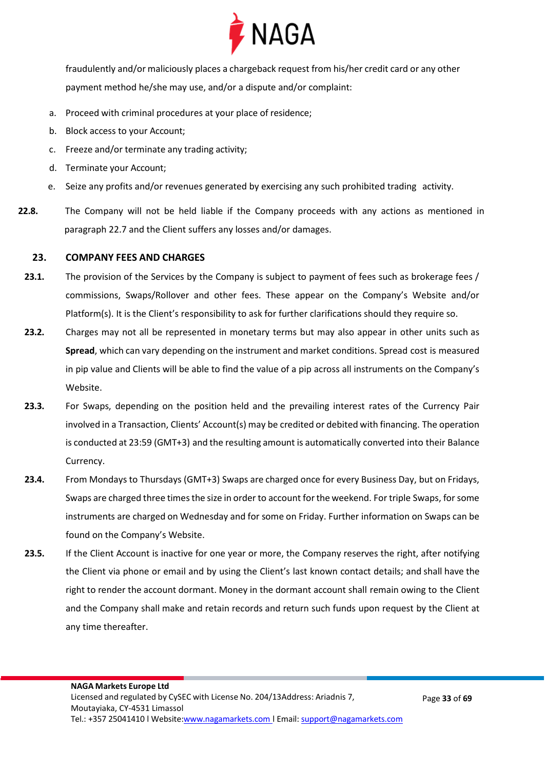fraudulently and/or maliciously places a chargeback request from his/her credit card or any other payment method he/she may use, and/or a dispute and/or complaint:

a. Proceed with criminal procedures at your place of residence;
b. Block access to your Account;
c. Freeze and/or terminate any trading activity;
d. Terminate your Account;
e. Seize any profits and/or revenues generated by exercising any such prohibited trading activity.

**22.8.** The Company will not be held liable if the Company proceeds with any actions as mentioned in paragraph 22.7 and the Client suffers any losses and/or damages.

## 23. COMPANY FEES AND CHARGES

**23.1.** The provision of the Services by the Company is subject to payment of fees such as brokerage fees / commissions, Swaps/Rollover and other fees. These appear on the Company's Website and/or Platform(s). It is the Client's responsibility to ask for further clarifications should they require so.

**23.2.** Charges may not all be represented in monetary terms but may also appear in other units such as **Spread**, which can vary depending on the instrument and market conditions. Spread cost is measured in pip value and Clients will be able to find the value of a pip across all instruments on the Company's Website.

**23.3.** For Swaps, depending on the position held and the prevailing interest rates of the Currency Pair involved in a Transaction, Clients' Account(s) may be credited or debited with financing. The operation is conducted at 23:59 (GMT+3) and the resulting amount is automatically converted into their Balance Currency.

**23.4.** From Mondays to Thursdays (GMT+3) Swaps are charged once for every Business Day, but on Fridays, Swaps are charged three times the size in order to account for the weekend. For triple Swaps, for some instruments are charged on Wednesday and for some on Friday. Further information on Swaps can be found on the Company's Website.

**23.5.** If the Client Account is inactive for one year or more, the Company reserves the right, after notifying the Client via phone or email and by using the Client's last known contact details; and shall have the right to render the account dormant. Money in the dormant account shall remain owing to the Client and the Company shall make and retain records and return such funds upon request by the Client at any time thereafter.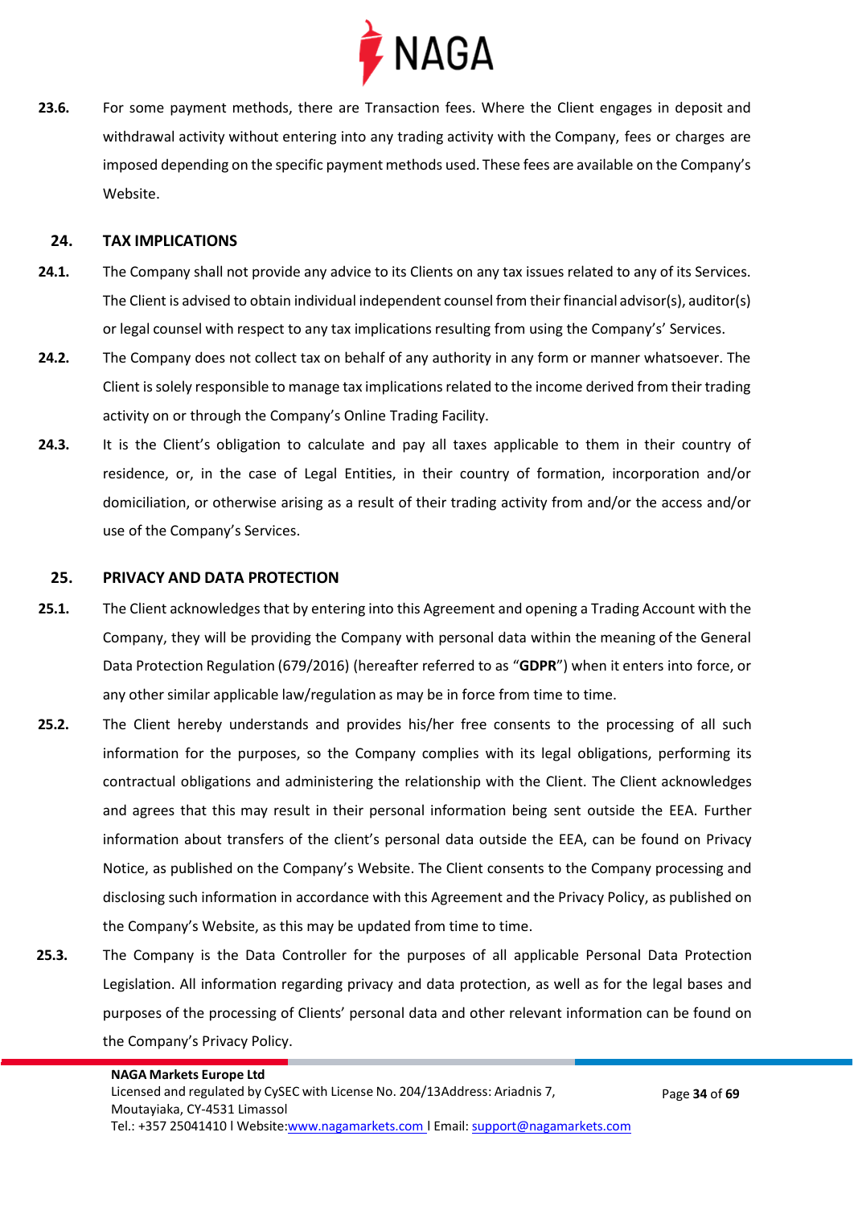**23.6.** For some payment methods, there are Transaction fees. Where the Client engages in deposit and withdrawal activity without entering into any trading activity with the Company, fees or charges are imposed depending on the specific payment methods used. These fees are available on the Company's Website.

## 24. TAX IMPLICATIONS

**24.1.** The Company shall not provide any advice to its Clients on any tax issues related to any of its Services. The Client is advised to obtain individual independent counsel from their financial advisor(s), auditor(s) or legal counsel with respect to any tax implications resulting from using the Company's' Services.

**24.2.** The Company does not collect tax on behalf of any authority in any form or manner whatsoever. The Client is solely responsible to manage tax implications related to the income derived from their trading activity on or through the Company's Online Trading Facility.

**24.3.** It is the Client's obligation to calculate and pay all taxes applicable to them in their country of residence, or, in the case of Legal Entities, in their country of formation, incorporation and/or domiciliation, or otherwise arising as a result of their trading activity from and/or the access and/or use of the Company's Services.

## 25. PRIVACY AND DATA PROTECTION

**25.1.** The Client acknowledges that by entering into this Agreement and opening a Trading Account with the Company, they will be providing the Company with personal data within the meaning of the General Data Protection Regulation (679/2016) (hereafter referred to as "**GDPR**") when it enters into force, or any other similar applicable law/regulation as may be in force from time to time.

**25.2.** The Client hereby understands and provides his/her free consents to the processing of all such information for the purposes, so the Company complies with its legal obligations, performing its contractual obligations and administering the relationship with the Client. The Client acknowledges and agrees that this may result in their personal information being sent outside the EEA. Further information about transfers of the client's personal data outside the EEA, can be found on Privacy Notice, as published on the Company's Website. The Client consents to the Company processing and disclosing such information in accordance with this Agreement and the Privacy Policy, as published on the Company's Website, as this may be updated from time to time.

**25.3.** The Company is the Data Controller for the purposes of all applicable Personal Data Protection Legislation. All information regarding privacy and data protection, as well as for the legal bases and purposes of the processing of Clients' personal data and other relevant information can be found on the Company's Privacy Policy.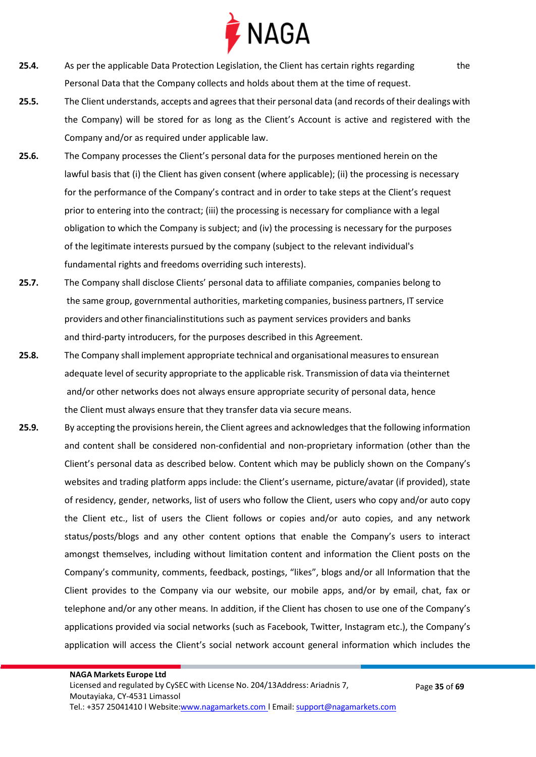**25.4.** As per the applicable Data Protection Legislation, the Client has certain rights regarding the Personal Data that the Company collects and holds about them at the time of request.

**25.5.** The Client understands, accepts and agrees that their personal data (and records of their dealings with the Company) will be stored for as long as the Client's Account is active and registered with the Company and/or as required under applicable law.

**25.6.** The Company processes the Client's personal data for the purposes mentioned herein on the lawful basis that (i) the Client has given consent (where applicable); (ii) the processing is necessary for the performance of the Company's contract and in order to take steps at the Client's request prior to entering into the contract; (iii) the processing is necessary for compliance with a legal obligation to which the Company is subject; and (iv) the processing is necessary for the purposes of the legitimate interests pursued by the company (subject to the relevant individual's fundamental rights and freedoms overriding such interests).

**25.7.** The Company shall disclose Clients' personal data to affiliate companies, companies belong to the same group, governmental authorities, marketing companies, business partners, IT service providers and other financialinstitutions such as payment services providers and banks and third-party introducers, for the purposes described in this Agreement.

**25.8.** The Company shall implement appropriate technical and organisational measures to ensurean adequate level of security appropriate to the applicable risk. Transmission of data via theinternet and/or other networks does not always ensure appropriate security of personal data, hence the Client must always ensure that they transfer data via secure means.

**25.9.** By accepting the provisions herein, the Client agrees and acknowledges that the following information and content shall be considered non-confidential and non-proprietary information (other than the Client's personal data as described below. Content which may be publicly shown on the Company's websites and trading platform apps include: the Client's username, picture/avatar (if provided), state of residency, gender, networks, list of users who follow the Client, users who copy and/or auto copy the Client etc., list of users the Client follows or copies and/or auto copies, and any network status/posts/blogs and any other content options that enable the Company's users to interact amongst themselves, including without limitation content and information the Client posts on the Company's community, comments, feedback, postings, "likes", blogs and/or all Information that the Client provides to the Company via our website, our mobile apps, and/or by email, chat, fax or telephone and/or any other means. In addition, if the Client has chosen to use one of the Company's applications provided via social networks (such as Facebook, Twitter, Instagram etc.), the Company's application will access the Client's social network account general information which includes the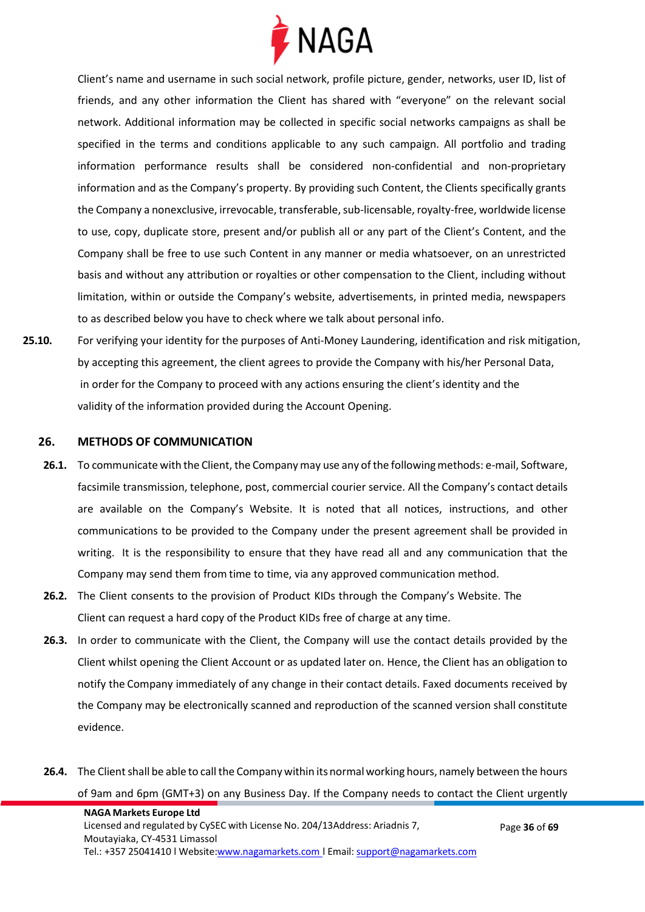Client's name and username in such social network, profile picture, gender, networks, user ID, list of friends, and any other information the Client has shared with "everyone" on the relevant social network. Additional information may be collected in specific social networks campaigns as shall be specified in the terms and conditions applicable to any such campaign. All portfolio and trading information performance results shall be considered non-confidential and non-proprietary information and as the Company's property. By providing such Content, the Clients specifically grants the Company a nonexclusive, irrevocable, transferable, sub-licensable, royalty-free, worldwide license to use, copy, duplicate store, present and/or publish all or any part of the Client's Content, and the Company shall be free to use such Content in any manner or media whatsoever, on an unrestricted basis and without any attribution or royalties or other compensation to the Client, including without limitation, within or outside the Company's website, advertisements, in printed media, newspapers to as described below you have to check where we talk about personal info.

**25.10.** For verifying your identity for the purposes of Anti-Money Laundering, identification and risk mitigation, by accepting this agreement, the client agrees to provide the Company with his/her Personal Data, in order for the Company to proceed with any actions ensuring the client's identity and the validity of the information provided during the Account Opening.

## 26. METHODS OF COMMUNICATION

**26.1.** To communicate with the Client, the Company may use any of the following methods: e-mail, Software, facsimile transmission, telephone, post, commercial courier service. All the Company's contact details are available on the Company's Website. It is noted that all notices, instructions, and other communications to be provided to the Company under the present agreement shall be provided in writing. It is the responsibility to ensure that they have read all and any communication that the Company may send them from time to time, via any approved communication method.

**26.2.** The Client consents to the provision of Product KIDs through the Company's Website. The Client can request a hard copy of the Product KIDs free of charge at any time.

**26.3.** In order to communicate with the Client, the Company will use the contact details provided by the Client whilst opening the Client Account or as updated later on. Hence, the Client has an obligation to notify the Company immediately of any change in their contact details. Faxed documents received by the Company may be electronically scanned and reproduction of the scanned version shall constitute evidence.

**26.4.** The Client shall be able to call the Company within its normal working hours, namely between the hours of 9am and 6pm (GMT+3) on any Business Day. If the Company needs to contact the Client urgently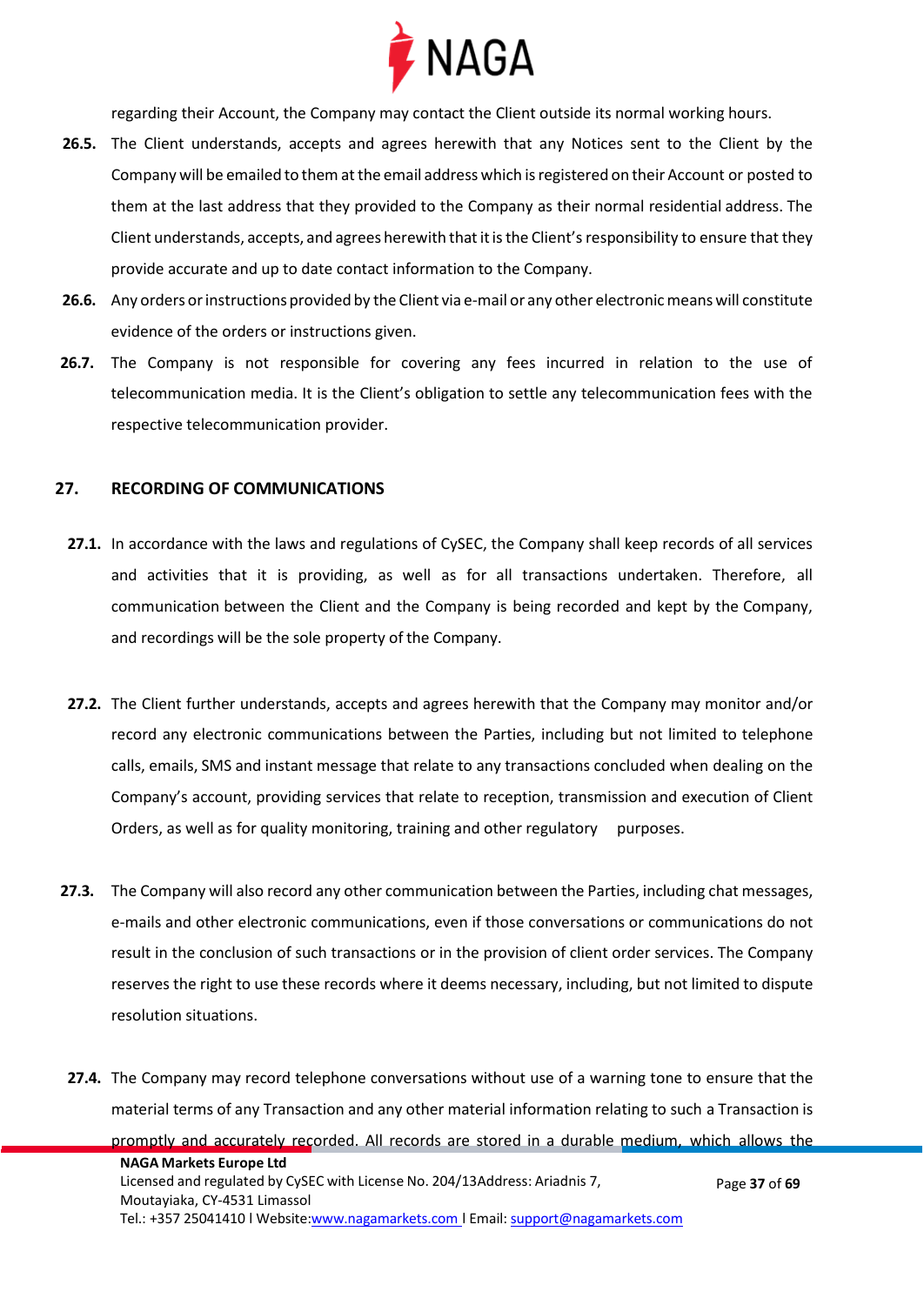regarding their Account, the Company may contact the Client outside its normal working hours.

**26.5.** The Client understands, accepts and agrees herewith that any Notices sent to the Client by the Company will be emailed to them at the email address which is registered on their Account or posted to them at the last address that they provided to the Company as their normal residential address. The Client understands, accepts, and agrees herewith that it is the Client's responsibility to ensure that they provide accurate and up to date contact information to the Company.

**26.6.** Any orders or instructions provided by the Client via e-mail or any other electronic means will constitute evidence of the orders or instructions given.

**26.7.** The Company is not responsible for covering any fees incurred in relation to the use of telecommunication media. It is the Client's obligation to settle any telecommunication fees with the respective telecommunication provider.

## 27. RECORDING OF COMMUNICATIONS

**27.1.** In accordance with the laws and regulations of CySEC, the Company shall keep records of all services and activities that it is providing, as well as for all transactions undertaken. Therefore, all communication between the Client and the Company is being recorded and kept by the Company, and recordings will be the sole property of the Company.

**27.2.** The Client further understands, accepts and agrees herewith that the Company may monitor and/or record any electronic communications between the Parties, including but not limited to telephone calls, emails, SMS and instant message that relate to any transactions concluded when dealing on the Company's account, providing services that relate to reception, transmission and execution of Client Orders, as well as for quality monitoring, training and other regulatory purposes.

**27.3.** The Company will also record any other communication between the Parties, including chat messages, e-mails and other electronic communications, even if those conversations or communications do not result in the conclusion of such transactions or in the provision of client order services. The Company reserves the right to use these records where it deems necessary, including, but not limited to dispute resolution situations.

**27.4.** The Company may record telephone conversations without use of a warning tone to ensure that the material terms of any Transaction and any other material information relating to such a Transaction is promptly and accurately recorded. All records are stored in a durable medium, which allows the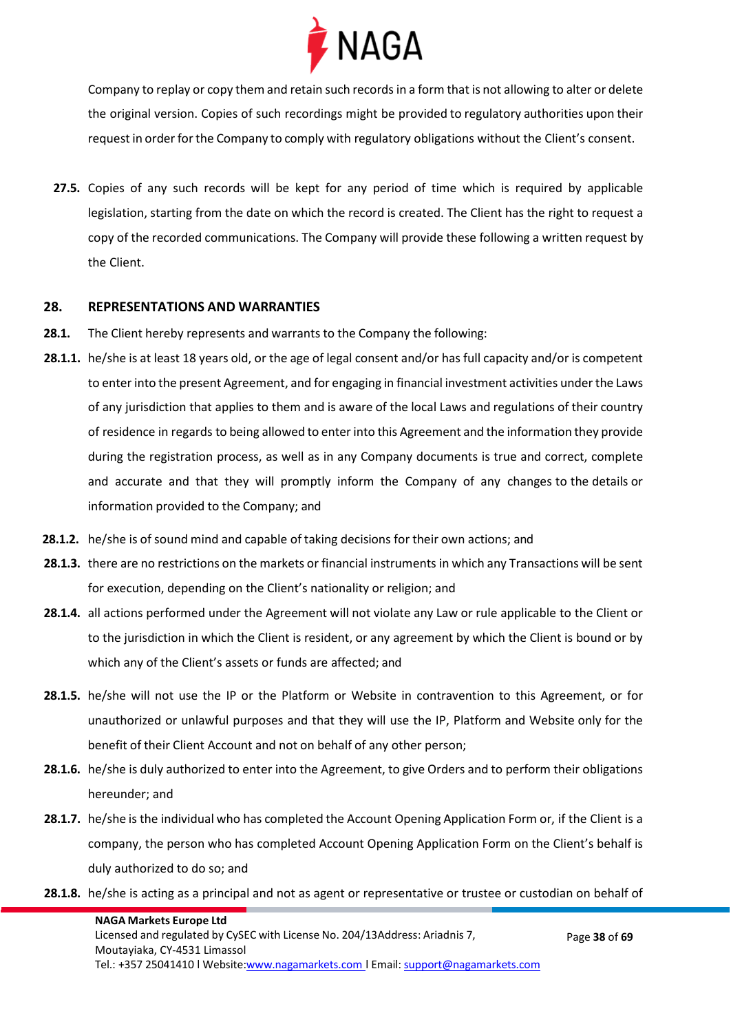Company to replay or copy them and retain such records in a form that is not allowing to alter or delete the original version. Copies of such recordings might be provided to regulatory authorities upon their request in order for the Company to comply with regulatory obligations without the Client's consent.

**27.5.** Copies of any such records will be kept for any period of time which is required by applicable legislation, starting from the date on which the record is created. The Client has the right to request a copy of the recorded communications. The Company will provide these following a written request by the Client.

## 28. REPRESENTATIONS AND WARRANTIES

**28.1.** The Client hereby represents and warrants to the Company the following:

**28.1.1.** he/she is at least 18 years old, or the age of legal consent and/or has full capacity and/or is competent to enter into the present Agreement, and for engaging in financial investment activities under the Laws of any jurisdiction that applies to them and is aware of the local Laws and regulations of their country of residence in regards to being allowed to enter into this Agreement and the information they provide during the registration process, as well as in any Company documents is true and correct, complete and accurate and that they will promptly inform the Company of any changes to the details or information provided to the Company; and

**28.1.2.** he/she is of sound mind and capable of taking decisions for their own actions; and

**28.1.3.** there are no restrictions on the markets or financial instruments in which any Transactions will be sent for execution, depending on the Client's nationality or religion; and

**28.1.4.** all actions performed under the Agreement will not violate any Law or rule applicable to the Client or to the jurisdiction in which the Client is resident, or any agreement by which the Client is bound or by which any of the Client's assets or funds are affected; and

**28.1.5.** he/she will not use the IP or the Platform or Website in contravention to this Agreement, or for unauthorized or unlawful purposes and that they will use the IP, Platform and Website only for the benefit of their Client Account and not on behalf of any other person;

**28.1.6.** he/she is duly authorized to enter into the Agreement, to give Orders and to perform their obligations hereunder; and

**28.1.7.** he/she is the individual who has completed the Account Opening Application Form or, if the Client is a company, the person who has completed Account Opening Application Form on the Client's behalf is duly authorized to do so; and

**28.1.8.** he/she is acting as a principal and not as agent or representative or trustee or custodian on behalf of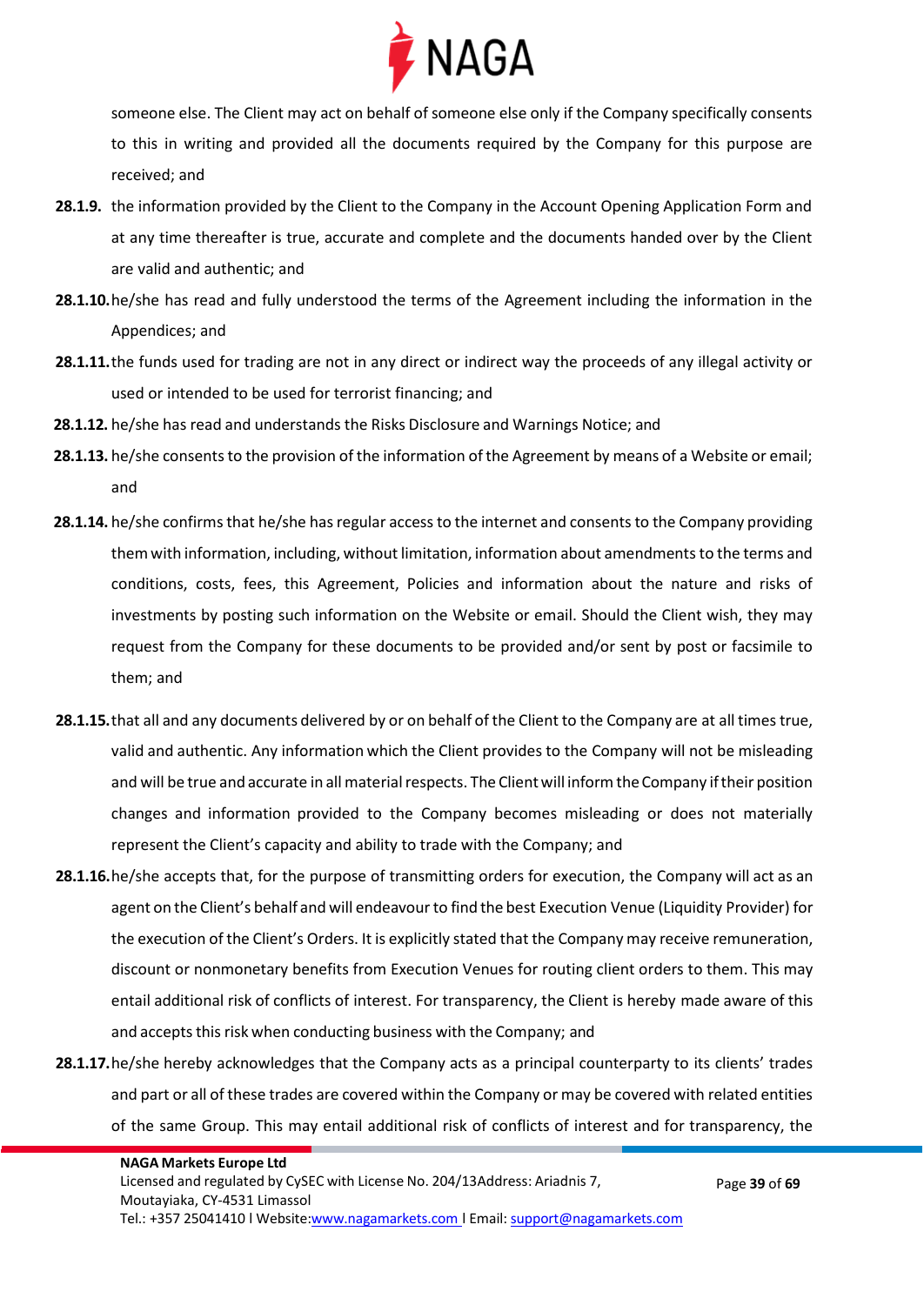someone else. The Client may act on behalf of someone else only if the Company specifically consents to this in writing and provided all the documents required by the Company for this purpose are received; and

**28.1.9.** the information provided by the Client to the Company in the Account Opening Application Form and at any time thereafter is true, accurate and complete and the documents handed over by the Client are valid and authentic; and

**28.1.10.** he/she has read and fully understood the terms of the Agreement including the information in the Appendices; and

**28.1.11.** the funds used for trading are not in any direct or indirect way the proceeds of any illegal activity or used or intended to be used for terrorist financing; and

**28.1.12.** he/she has read and understands the Risks Disclosure and Warnings Notice; and

**28.1.13.** he/she consents to the provision of the information of the Agreement by means of a Website or email; and

**28.1.14.** he/she confirms that he/she has regular access to the internet and consents to the Company providing them with information, including, without limitation, information about amendments to the terms and conditions, costs, fees, this Agreement, Policies and information about the nature and risks of investments by posting such information on the Website or email. Should the Client wish, they may request from the Company for these documents to be provided and/or sent by post or facsimile to them; and

**28.1.15.** that all and any documents delivered by or on behalf of the Client to the Company are at all times true, valid and authentic. Any information which the Client provides to the Company will not be misleading and will be true and accurate in all material respects. The Client will inform the Company if their position changes and information provided to the Company becomes misleading or does not materially represent the Client's capacity and ability to trade with the Company; and

**28.1.16.** he/she accepts that, for the purpose of transmitting orders for execution, the Company will act as an agent on the Client's behalf and will endeavour to find the best Execution Venue (Liquidity Provider) for the execution of the Client's Orders. It is explicitly stated that the Company may receive remuneration, discount or nonmonetary benefits from Execution Venues for routing client orders to them. This may entail additional risk of conflicts of interest. For transparency, the Client is hereby made aware of this and accepts this risk when conducting business with the Company; and

**28.1.17.** he/she hereby acknowledges that the Company acts as a principal counterparty to its clients' trades and part or all of these trades are covered within the Company or may be covered with related entities of the same Group. This may entail additional risk of conflicts of interest and for transparency, the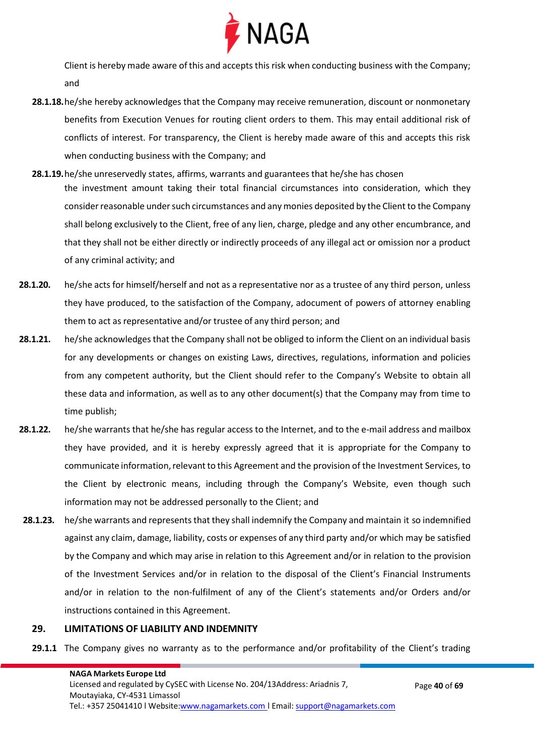Client is hereby made aware of this and accepts this risk when conducting business with the Company; and

**28.1.18.** he/she hereby acknowledges that the Company may receive remuneration, discount or nonmonetary benefits from Execution Venues for routing client orders to them. This may entail additional risk of conflicts of interest. For transparency, the Client is hereby made aware of this and accepts this risk when conducting business with the Company; and

**28.1.19.** he/she unreservedly states, affirms, warrants and guarantees that he/she has chosen the investment amount taking their total financial circumstances into consideration, which they consider reasonable under such circumstances and any monies deposited by the Client to the Company shall belong exclusively to the Client, free of any lien, charge, pledge and any other encumbrance, and that they shall not be either directly or indirectly proceeds of any illegal act or omission nor a product of any criminal activity; and

**28.1.20.** he/she acts for himself/herself and not as a representative nor as a trustee of any third person, unless they have produced, to the satisfaction of the Company, adocument of powers of attorney enabling them to act as representative and/or trustee of any third person; and

**28.1.21.** he/she acknowledges that the Company shall not be obliged to inform the Client on an individual basis for any developments or changes on existing Laws, directives, regulations, information and policies from any competent authority, but the Client should refer to the Company's Website to obtain all these data and information, as well as to any other document(s) that the Company may from time to time publish;

**28.1.22.** he/she warrants that he/she has regular access to the Internet, and to the e-mail address and mailbox they have provided, and it is hereby expressly agreed that it is appropriate for the Company to communicate information, relevant to this Agreement and the provision of the Investment Services, to the Client by electronic means, including through the Company's Website, even though such information may not be addressed personally to the Client; and

**28.1.23.** he/she warrants and represents that they shall indemnify the Company and maintain it so indemnified against any claim, damage, liability, costs or expenses of any third party and/or which may be satisfied by the Company and which may arise in relation to this Agreement and/or in relation to the provision of the Investment Services and/or in relation to the disposal of the Client's Financial Instruments and/or in relation to the non-fulfilment of any of the Client's statements and/or Orders and/or instructions contained in this Agreement.

## 29. LIMITATIONS OF LIABILITY AND INDEMNITY

**29.1.1** The Company gives no warranty as to the performance and/or profitability of the Client's trading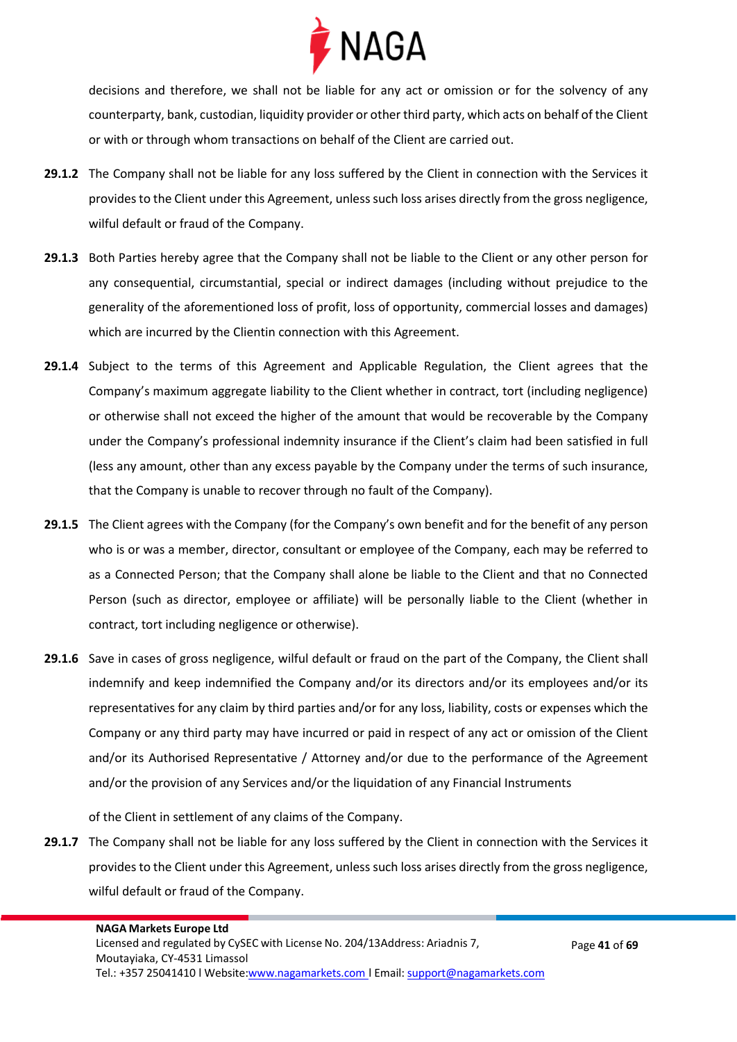decisions and therefore, we shall not be liable for any act or omission or for the solvency of any counterparty, bank, custodian, liquidity provider or other third party, which acts on behalf of the Client or with or through whom transactions on behalf of the Client are carried out.

**29.1.2** The Company shall not be liable for any loss suffered by the Client in connection with the Services it provides to the Client under this Agreement, unless such loss arises directly from the gross negligence, wilful default or fraud of the Company.

**29.1.3** Both Parties hereby agree that the Company shall not be liable to the Client or any other person for any consequential, circumstantial, special or indirect damages (including without prejudice to the generality of the aforementioned loss of profit, loss of opportunity, commercial losses and damages) which are incurred by the Clientin connection with this Agreement.

**29.1.4** Subject to the terms of this Agreement and Applicable Regulation, the Client agrees that the Company's maximum aggregate liability to the Client whether in contract, tort (including negligence) or otherwise shall not exceed the higher of the amount that would be recoverable by the Company under the Company's professional indemnity insurance if the Client's claim had been satisfied in full (less any amount, other than any excess payable by the Company under the terms of such insurance, that the Company is unable to recover through no fault of the Company).

**29.1.5** The Client agrees with the Company (for the Company's own benefit and for the benefit of any person who is or was a member, director, consultant or employee of the Company, each may be referred to as a Connected Person; that the Company shall alone be liable to the Client and that no Connected Person (such as director, employee or affiliate) will be personally liable to the Client (whether in contract, tort including negligence or otherwise).

**29.1.6** Save in cases of gross negligence, wilful default or fraud on the part of the Company, the Client shall indemnify and keep indemnified the Company and/or its directors and/or its employees and/or its representatives for any claim by third parties and/or for any loss, liability, costs or expenses which the Company or any third party may have incurred or paid in respect of any act or omission of the Client and/or its Authorised Representative / Attorney and/or due to the performance of the Agreement and/or the provision of any Services and/or the liquidation of any Financial Instruments

of the Client in settlement of any claims of the Company.

**29.1.7** The Company shall not be liable for any loss suffered by the Client in connection with the Services it provides to the Client under this Agreement, unless such loss arises directly from the gross negligence, wilful default or fraud of the Company.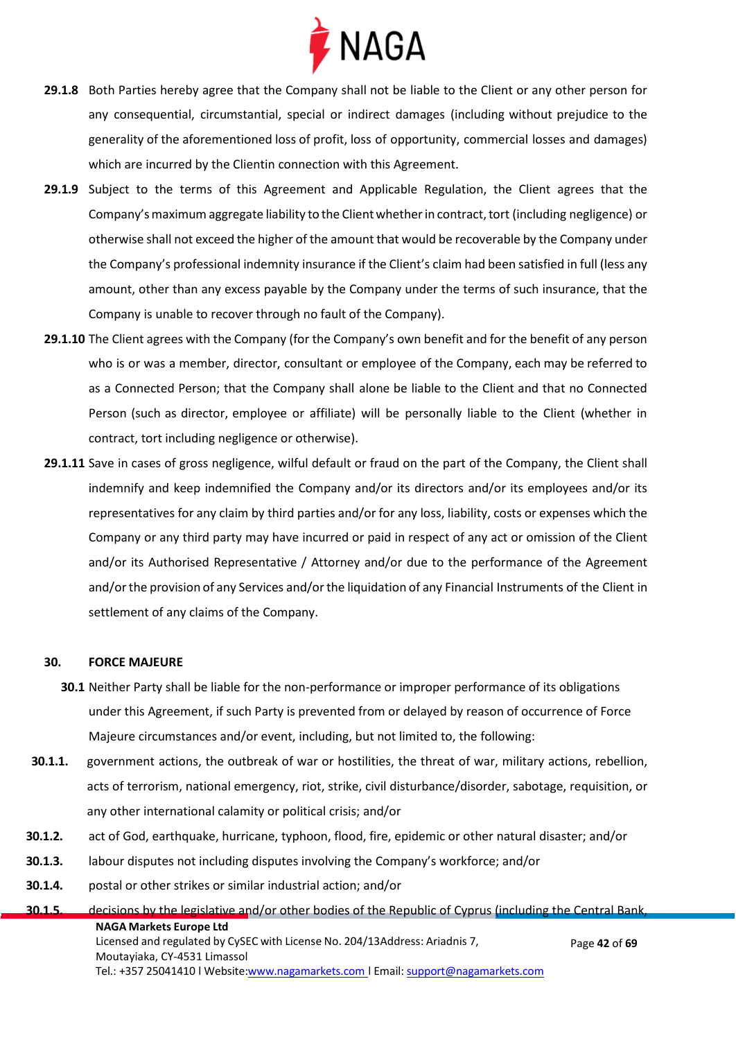**29.1.8** Both Parties hereby agree that the Company shall not be liable to the Client or any other person for any consequential, circumstantial, special or indirect damages (including without prejudice to the generality of the aforementioned loss of profit, loss of opportunity, commercial losses and damages) which are incurred by the Clientin connection with this Agreement.

**29.1.9** Subject to the terms of this Agreement and Applicable Regulation, the Client agrees that the Company's maximum aggregate liability to the Client whether in contract, tort (including negligence) or otherwise shall not exceed the higher of the amount that would be recoverable by the Company under the Company's professional indemnity insurance if the Client's claim had been satisfied in full (less any amount, other than any excess payable by the Company under the terms of such insurance, that the Company is unable to recover through no fault of the Company).

**29.1.10** The Client agrees with the Company (for the Company's own benefit and for the benefit of any person who is or was a member, director, consultant or employee of the Company, each may be referred to as a Connected Person; that the Company shall alone be liable to the Client and that no Connected Person (such as director, employee or affiliate) will be personally liable to the Client (whether in contract, tort including negligence or otherwise).

**29.1.11** Save in cases of gross negligence, wilful default or fraud on the part of the Company, the Client shall indemnify and keep indemnified the Company and/or its directors and/or its employees and/or its representatives for any claim by third parties and/or for any loss, liability, costs or expenses which the Company or any third party may have incurred or paid in respect of any act or omission of the Client and/or its Authorised Representative / Attorney and/or due to the performance of the Agreement and/or the provision of any Services and/or the liquidation of any Financial Instruments of the Client in settlement of any claims of the Company.

## 30. FORCE MAJEURE

**30.1** Neither Party shall be liable for the non-performance or improper performance of its obligations under this Agreement, if such Party is prevented from or delayed by reason of occurrence of Force Majeure circumstances and/or event, including, but not limited to, the following:

**30.1.1.** government actions, the outbreak of war or hostilities, the threat of war, military actions, rebellion, acts of terrorism, national emergency, riot, strike, civil disturbance/disorder, sabotage, requisition, or any other international calamity or political crisis; and/or

**30.1.2.** act of God, earthquake, hurricane, typhoon, flood, fire, epidemic or other natural disaster; and/or

**30.1.3.** labour disputes not including disputes involving the Company's workforce; and/or

**30.1.4.** postal or other strikes or similar industrial action; and/or

**30.1.5.** decisions by the legislative and/or other bodies of the Republic of Cyprus (including the Central Bank,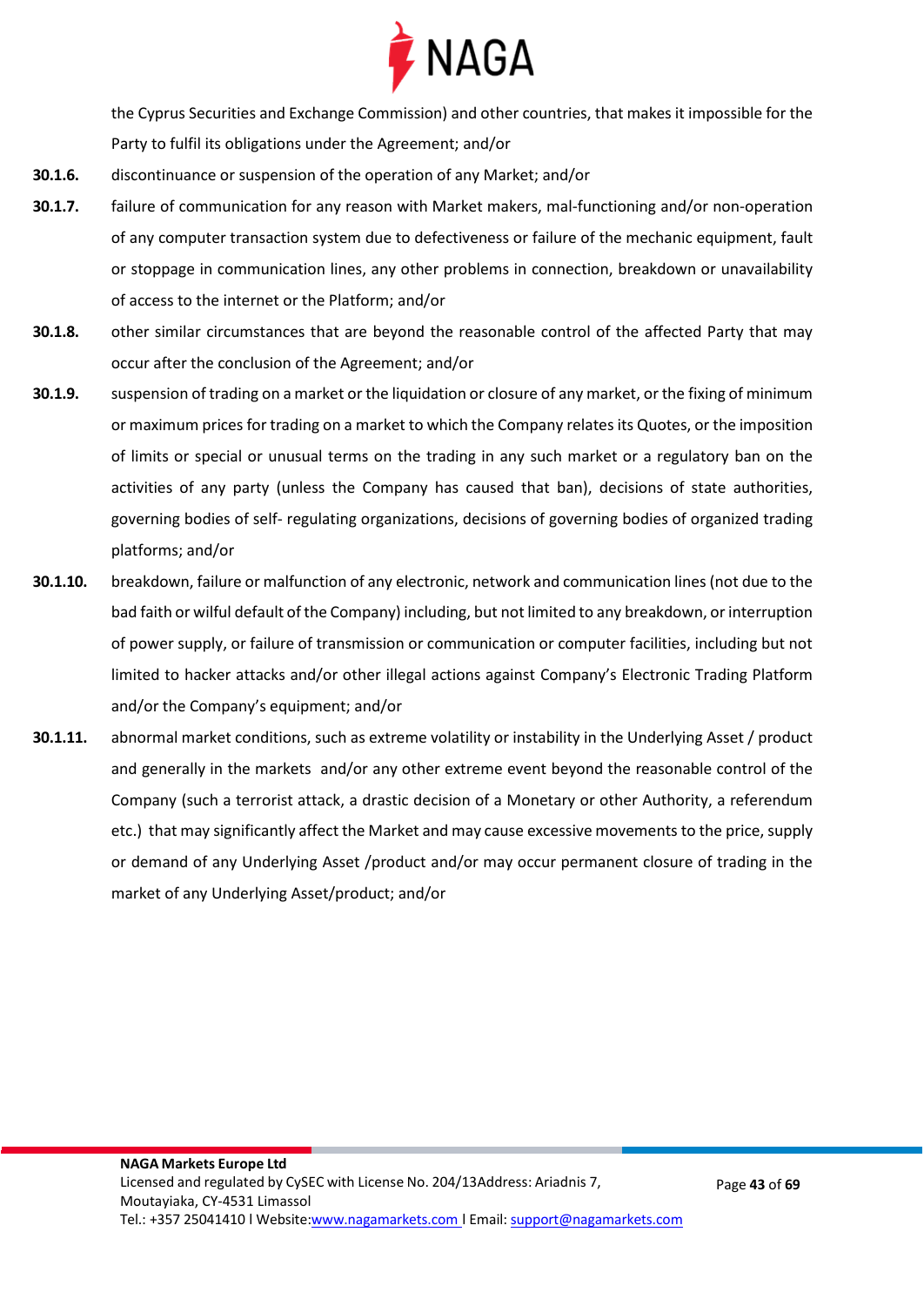the Cyprus Securities and Exchange Commission) and other countries, that makes it impossible for the Party to fulfil its obligations under the Agreement; and/or

**30.1.6.** discontinuance or suspension of the operation of any Market; and/or

**30.1.7.** failure of communication for any reason with Market makers, mal-functioning and/or non-operation of any computer transaction system due to defectiveness or failure of the mechanic equipment, fault or stoppage in communication lines, any other problems in connection, breakdown or unavailability of access to the internet or the Platform; and/or

**30.1.8.** other similar circumstances that are beyond the reasonable control of the affected Party that may occur after the conclusion of the Agreement; and/or

**30.1.9.** suspension of trading on a market or the liquidation or closure of any market, or the fixing of minimum or maximum prices for trading on a market to which the Company relates its Quotes, or the imposition of limits or special or unusual terms on the trading in any such market or a regulatory ban on the activities of any party (unless the Company has caused that ban), decisions of state authorities, governing bodies of self- regulating organizations, decisions of governing bodies of organized trading platforms; and/or

**30.1.10.** breakdown, failure or malfunction of any electronic, network and communication lines (not due to the bad faith or wilful default of the Company) including, but not limited to any breakdown, or interruption of power supply, or failure of transmission or communication or computer facilities, including but not limited to hacker attacks and/or other illegal actions against Company's Electronic Trading Platform and/or the Company's equipment; and/or

**30.1.11.** abnormal market conditions, such as extreme volatility or instability in the Underlying Asset / product and generally in the markets and/or any other extreme event beyond the reasonable control of the Company (such a terrorist attack, a drastic decision of a Monetary or other Authority, a referendum etc.) that may significantly affect the Market and may cause excessive movements to the price, supply or demand of any Underlying Asset /product and/or may occur permanent closure of trading in the market of any Underlying Asset/product; and/or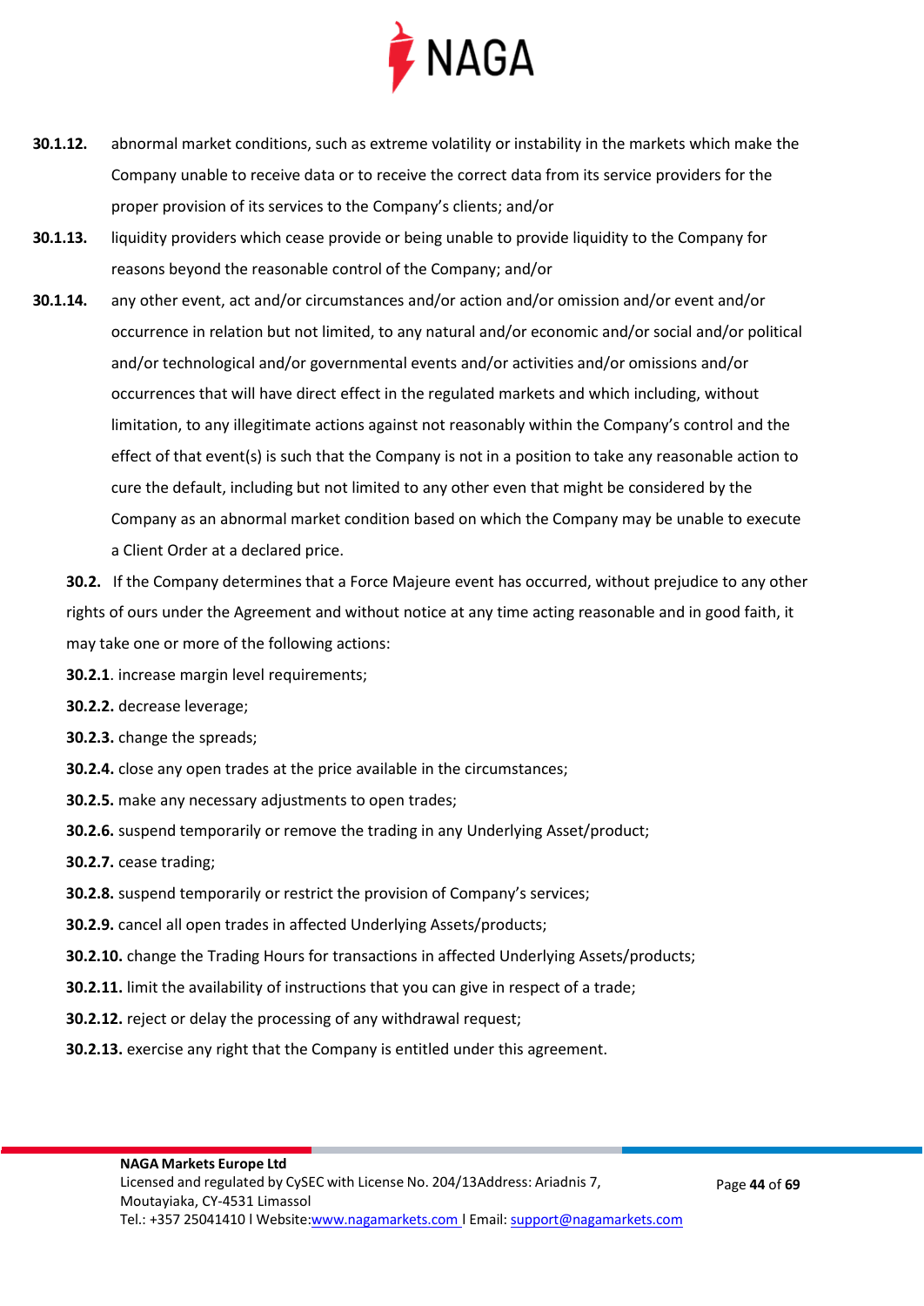**30.1.12.** abnormal market conditions, such as extreme volatility or instability in the markets which make the Company unable to receive data or to receive the correct data from its service providers for the proper provision of its services to the Company's clients; and/or

**30.1.13.** liquidity providers which cease provide or being unable to provide liquidity to the Company for reasons beyond the reasonable control of the Company; and/or

**30.1.14.** any other event, act and/or circumstances and/or action and/or omission and/or event and/or occurrence in relation but not limited, to any natural and/or economic and/or social and/or political and/or technological and/or governmental events and/or activities and/or omissions and/or occurrences that will have direct effect in the regulated markets and which including, without limitation, to any illegitimate actions against not reasonably within the Company's control and the effect of that event(s) is such that the Company is not in a position to take any reasonable action to cure the default, including but not limited to any other even that might be considered by the Company as an abnormal market condition based on which the Company may be unable to execute a Client Order at a declared price.

**30.2.** If the Company determines that a Force Majeure event has occurred, without prejudice to any other rights of ours under the Agreement and without notice at any time acting reasonable and in good faith, it may take one or more of the following actions:

**30.2.1**. increase margin level requirements;

**30.2.2.** decrease leverage;

**30.2.3.** change the spreads;

**30.2.4.** close any open trades at the price available in the circumstances;

**30.2.5.** make any necessary adjustments to open trades;

**30.2.6.** suspend temporarily or remove the trading in any Underlying Asset/product;

**30.2.7.** cease trading;

**30.2.8.** suspend temporarily or restrict the provision of Company's services;

**30.2.9.** cancel all open trades in affected Underlying Assets/products;

**30.2.10.** change the Trading Hours for transactions in affected Underlying Assets/products;

**30.2.11.** limit the availability of instructions that you can give in respect of a trade;

**30.2.12.** reject or delay the processing of any withdrawal request;

**30.2.13.** exercise any right that the Company is entitled under this agreement.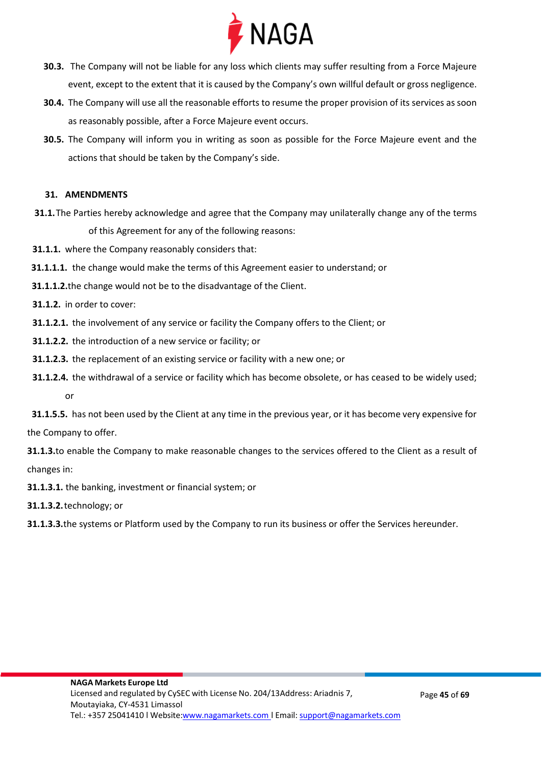**30.3.** The Company will not be liable for any loss which clients may suffer resulting from a Force Majeure event, except to the extent that it is caused by the Company's own willful default or gross negligence.

**30.4.** The Company will use all the reasonable efforts to resume the proper provision of its services as soon as reasonably possible, after a Force Majeure event occurs.

**30.5.** The Company will inform you in writing as soon as possible for the Force Majeure event and the actions that should be taken by the Company's side.

## 31. AMENDMENTS

**31.1.** The Parties hereby acknowledge and agree that the Company may unilaterally change any of the terms of this Agreement for any of the following reasons:

**31.1.1.** where the Company reasonably considers that:

**31.1.1.1.** the change would make the terms of this Agreement easier to understand; or

**31.1.1.2.** the change would not be to the disadvantage of the Client.

**31.1.2.** in order to cover:

**31.1.2.1.** the involvement of any service or facility the Company offers to the Client; or

**31.1.2.2.** the introduction of a new service or facility; or

**31.1.2.3.** the replacement of an existing service or facility with a new one; or

**31.1.2.4.** the withdrawal of a service or facility which has become obsolete, or has ceased to be widely used; or

**31.1.5.5.** has not been used by the Client at any time in the previous year, or it has become very expensive for the Company to offer.

**31.1.3.** to enable the Company to make reasonable changes to the services offered to the Client as a result of changes in:

**31.1.3.1.** the banking, investment or financial system; or

**31.1.3.2.** technology; or

**31.1.3.3.** the systems or Platform used by the Company to run its business or offer the Services hereunder.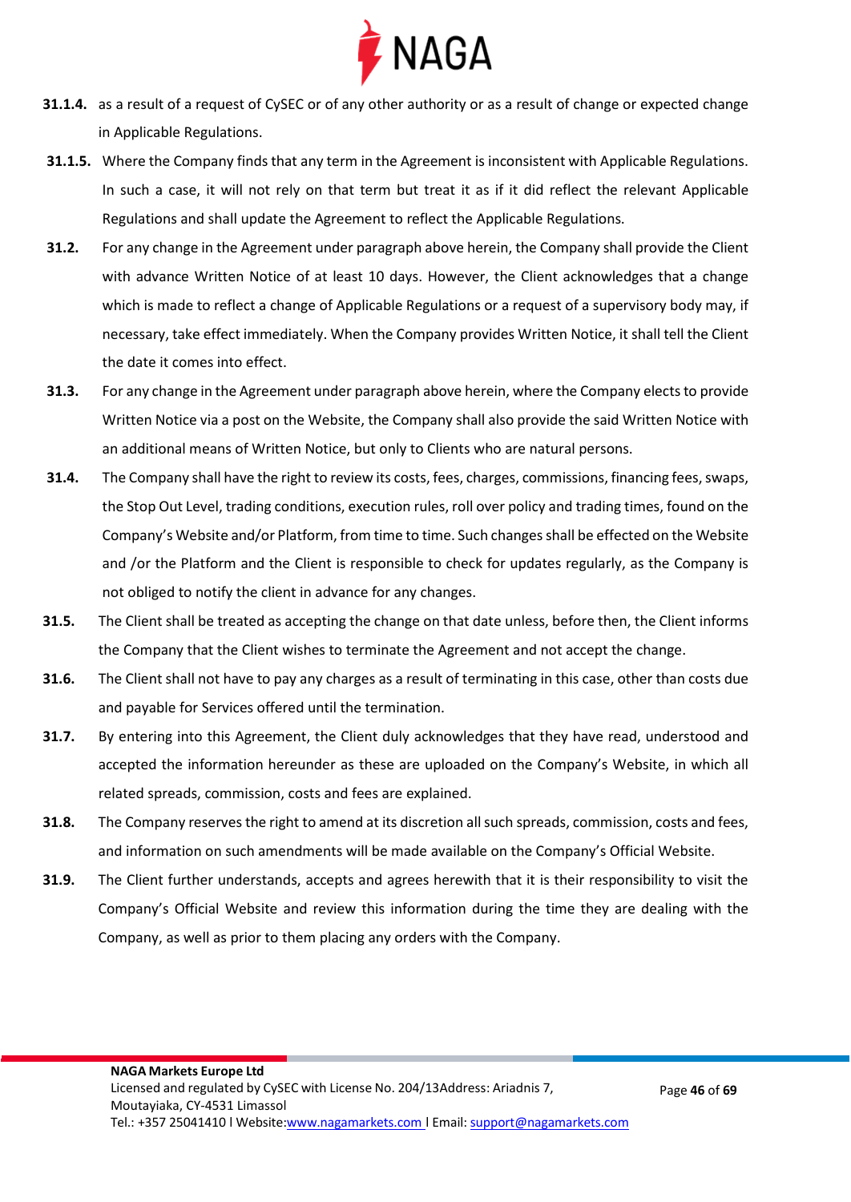**31.1.4.** as a result of a request of CySEC or of any other authority or as a result of change or expected change in Applicable Regulations.

**31.1.5.** Where the Company finds that any term in the Agreement is inconsistent with Applicable Regulations. In such a case, it will not rely on that term but treat it as if it did reflect the relevant Applicable Regulations and shall update the Agreement to reflect the Applicable Regulations.

**31.2.** For any change in the Agreement under paragraph above herein, the Company shall provide the Client with advance Written Notice of at least 10 days. However, the Client acknowledges that a change which is made to reflect a change of Applicable Regulations or a request of a supervisory body may, if necessary, take effect immediately. When the Company provides Written Notice, it shall tell the Client the date it comes into effect.

**31.3.** For any change in the Agreement under paragraph above herein, where the Company elects to provide Written Notice via a post on the Website, the Company shall also provide the said Written Notice with an additional means of Written Notice, but only to Clients who are natural persons.

**31.4.** The Company shall have the right to review its costs, fees, charges, commissions, financing fees, swaps, the Stop Out Level, trading conditions, execution rules, roll over policy and trading times, found on the Company's Website and/or Platform, from time to time. Such changes shall be effected on the Website and /or the Platform and the Client is responsible to check for updates regularly, as the Company is not obliged to notify the client in advance for any changes.

**31.5.** The Client shall be treated as accepting the change on that date unless, before then, the Client informs the Company that the Client wishes to terminate the Agreement and not accept the change.

**31.6.** The Client shall not have to pay any charges as a result of terminating in this case, other than costs due and payable for Services offered until the termination.

**31.7.** By entering into this Agreement, the Client duly acknowledges that they have read, understood and accepted the information hereunder as these are uploaded on the Company's Website, in which all related spreads, commission, costs and fees are explained.

**31.8.** The Company reserves the right to amend at its discretion all such spreads, commission, costs and fees, and information on such amendments will be made available on the Company's Official Website.

**31.9.** The Client further understands, accepts and agrees herewith that it is their responsibility to visit the Company's Official Website and review this information during the time they are dealing with the Company, as well as prior to them placing any orders with the Company.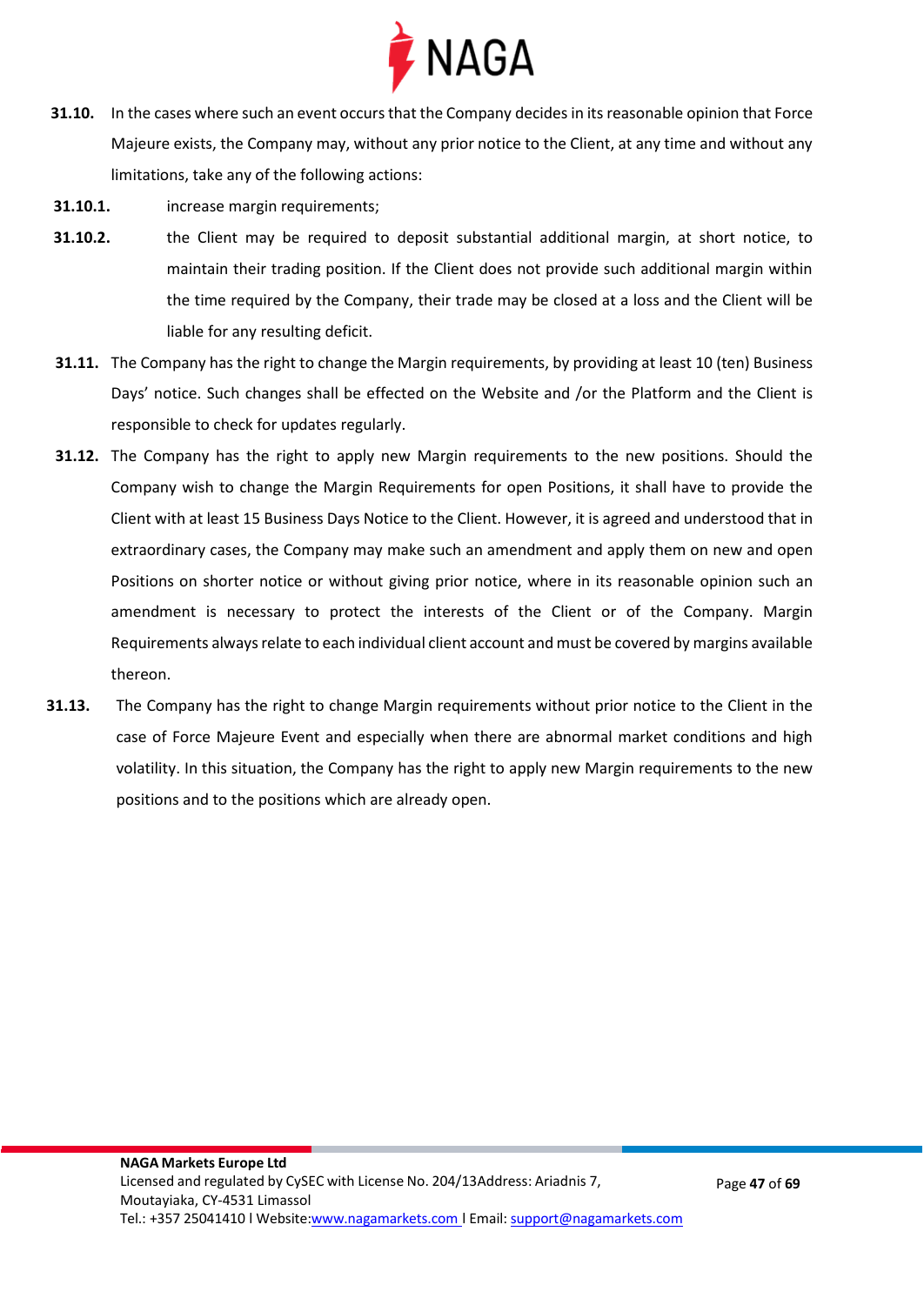**31.10.** In the cases where such an event occurs that the Company decides in its reasonable opinion that Force Majeure exists, the Company may, without any prior notice to the Client, at any time and without any limitations, take any of the following actions:

**31.10.1.** increase margin requirements;

**31.10.2.** the Client may be required to deposit substantial additional margin, at short notice, to maintain their trading position. If the Client does not provide such additional margin within the time required by the Company, their trade may be closed at a loss and the Client will be liable for any resulting deficit.

**31.11.** The Company has the right to change the Margin requirements, by providing at least 10 (ten) Business Days' notice. Such changes shall be effected on the Website and /or the Platform and the Client is responsible to check for updates regularly.

**31.12.** The Company has the right to apply new Margin requirements to the new positions. Should the Company wish to change the Margin Requirements for open Positions, it shall have to provide the Client with at least 15 Business Days Notice to the Client. However, it is agreed and understood that in extraordinary cases, the Company may make such an amendment and apply them on new and open Positions on shorter notice or without giving prior notice, where in its reasonable opinion such an amendment is necessary to protect the interests of the Client or of the Company. Margin Requirements always relate to each individual client account and must be covered by margins available thereon.

**31.13.** The Company has the right to change Margin requirements without prior notice to the Client in the case of Force Majeure Event and especially when there are abnormal market conditions and high volatility. In this situation, the Company has the right to apply new Margin requirements to the new positions and to the positions which are already open.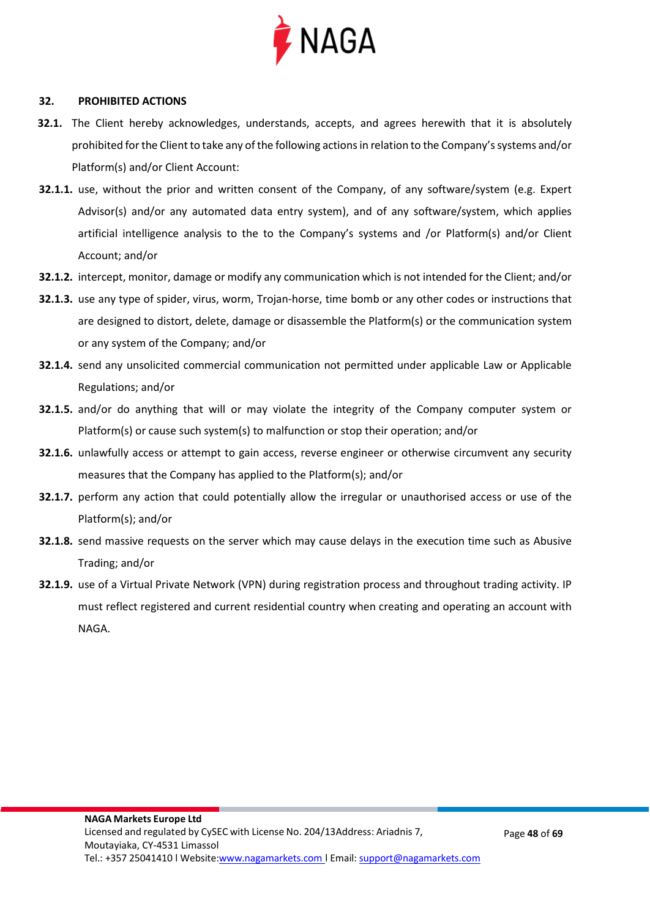## 32. PROHIBITED ACTIONS

**32.1.** The Client hereby acknowledges, understands, accepts, and agrees herewith that it is absolutely prohibited for the Client to take any of the following actions in relation to the Company's systems and/or Platform(s) and/or Client Account:

**32.1.1.** use, without the prior and written consent of the Company, of any software/system (e.g. Expert Advisor(s) and/or any automated data entry system), and of any software/system, which applies artificial intelligence analysis to the to the Company's systems and /or Platform(s) and/or Client Account; and/or

**32.1.2.** intercept, monitor, damage or modify any communication which is not intended for the Client; and/or

**32.1.3.** use any type of spider, virus, worm, Trojan-horse, time bomb or any other codes or instructions that are designed to distort, delete, damage or disassemble the Platform(s) or the communication system or any system of the Company; and/or

**32.1.4.** send any unsolicited commercial communication not permitted under applicable Law or Applicable Regulations; and/or

**32.1.5.** and/or do anything that will or may violate the integrity of the Company computer system or Platform(s) or cause such system(s) to malfunction or stop their operation; and/or

**32.1.6.** unlawfully access or attempt to gain access, reverse engineer or otherwise circumvent any security measures that the Company has applied to the Platform(s); and/or

**32.1.7.** perform any action that could potentially allow the irregular or unauthorised access or use of the Platform(s); and/or

**32.1.8.** send massive requests on the server which may cause delays in the execution time such as Abusive Trading; and/or

**32.1.9.** use of a Virtual Private Network (VPN) during registration process and throughout trading activity. IP must reflect registered and current residential country when creating and operating an account with NAGA.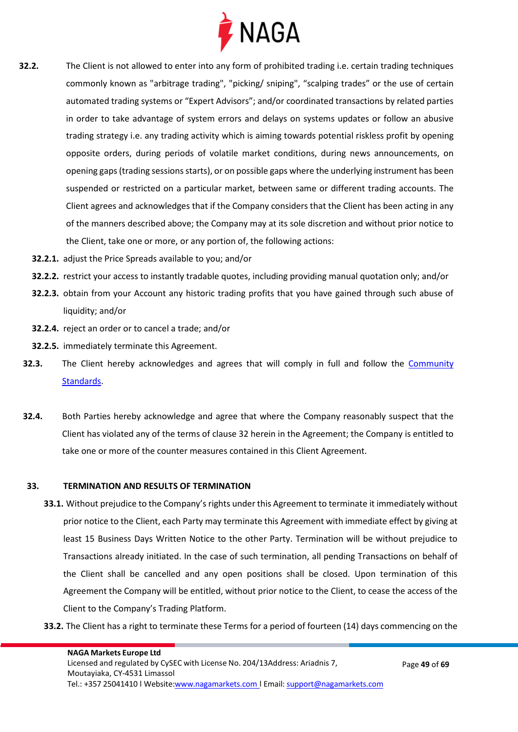**32.2.** The Client is not allowed to enter into any form of prohibited trading i.e. certain trading techniques commonly known as "arbitrage trading", "picking/ sniping", "scalping trades" or the use of certain automated trading systems or "Expert Advisors"; and/or coordinated transactions by related parties in order to take advantage of system errors and delays on systems updates or follow an abusive trading strategy i.e. any trading activity which is aiming towards potential riskless profit by opening opposite orders, during periods of volatile market conditions, during news announcements, on opening gaps (trading sessions starts), or on possible gaps where the underlying instrument has been suspended or restricted on a particular market, between same or different trading accounts. The Client agrees and acknowledges that if the Company considers that the Client has been acting in any of the manners described above; the Company may at its sole discretion and without prior notice to the Client, take one or more, or any portion of, the following actions:

- **32.2.1.** adjust the Price Spreads available to you; and/or
- **32.2.2.** restrict your access to instantly tradable quotes, including providing manual quotation only; and/or
- **32.2.3.** obtain from your Account any historic trading profits that you have gained through such abuse of liquidity; and/or
- **32.2.4.** reject an order or to cancel a trade; and/or
- **32.2.5.** immediately terminate this Agreement.

**32.3.** The Client hereby acknowledges and agrees that will comply in full and follow the Community Standards.

**32.4.** Both Parties hereby acknowledge and agree that where the Company reasonably suspect that the Client has violated any of the terms of clause 32 herein in the Agreement; the Company is entitled to take one or more of the counter measures contained in this Client Agreement.

## 33. TERMINATION AND RESULTS OF TERMINATION

**33.1.** Without prejudice to the Company's rights under this Agreement to terminate it immediately without prior notice to the Client, each Party may terminate this Agreement with immediate effect by giving at least 15 Business Days Written Notice to the other Party. Termination will be without prejudice to Transactions already initiated. In the case of such termination, all pending Transactions on behalf of the Client shall be cancelled and any open positions shall be closed. Upon termination of this Agreement the Company will be entitled, without prior notice to the Client, to cease the access of the Client to the Company's Trading Platform.

**33.2.** The Client has a right to terminate these Terms for a period of fourteen (14) days commencing on the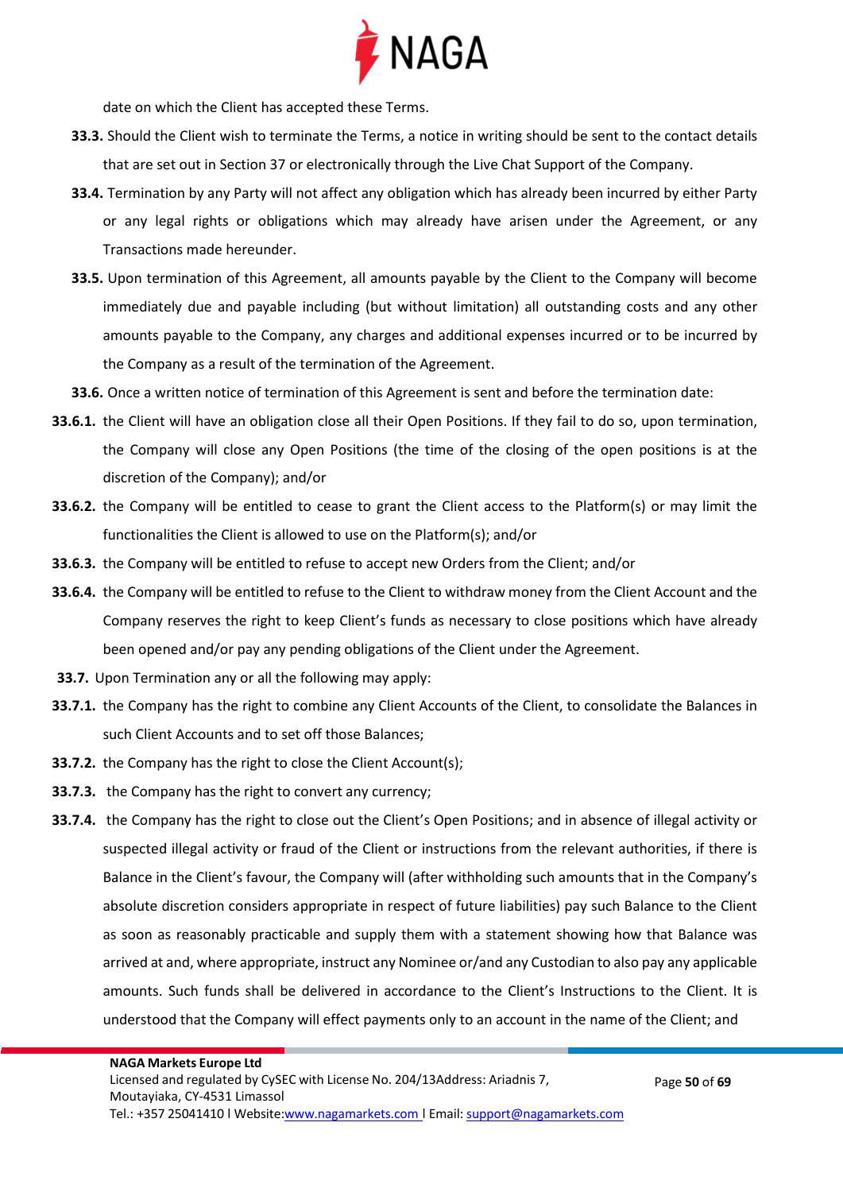date on which the Client has accepted these Terms.

**33.3.** Should the Client wish to terminate the Terms, a notice in writing should be sent to the contact details that are set out in Section 37 or electronically through the Live Chat Support of the Company.

**33.4.** Termination by any Party will not affect any obligation which has already been incurred by either Party or any legal rights or obligations which may already have arisen under the Agreement, or any Transactions made hereunder.

**33.5.** Upon termination of this Agreement, all amounts payable by the Client to the Company will become immediately due and payable including (but without limitation) all outstanding costs and any other amounts payable to the Company, any charges and additional expenses incurred or to be incurred by the Company as a result of the termination of the Agreement.

**33.6.** Once a written notice of termination of this Agreement is sent and before the termination date:

**33.6.1.** the Client will have an obligation close all their Open Positions. If they fail to do so, upon termination, the Company will close any Open Positions (the time of the closing of the open positions is at the discretion of the Company); and/or

**33.6.2.** the Company will be entitled to cease to grant the Client access to the Platform(s) or may limit the functionalities the Client is allowed to use on the Platform(s); and/or

**33.6.3.** the Company will be entitled to refuse to accept new Orders from the Client; and/or

**33.6.4.** the Company will be entitled to refuse to the Client to withdraw money from the Client Account and the Company reserves the right to keep Client's funds as necessary to close positions which have already been opened and/or pay any pending obligations of the Client under the Agreement.

**33.7.** Upon Termination any or all the following may apply:

**33.7.1.** the Company has the right to combine any Client Accounts of the Client, to consolidate the Balances in such Client Accounts and to set off those Balances;

**33.7.2.** the Company has the right to close the Client Account(s);

**33.7.3.** the Company has the right to convert any currency;

**33.7.4.** the Company has the right to close out the Client's Open Positions; and in absence of illegal activity or suspected illegal activity or fraud of the Client or instructions from the relevant authorities, if there is Balance in the Client's favour, the Company will (after withholding such amounts that in the Company's absolute discretion considers appropriate in respect of future liabilities) pay such Balance to the Client as soon as reasonably practicable and supply them with a statement showing how that Balance was arrived at and, where appropriate, instruct any Nominee or/and any Custodian to also pay any applicable amounts. Such funds shall be delivered in accordance to the Client's Instructions to the Client. It is understood that the Company will effect payments only to an account in the name of the Client; and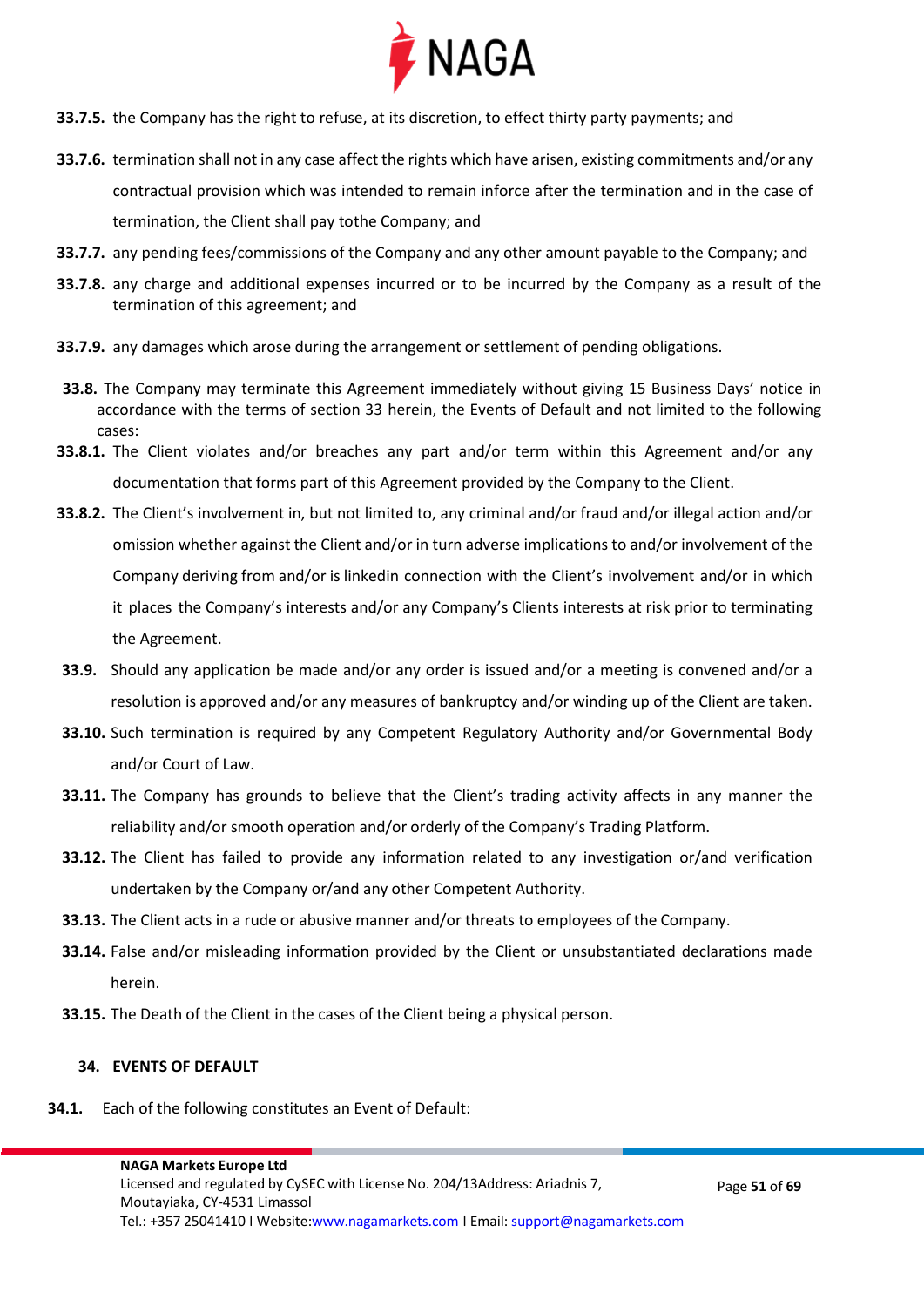**33.7.5.** the Company has the right to refuse, at its discretion, to effect thirty party payments; and

**33.7.6.** termination shall not in any case affect the rights which have arisen, existing commitments and/or any contractual provision which was intended to remain inforce after the termination and in the case of termination, the Client shall pay tothe Company; and

**33.7.7.** any pending fees/commissions of the Company and any other amount payable to the Company; and

**33.7.8.** any charge and additional expenses incurred or to be incurred by the Company as a result of the termination of this agreement; and

**33.7.9.** any damages which arose during the arrangement or settlement of pending obligations.

**33.8.** The Company may terminate this Agreement immediately without giving 15 Business Days' notice in accordance with the terms of section 33 herein, the Events of Default and not limited to the following cases:

**33.8.1.** The Client violates and/or breaches any part and/or term within this Agreement and/or any documentation that forms part of this Agreement provided by the Company to the Client.

**33.8.2.** The Client's involvement in, but not limited to, any criminal and/or fraud and/or illegal action and/or omission whether against the Client and/or in turn adverse implications to and/or involvement of the Company deriving from and/or is linkedin connection with the Client's involvement and/or in which it places the Company's interests and/or any Company's Clients interests at risk prior to terminating the Agreement.

**33.9.** Should any application be made and/or any order is issued and/or a meeting is convened and/or a resolution is approved and/or any measures of bankruptcy and/or winding up of the Client are taken.

**33.10.** Such termination is required by any Competent Regulatory Authority and/or Governmental Body and/or Court of Law.

**33.11.** The Company has grounds to believe that the Client's trading activity affects in any manner the reliability and/or smooth operation and/or orderly of the Company's Trading Platform.

**33.12.** The Client has failed to provide any information related to any investigation or/and verification undertaken by the Company or/and any other Competent Authority.

**33.13.** The Client acts in a rude or abusive manner and/or threats to employees of the Company.

**33.14.** False and/or misleading information provided by the Client or unsubstantiated declarations made herein.

**33.15.** The Death of the Client in the cases of the Client being a physical person.

## 34. EVENTS OF DEFAULT

**34.1.** Each of the following constitutes an Event of Default: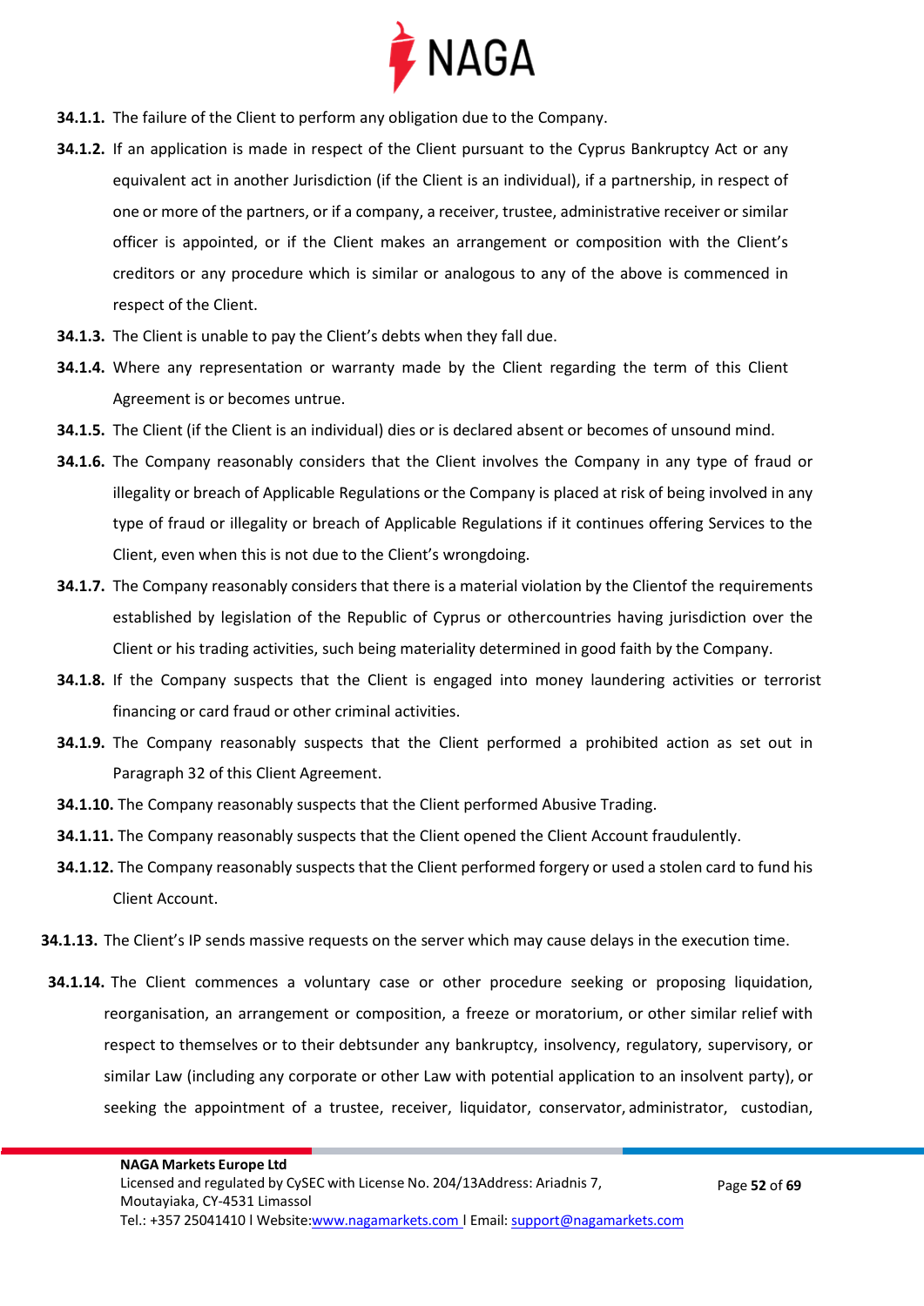**34.1.1.** The failure of the Client to perform any obligation due to the Company.

**34.1.2.** If an application is made in respect of the Client pursuant to the Cyprus Bankruptcy Act or any equivalent act in another Jurisdiction (if the Client is an individual), if a partnership, in respect of one or more of the partners, or if a company, a receiver, trustee, administrative receiver or similar officer is appointed, or if the Client makes an arrangement or composition with the Client's creditors or any procedure which is similar or analogous to any of the above is commenced in respect of the Client.

**34.1.3.** The Client is unable to pay the Client's debts when they fall due.

**34.1.4.** Where any representation or warranty made by the Client regarding the term of this Client Agreement is or becomes untrue.

**34.1.5.** The Client (if the Client is an individual) dies or is declared absent or becomes of unsound mind.

**34.1.6.** The Company reasonably considers that the Client involves the Company in any type of fraud or illegality or breach of Applicable Regulations or the Company is placed at risk of being involved in any type of fraud or illegality or breach of Applicable Regulations if it continues offering Services to the Client, even when this is not due to the Client's wrongdoing.

**34.1.7.** The Company reasonably considers that there is a material violation by the Clientof the requirements established by legislation of the Republic of Cyprus or othercountries having jurisdiction over the Client or his trading activities, such being materiality determined in good faith by the Company.

**34.1.8.** If the Company suspects that the Client is engaged into money laundering activities or terrorist financing or card fraud or other criminal activities.

**34.1.9.** The Company reasonably suspects that the Client performed a prohibited action as set out in Paragraph 32 of this Client Agreement.

**34.1.10.** The Company reasonably suspects that the Client performed Abusive Trading.

**34.1.11.** The Company reasonably suspects that the Client opened the Client Account fraudulently.

**34.1.12.** The Company reasonably suspects that the Client performed forgery or used a stolen card to fund his Client Account.

**34.1.13.** The Client's IP sends massive requests on the server which may cause delays in the execution time.

**34.1.14.** The Client commences a voluntary case or other procedure seeking or proposing liquidation, reorganisation, an arrangement or composition, a freeze or moratorium, or other similar relief with respect to themselves or to their debtsunder any bankruptcy, insolvency, regulatory, supervisory, or similar Law (including any corporate or other Law with potential application to an insolvent party), or seeking the appointment of a trustee, receiver, liquidator, conservator, administrator, custodian,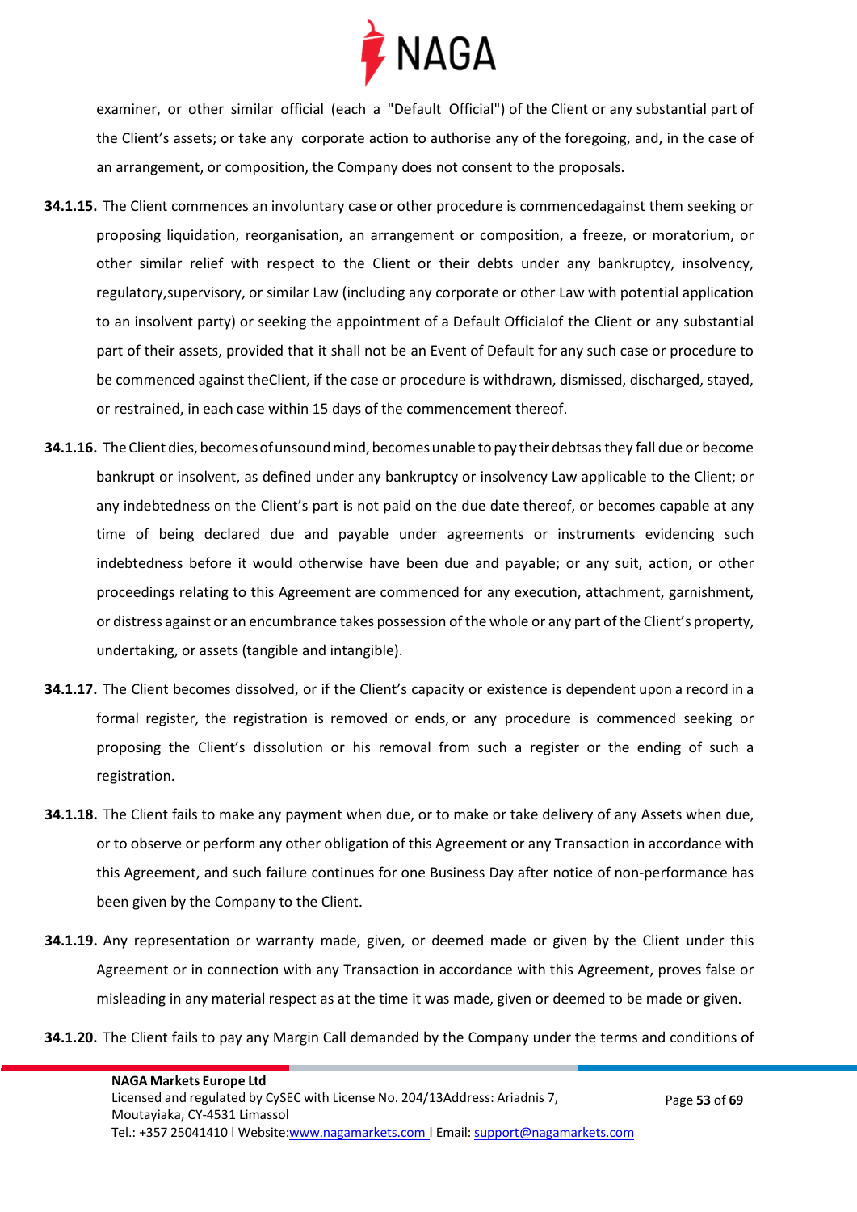examiner, or other similar official (each a "Default Official") of the Client or any substantial part of the Client's assets; or take any corporate action to authorise any of the foregoing, and, in the case of an arrangement, or composition, the Company does not consent to the proposals.

**34.1.15.** The Client commences an involuntary case or other procedure is commencedagainst them seeking or proposing liquidation, reorganisation, an arrangement or composition, a freeze, or moratorium, or other similar relief with respect to the Client or their debts under any bankruptcy, insolvency, regulatory,supervisory, or similar Law (including any corporate or other Law with potential application to an insolvent party) or seeking the appointment of a Default Officialof the Client or any substantial part of their assets, provided that it shall not be an Event of Default for any such case or procedure to be commenced against theClient, if the case or procedure is withdrawn, dismissed, discharged, stayed, or restrained, in each case within 15 days of the commencement thereof.

**34.1.16.** The Client dies, becomes of unsound mind, becomes unable to pay their debtsas they fall due or become bankrupt or insolvent, as defined under any bankruptcy or insolvency Law applicable to the Client; or any indebtedness on the Client's part is not paid on the due date thereof, or becomes capable at any time of being declared due and payable under agreements or instruments evidencing such indebtedness before it would otherwise have been due and payable; or any suit, action, or other proceedings relating to this Agreement are commenced for any execution, attachment, garnishment, or distress against or an encumbrance takes possession of the whole or any part of the Client's property, undertaking, or assets (tangible and intangible).

**34.1.17.** The Client becomes dissolved, or if the Client's capacity or existence is dependent upon a record in a formal register, the registration is removed or ends, or any procedure is commenced seeking or proposing the Client's dissolution or his removal from such a register or the ending of such a registration.

**34.1.18.** The Client fails to make any payment when due, or to make or take delivery of any Assets when due, or to observe or perform any other obligation of this Agreement or any Transaction in accordance with this Agreement, and such failure continues for one Business Day after notice of non-performance has been given by the Company to the Client.

**34.1.19.** Any representation or warranty made, given, or deemed made or given by the Client under this Agreement or in connection with any Transaction in accordance with this Agreement, proves false or misleading in any material respect as at the time it was made, given or deemed to be made or given.

**34.1.20.** The Client fails to pay any Margin Call demanded by the Company under the terms and conditions of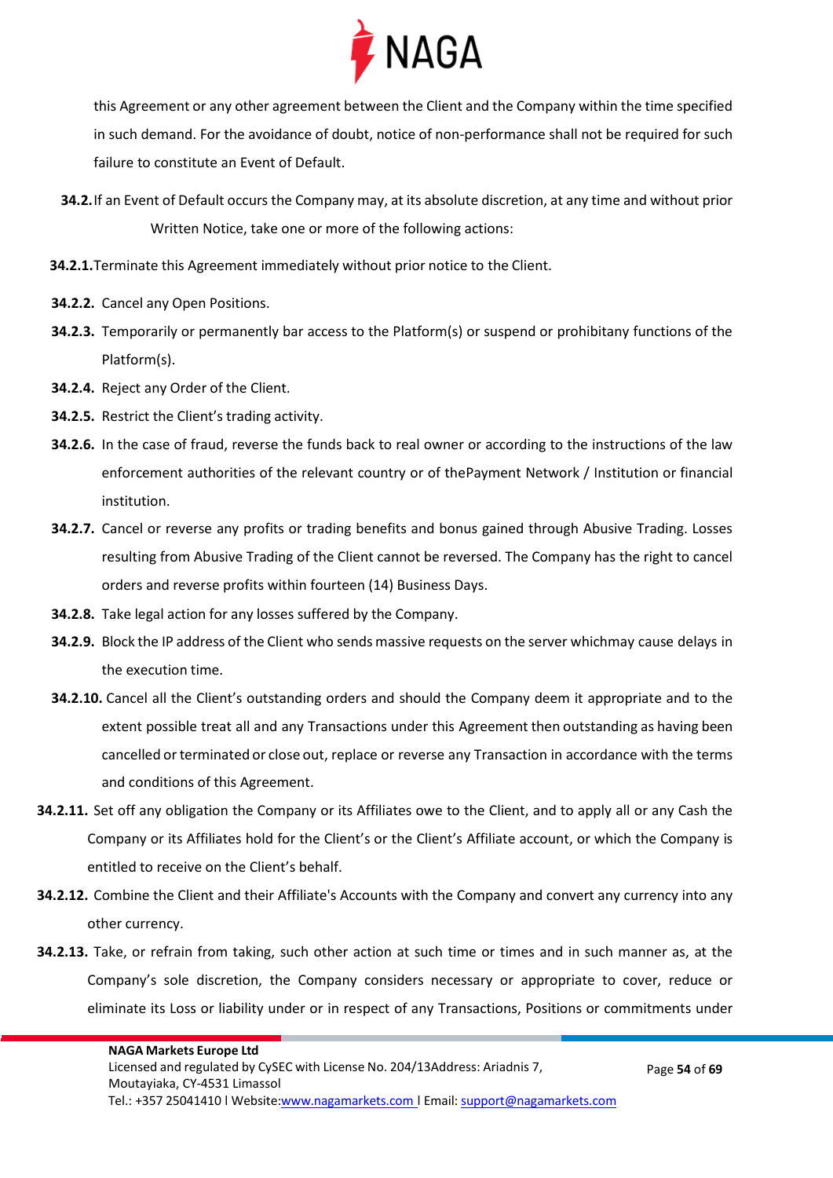this Agreement or any other agreement between the Client and the Company within the time specified in such demand. For the avoidance of doubt, notice of non-performance shall not be required for such failure to constitute an Event of Default.

**34.2.** If an Event of Default occurs the Company may, at its absolute discretion, at any time and without prior Written Notice, take one or more of the following actions:

**34.2.1.** Terminate this Agreement immediately without prior notice to the Client.

**34.2.2.** Cancel any Open Positions.

**34.2.3.** Temporarily or permanently bar access to the Platform(s) or suspend or prohibitany functions of the Platform(s).

**34.2.4.** Reject any Order of the Client.

**34.2.5.** Restrict the Client's trading activity.

**34.2.6.** In the case of fraud, reverse the funds back to real owner or according to the instructions of the law enforcement authorities of the relevant country or of thePayment Network / Institution or financial institution.

**34.2.7.** Cancel or reverse any profits or trading benefits and bonus gained through Abusive Trading. Losses resulting from Abusive Trading of the Client cannot be reversed. The Company has the right to cancel orders and reverse profits within fourteen (14) Business Days.

**34.2.8.** Take legal action for any losses suffered by the Company.

**34.2.9.** Block the IP address of the Client who sends massive requests on the server whichmay cause delays in the execution time.

**34.2.10.** Cancel all the Client's outstanding orders and should the Company deem it appropriate and to the extent possible treat all and any Transactions under this Agreement then outstanding as having been cancelled or terminated or close out, replace or reverse any Transaction in accordance with the terms and conditions of this Agreement.

**34.2.11.** Set off any obligation the Company or its Affiliates owe to the Client, and to apply all or any Cash the Company or its Affiliates hold for the Client's or the Client's Affiliate account, or which the Company is entitled to receive on the Client's behalf.

**34.2.12.** Combine the Client and their Affiliate's Accounts with the Company and convert any currency into any other currency.

**34.2.13.** Take, or refrain from taking, such other action at such time or times and in such manner as, at the Company's sole discretion, the Company considers necessary or appropriate to cover, reduce or eliminate its Loss or liability under or in respect of any Transactions, Positions or commitments under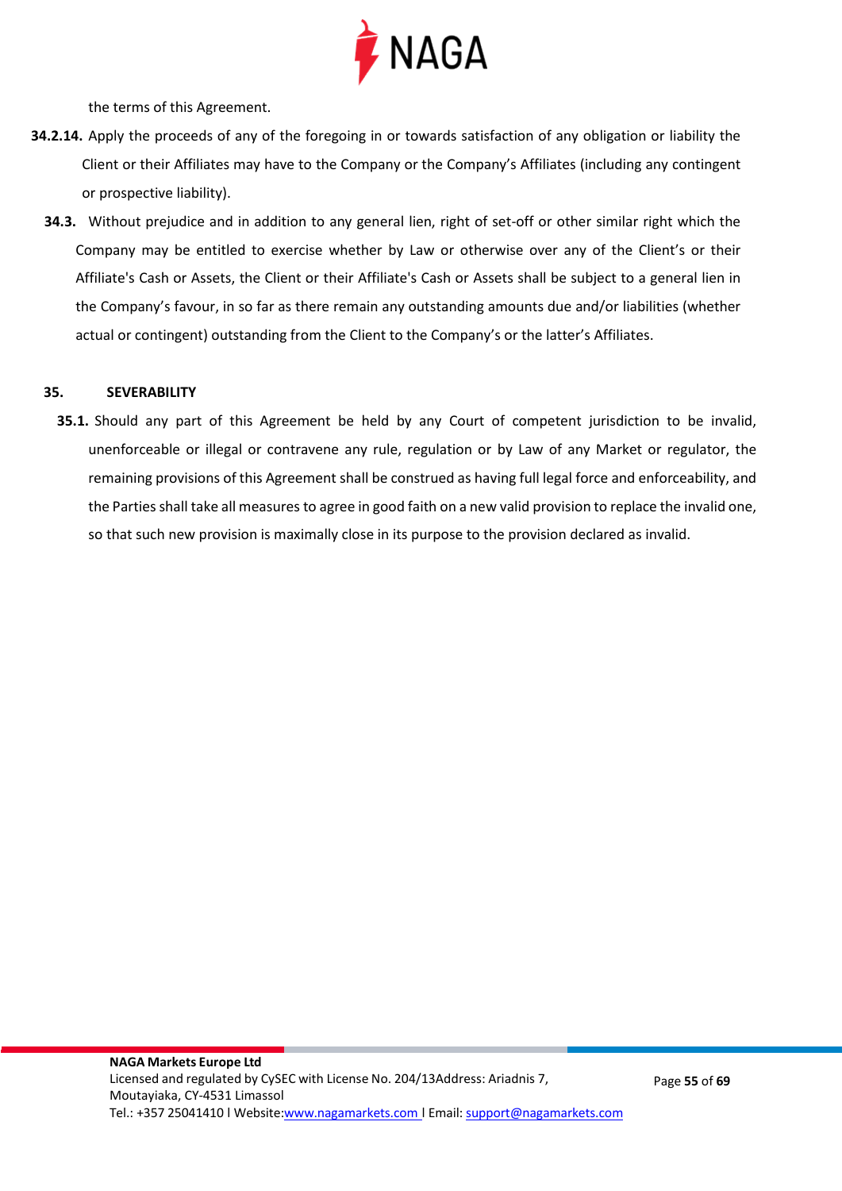the terms of this Agreement.

**34.2.14.** Apply the proceeds of any of the foregoing in or towards satisfaction of any obligation or liability the Client or their Affiliates may have to the Company or the Company's Affiliates (including any contingent or prospective liability).

**34.3.** Without prejudice and in addition to any general lien, right of set-off or other similar right which the Company may be entitled to exercise whether by Law or otherwise over any of the Client's or their Affiliate's Cash or Assets, the Client or their Affiliate's Cash or Assets shall be subject to a general lien in the Company's favour, in so far as there remain any outstanding amounts due and/or liabilities (whether actual or contingent) outstanding from the Client to the Company's or the latter's Affiliates.

## 35. SEVERABILITY

**35.1.** Should any part of this Agreement be held by any Court of competent jurisdiction to be invalid, unenforceable or illegal or contravene any rule, regulation or by Law of any Market or regulator, the remaining provisions of this Agreement shall be construed as having full legal force and enforceability, and the Parties shall take all measures to agree in good faith on a new valid provision to replace the invalid one, so that such new provision is maximally close in its purpose to the provision declared as invalid.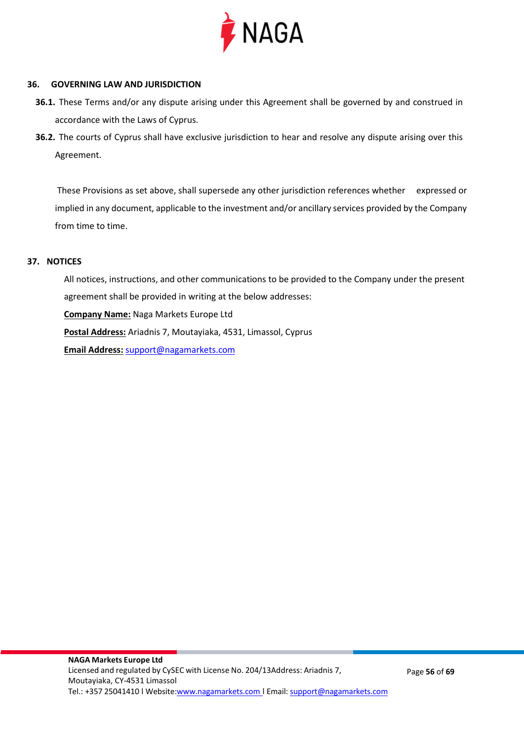## 36. GOVERNING LAW AND JURISDICTION

**36.1.** These Terms and/or any dispute arising under this Agreement shall be governed by and construed in accordance with the Laws of Cyprus.

**36.2.** The courts of Cyprus shall have exclusive jurisdiction to hear and resolve any dispute arising over this Agreement.

These Provisions as set above, shall supersede any other jurisdiction references whether expressed or implied in any document, applicable to the investment and/or ancillary services provided by the Company from time to time.

## 37. NOTICES

All notices, instructions, and other communications to be provided to the Company under the present agreement shall be provided in writing at the below addresses:

**Company Name:** Naga Markets Europe Ltd

**Postal Address:** Ariadnis 7, Moutayiaka, 4531, Limassol, Cyprus

**Email Address:** support@nagamarkets.com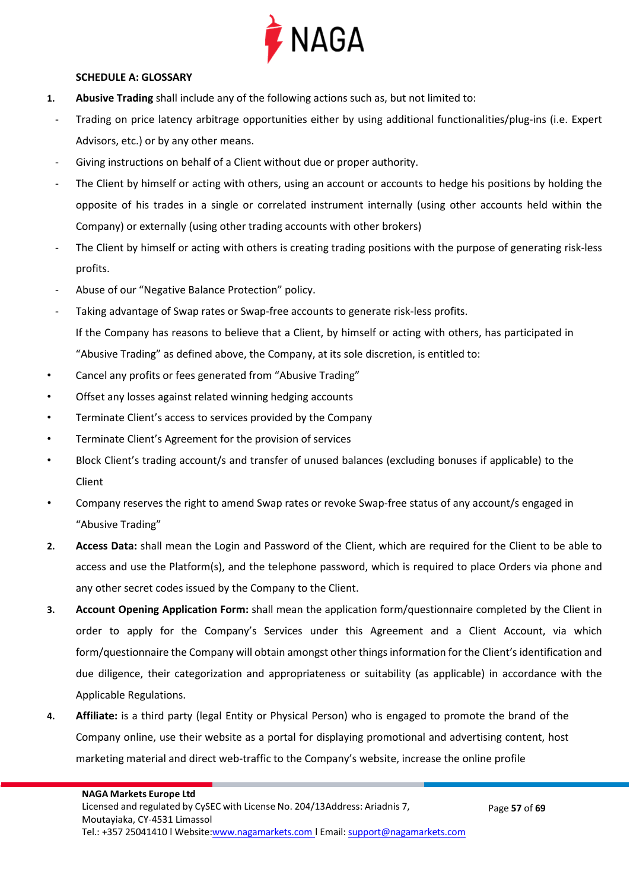**SCHEDULE A: GLOSSARY**

1. **Abusive Trading** shall include any of the following actions such as, but not limited to:

- Trading on price latency arbitrage opportunities either by using additional functionalities/plug-ins (i.e. Expert Advisors, etc.) or by any other means.
- Giving instructions on behalf of a Client without due or proper authority.
- The Client by himself or acting with others, using an account or accounts to hedge his positions by holding the opposite of his trades in a single or correlated instrument internally (using other accounts held within the Company) or externally (using other trading accounts with other brokers)
- The Client by himself or acting with others is creating trading positions with the purpose of generating risk-less profits.
- Abuse of our "Negative Balance Protection" policy.
- Taking advantage of Swap rates or Swap-free accounts to generate risk-less profits.

If the Company has reasons to believe that a Client, by himself or acting with others, has participated in "Abusive Trading" as defined above, the Company, at its sole discretion, is entitled to:

- Cancel any profits or fees generated from "Abusive Trading"
- Offset any losses against related winning hedging accounts
- Terminate Client's access to services provided by the Company
- Terminate Client's Agreement for the provision of services
- Block Client's trading account/s and transfer of unused balances (excluding bonuses if applicable) to the Client
- Company reserves the right to amend Swap rates or revoke Swap-free status of any account/s engaged in "Abusive Trading"

2. **Access Data:** shall mean the Login and Password of the Client, which are required for the Client to be able to access and use the Platform(s), and the telephone password, which is required to place Orders via phone and any other secret codes issued by the Company to the Client.

3. **Account Opening Application Form:** shall mean the application form/questionnaire completed by the Client in order to apply for the Company's Services under this Agreement and a Client Account, via which form/questionnaire the Company will obtain amongst other things information for the Client's identification and due diligence, their categorization and appropriateness or suitability (as applicable) in accordance with the Applicable Regulations.

4. **Affiliate:** is a third party (legal Entity or Physical Person) who is engaged to promote the brand of the Company online, use their website as a portal for displaying promotional and advertising content, host marketing material and direct web-traffic to the Company's website, increase the online profile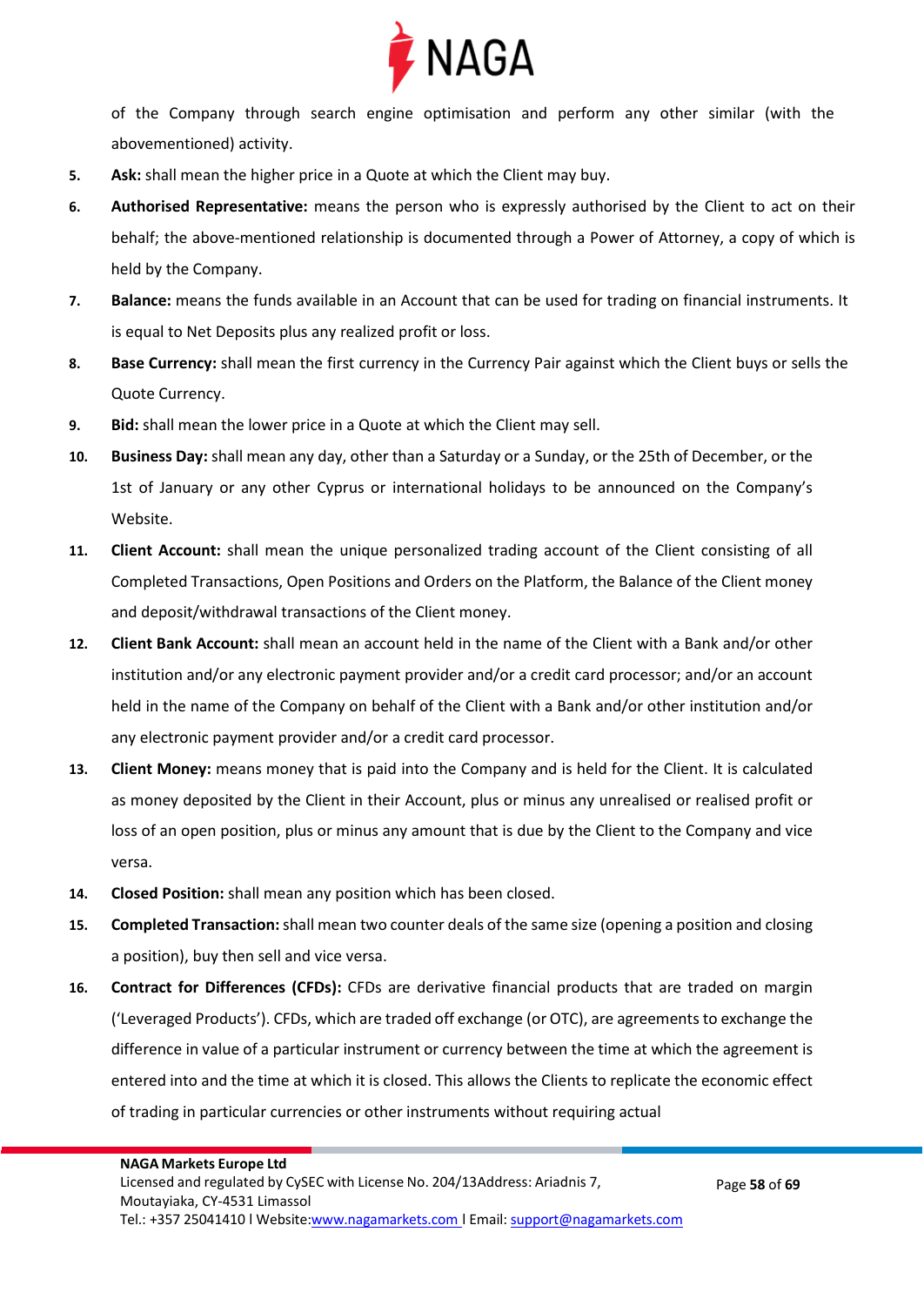of the Company through search engine optimisation and perform any other similar (with the abovementioned) activity.

5. **Ask:** shall mean the higher price in a Quote at which the Client may buy.
6. **Authorised Representative:** means the person who is expressly authorised by the Client to act on their behalf; the above-mentioned relationship is documented through a Power of Attorney, a copy of which is held by the Company.
7. **Balance:** means the funds available in an Account that can be used for trading on financial instruments. It is equal to Net Deposits plus any realized profit or loss.
8. **Base Currency:** shall mean the first currency in the Currency Pair against which the Client buys or sells the Quote Currency.
9. **Bid:** shall mean the lower price in a Quote at which the Client may sell.
10. **Business Day:** shall mean any day, other than a Saturday or a Sunday, or the 25th of December, or the 1st of January or any other Cyprus or international holidays to be announced on the Company's Website.
11. **Client Account:** shall mean the unique personalized trading account of the Client consisting of all Completed Transactions, Open Positions and Orders on the Platform, the Balance of the Client money and deposit/withdrawal transactions of the Client money.
12. **Client Bank Account:** shall mean an account held in the name of the Client with a Bank and/or other institution and/or any electronic payment provider and/or a credit card processor; and/or an account held in the name of the Company on behalf of the Client with a Bank and/or other institution and/or any electronic payment provider and/or a credit card processor.
13. **Client Money:** means money that is paid into the Company and is held for the Client. It is calculated as money deposited by the Client in their Account, plus or minus any unrealised or realised profit or loss of an open position, plus or minus any amount that is due by the Client to the Company and vice versa.
14. **Closed Position:** shall mean any position which has been closed.
15. **Completed Transaction:** shall mean two counter deals of the same size (opening a position and closing a position), buy then sell and vice versa.
16. **Contract for Differences (CFDs):** CFDs are derivative financial products that are traded on margin ('Leveraged Products'). CFDs, which are traded off exchange (or OTC), are agreements to exchange the difference in value of a particular instrument or currency between the time at which the agreement is entered into and the time at which it is closed. This allows the Clients to replicate the economic effect of trading in particular currencies or other instruments without requiring actual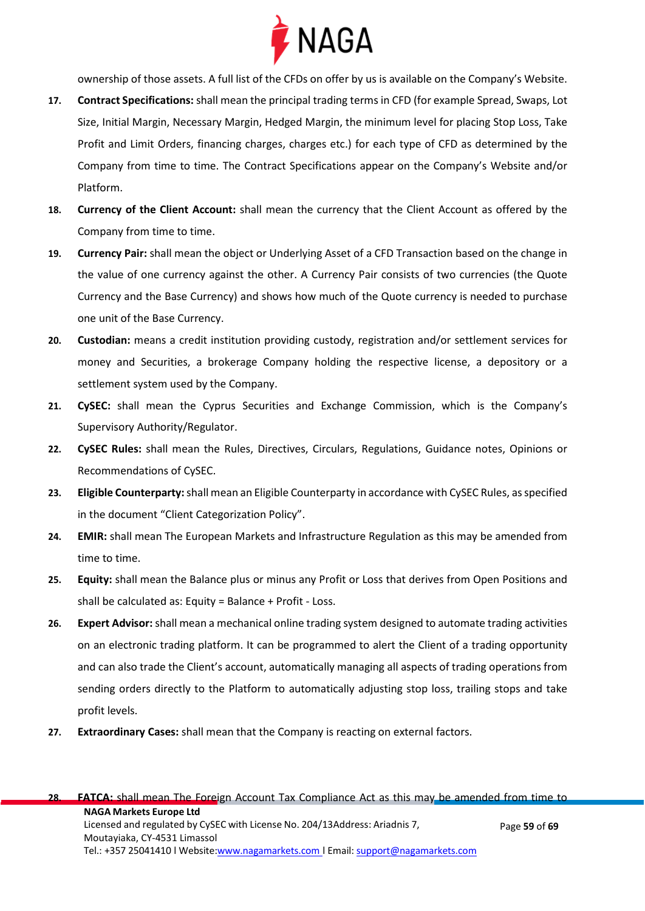ownership of those assets. A full list of the CFDs on offer by us is available on the Company's Website.

17. **Contract Specifications:** shall mean the principal trading terms in CFD (for example Spread, Swaps, Lot Size, Initial Margin, Necessary Margin, Hedged Margin, the minimum level for placing Stop Loss, Take Profit and Limit Orders, financing charges, charges etc.) for each type of CFD as determined by the Company from time to time. The Contract Specifications appear on the Company's Website and/or Platform.
18. **Currency of the Client Account:** shall mean the currency that the Client Account as offered by the Company from time to time.
19. **Currency Pair:** shall mean the object or Underlying Asset of a CFD Transaction based on the change in the value of one currency against the other. A Currency Pair consists of two currencies (the Quote Currency and the Base Currency) and shows how much of the Quote currency is needed to purchase one unit of the Base Currency.
20. **Custodian:** means a credit institution providing custody, registration and/or settlement services for money and Securities, a brokerage Company holding the respective license, a depository or a settlement system used by the Company.
21. **CySEC:** shall mean the Cyprus Securities and Exchange Commission, which is the Company's Supervisory Authority/Regulator.
22. **CySEC Rules:** shall mean the Rules, Directives, Circulars, Regulations, Guidance notes, Opinions or Recommendations of CySEC.
23. **Eligible Counterparty:** shall mean an Eligible Counterparty in accordance with CySEC Rules, as specified in the document "Client Categorization Policy".
24. **EMIR:** shall mean The European Markets and Infrastructure Regulation as this may be amended from time to time.
25. **Equity:** shall mean the Balance plus or minus any Profit or Loss that derives from Open Positions and shall be calculated as: Equity = Balance + Profit - Loss.
26. **Expert Advisor:** shall mean a mechanical online trading system designed to automate trading activities on an electronic trading platform. It can be programmed to alert the Client of a trading opportunity and can also trade the Client's account, automatically managing all aspects of trading operations from sending orders directly to the Platform to automatically adjusting stop loss, trailing stops and take profit levels.
27. **Extraordinary Cases:** shall mean that the Company is reacting on external factors.
28. **FATCA:** shall mean The Foreign Account Tax Compliance Act as this may be amended from time to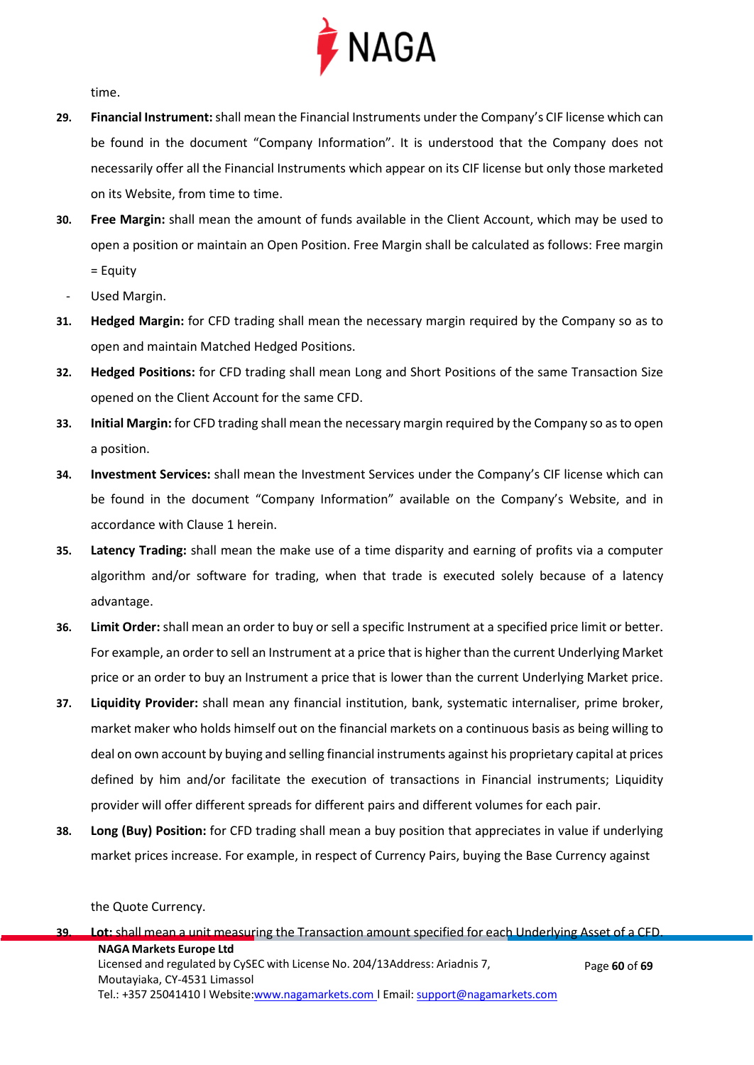time.

29. **Financial Instrument:** shall mean the Financial Instruments under the Company's CIF license which can be found in the document "Company Information". It is understood that the Company does not necessarily offer all the Financial Instruments which appear on its CIF license but only those marketed on its Website, from time to time.

30. **Free Margin:** shall mean the amount of funds available in the Client Account, which may be used to open a position or maintain an Open Position. Free Margin shall be calculated as follows: Free margin = Equity - Used Margin.

31. **Hedged Margin:** for CFD trading shall mean the necessary margin required by the Company so as to open and maintain Matched Hedged Positions.

32. **Hedged Positions:** for CFD trading shall mean Long and Short Positions of the same Transaction Size opened on the Client Account for the same CFD.

33. **Initial Margin:** for CFD trading shall mean the necessary margin required by the Company so as to open a position.

34. **Investment Services:** shall mean the Investment Services under the Company's CIF license which can be found in the document "Company Information" available on the Company's Website, and in accordance with Clause 1 herein.

35. **Latency Trading:** shall mean the make use of a time disparity and earning of profits via a computer algorithm and/or software for trading, when that trade is executed solely because of a latency advantage.

36. **Limit Order:** shall mean an order to buy or sell a specific Instrument at a specified price limit or better. For example, an order to sell an Instrument at a price that is higher than the current Underlying Market price or an order to buy an Instrument a price that is lower than the current Underlying Market price.

37. **Liquidity Provider:** shall mean any financial institution, bank, systematic internaliser, prime broker, market maker who holds himself out on the financial markets on a continuous basis as being willing to deal on own account by buying and selling financial instruments against his proprietary capital at prices defined by him and/or facilitate the execution of transactions in Financial instruments; Liquidity provider will offer different spreads for different pairs and different volumes for each pair.

38. **Long (Buy) Position:** for CFD trading shall mean a buy position that appreciates in value if underlying market prices increase. For example, in respect of Currency Pairs, buying the Base Currency against the Quote Currency.

39. **Lot:** shall mean a unit measuring the Transaction amount specified for each Underlying Asset of a CFD.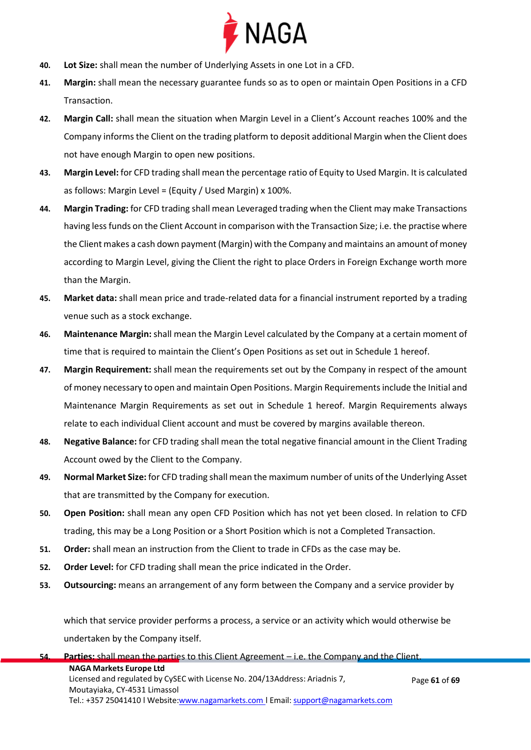40. **Lot Size:** shall mean the number of Underlying Assets in one Lot in a CFD.

41. **Margin:** shall mean the necessary guarantee funds so as to open or maintain Open Positions in a CFD Transaction.

42. **Margin Call:** shall mean the situation when Margin Level in a Client's Account reaches 100% and the Company informs the Client on the trading platform to deposit additional Margin when the Client does not have enough Margin to open new positions.

43. **Margin Level:** for CFD trading shall mean the percentage ratio of Equity to Used Margin. It is calculated as follows: Margin Level = (Equity / Used Margin) x 100%.

44. **Margin Trading:** for CFD trading shall mean Leveraged trading when the Client may make Transactions having less funds on the Client Account in comparison with the Transaction Size; i.e. the practise where the Client makes a cash down payment (Margin) with the Company and maintains an amount of money according to Margin Level, giving the Client the right to place Orders in Foreign Exchange worth more than the Margin.

45. **Market data:** shall mean price and trade-related data for a financial instrument reported by a trading venue such as a stock exchange.

46. **Maintenance Margin:** shall mean the Margin Level calculated by the Company at a certain moment of time that is required to maintain the Client's Open Positions as set out in Schedule 1 hereof.

47. **Margin Requirement:** shall mean the requirements set out by the Company in respect of the amount of money necessary to open and maintain Open Positions. Margin Requirements include the Initial and Maintenance Margin Requirements as set out in Schedule 1 hereof. Margin Requirements always relate to each individual Client account and must be covered by margins available thereon.

48. **Negative Balance:** for CFD trading shall mean the total negative financial amount in the Client Trading Account owed by the Client to the Company.

49. **Normal Market Size:** for CFD trading shall mean the maximum number of units of the Underlying Asset that are transmitted by the Company for execution.

50. **Open Position:** shall mean any open CFD Position which has not yet been closed. In relation to CFD trading, this may be a Long Position or a Short Position which is not a Completed Transaction.

51. **Order:** shall mean an instruction from the Client to trade in CFDs as the case may be.

52. **Order Level:** for CFD trading shall mean the price indicated in the Order.

53. **Outsourcing:** means an arrangement of any form between the Company and a service provider by which that service provider performs a process, a service or an activity which would otherwise be undertaken by the Company itself.

54. **Parties:** shall mean the parties to this Client Agreement – i.e. the Company and the Client.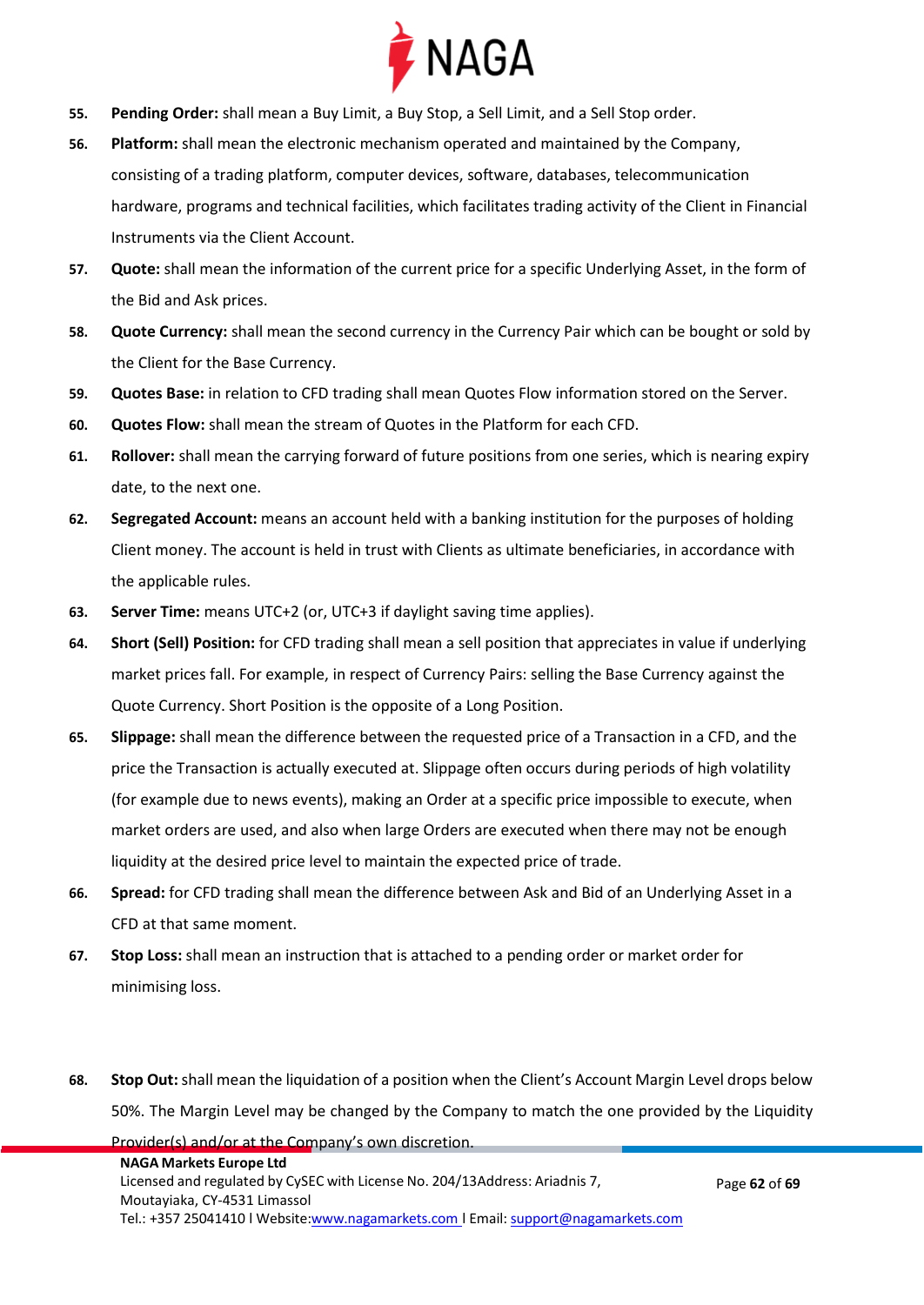55. **Pending Order:** shall mean a Buy Limit, a Buy Stop, a Sell Limit, and a Sell Stop order.

56. **Platform:** shall mean the electronic mechanism operated and maintained by the Company, consisting of a trading platform, computer devices, software, databases, telecommunication hardware, programs and technical facilities, which facilitates trading activity of the Client in Financial Instruments via the Client Account.

57. **Quote:** shall mean the information of the current price for a specific Underlying Asset, in the form of the Bid and Ask prices.

58. **Quote Currency:** shall mean the second currency in the Currency Pair which can be bought or sold by the Client for the Base Currency.

59. **Quotes Base:** in relation to CFD trading shall mean Quotes Flow information stored on the Server.

60. **Quotes Flow:** shall mean the stream of Quotes in the Platform for each CFD.

61. **Rollover:** shall mean the carrying forward of future positions from one series, which is nearing expiry date, to the next one.

62. **Segregated Account:** means an account held with a banking institution for the purposes of holding Client money. The account is held in trust with Clients as ultimate beneficiaries, in accordance with the applicable rules.

63. **Server Time:** means UTC+2 (or, UTC+3 if daylight saving time applies).

64. **Short (Sell) Position:** for CFD trading shall mean a sell position that appreciates in value if underlying market prices fall. For example, in respect of Currency Pairs: selling the Base Currency against the Quote Currency. Short Position is the opposite of a Long Position.

65. **Slippage:** shall mean the difference between the requested price of a Transaction in a CFD, and the price the Transaction is actually executed at. Slippage often occurs during periods of high volatility (for example due to news events), making an Order at a specific price impossible to execute, when market orders are used, and also when large Orders are executed when there may not be enough liquidity at the desired price level to maintain the expected price of trade.

66. **Spread:** for CFD trading shall mean the difference between Ask and Bid of an Underlying Asset in a CFD at that same moment.

67. **Stop Loss:** shall mean an instruction that is attached to a pending order or market order for minimising loss.

68. **Stop Out:** shall mean the liquidation of a position when the Client's Account Margin Level drops below 50%. The Margin Level may be changed by the Company to match the one provided by the Liquidity Provider(s) and/or at the Company's own discretion.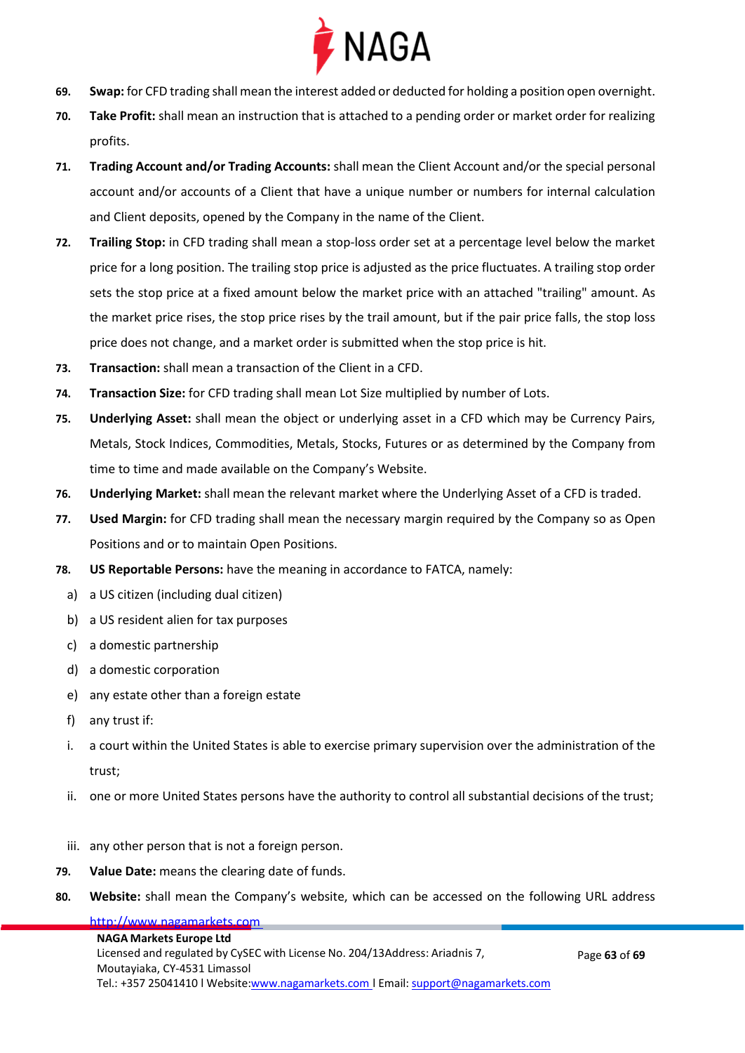69. **Swap:** for CFD trading shall mean the interest added or deducted for holding a position open overnight.

70. **Take Profit:** shall mean an instruction that is attached to a pending order or market order for realizing profits.

71. **Trading Account and/or Trading Accounts:** shall mean the Client Account and/or the special personal account and/or accounts of a Client that have a unique number or numbers for internal calculation and Client deposits, opened by the Company in the name of the Client.

72. **Trailing Stop:** in CFD trading shall mean a stop-loss order set at a percentage level below the market price for a long position. The trailing stop price is adjusted as the price fluctuates. A trailing stop order sets the stop price at a fixed amount below the market price with an attached "trailing" amount. As the market price rises, the stop price rises by the trail amount, but if the pair price falls, the stop loss price does not change, and a market order is submitted when the stop price is hit.

73. **Transaction:** shall mean a transaction of the Client in a CFD.

74. **Transaction Size:** for CFD trading shall mean Lot Size multiplied by number of Lots.

75. **Underlying Asset:** shall mean the object or underlying asset in a CFD which may be Currency Pairs, Metals, Stock Indices, Commodities, Metals, Stocks, Futures or as determined by the Company from time to time and made available on the Company's Website.

76. **Underlying Market:** shall mean the relevant market where the Underlying Asset of a CFD is traded.

77. **Used Margin:** for CFD trading shall mean the necessary margin required by the Company so as Open Positions and or to maintain Open Positions.

78. **US Reportable Persons:** have the meaning in accordance to FATCA, namely:

   a) a US citizen (including dual citizen)

   b) a US resident alien for tax purposes

   c) a domestic partnership

   d) a domestic corporation

   e) any estate other than a foreign estate

   f) any trust if:

   i. a court within the United States is able to exercise primary supervision over the administration of the trust;

   ii. one or more United States persons have the authority to control all substantial decisions of the trust;

   iii. any other person that is not a foreign person.

79. **Value Date:** means the clearing date of funds.

80. **Website:** shall mean the Company's website, which can be accessed on the following URL address http://www.nagamarkets.com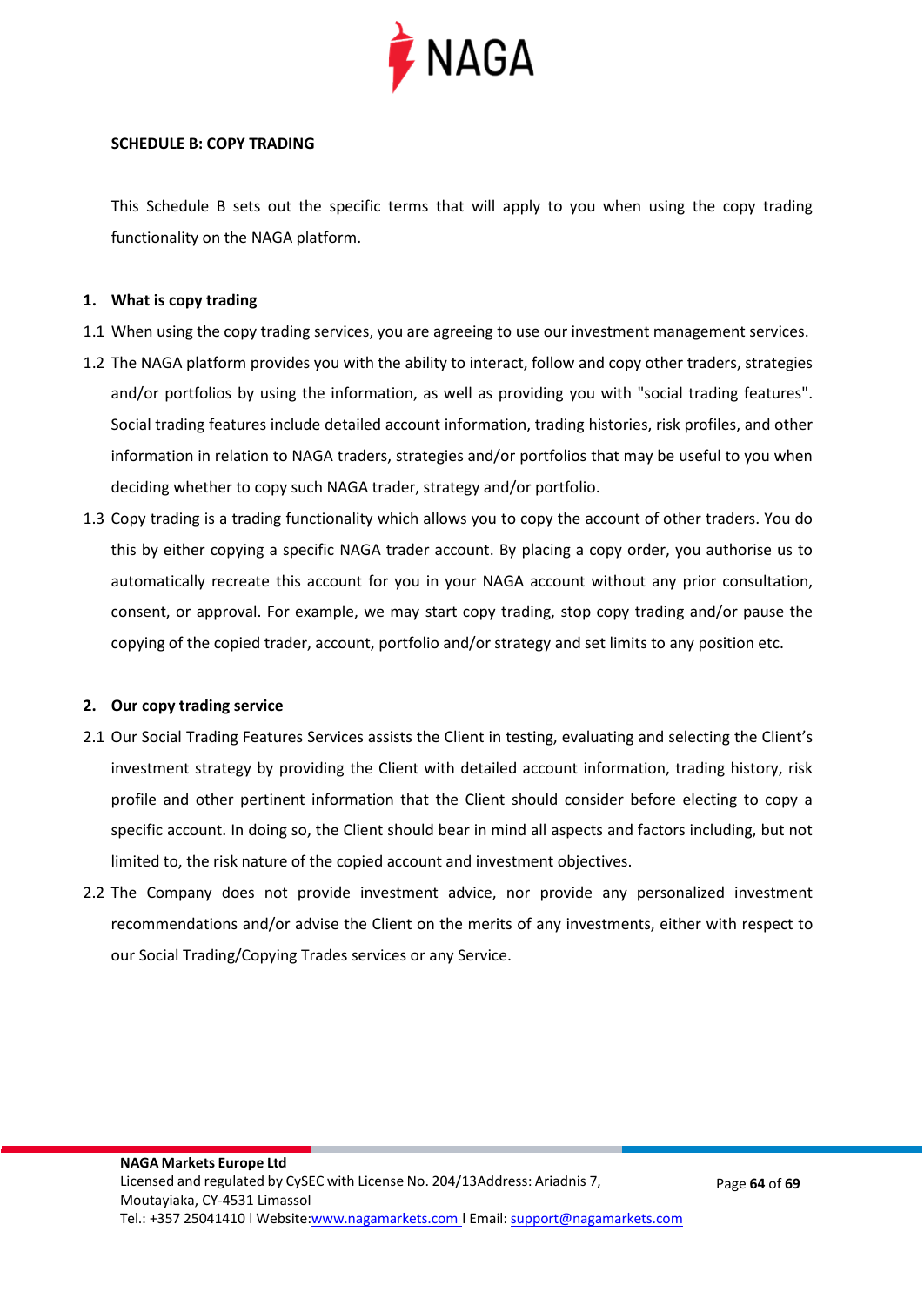**SCHEDULE B: COPY TRADING**

This Schedule B sets out the specific terms that will apply to you when using the copy trading functionality on the NAGA platform.

**1. What is copy trading**

1.1 When using the copy trading services, you are agreeing to use our investment management services.

1.2 The NAGA platform provides you with the ability to interact, follow and copy other traders, strategies and/or portfolios by using the information, as well as providing you with "social trading features". Social trading features include detailed account information, trading histories, risk profiles, and other information in relation to NAGA traders, strategies and/or portfolios that may be useful to you when deciding whether to copy such NAGA trader, strategy and/or portfolio.

1.3 Copy trading is a trading functionality which allows you to copy the account of other traders. You do this by either copying a specific NAGA trader account. By placing a copy order, you authorise us to automatically recreate this account for you in your NAGA account without any prior consultation, consent, or approval. For example, we may start copy trading, stop copy trading and/or pause the copying of the copied trader, account, portfolio and/or strategy and set limits to any position etc.

**2. Our copy trading service**

2.1 Our Social Trading Features Services assists the Client in testing, evaluating and selecting the Client's investment strategy by providing the Client with detailed account information, trading history, risk profile and other pertinent information that the Client should consider before electing to copy a specific account. In doing so, the Client should bear in mind all aspects and factors including, but not limited to, the risk nature of the copied account and investment objectives.

2.2 The Company does not provide investment advice, nor provide any personalized investment recommendations and/or advise the Client on the merits of any investments, either with respect to our Social Trading/Copying Trades services or any Service.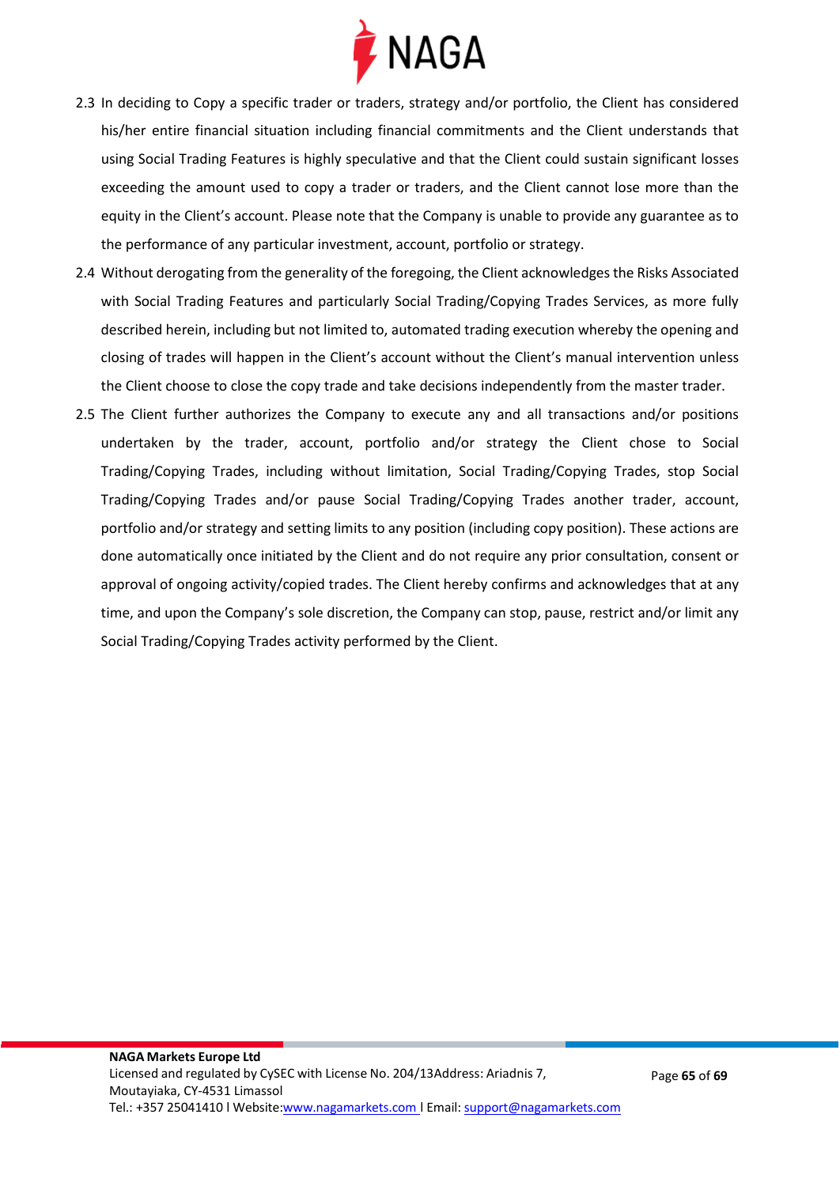2.3 In deciding to Copy a specific trader or traders, strategy and/or portfolio, the Client has considered his/her entire financial situation including financial commitments and the Client understands that using Social Trading Features is highly speculative and that the Client could sustain significant losses exceeding the amount used to copy a trader or traders, and the Client cannot lose more than the equity in the Client's account. Please note that the Company is unable to provide any guarantee as to the performance of any particular investment, account, portfolio or strategy.

2.4 Without derogating from the generality of the foregoing, the Client acknowledges the Risks Associated with Social Trading Features and particularly Social Trading/Copying Trades Services, as more fully described herein, including but not limited to, automated trading execution whereby the opening and closing of trades will happen in the Client's account without the Client's manual intervention unless the Client choose to close the copy trade and take decisions independently from the master trader.

2.5 The Client further authorizes the Company to execute any and all transactions and/or positions undertaken by the trader, account, portfolio and/or strategy the Client chose to Social Trading/Copying Trades, including without limitation, Social Trading/Copying Trades, stop Social Trading/Copying Trades and/or pause Social Trading/Copying Trades another trader, account, portfolio and/or strategy and setting limits to any position (including copy position). These actions are done automatically once initiated by the Client and do not require any prior consultation, consent or approval of ongoing activity/copied trades. The Client hereby confirms and acknowledges that at any time, and upon the Company's sole discretion, the Company can stop, pause, restrict and/or limit any Social Trading/Copying Trades activity performed by the Client.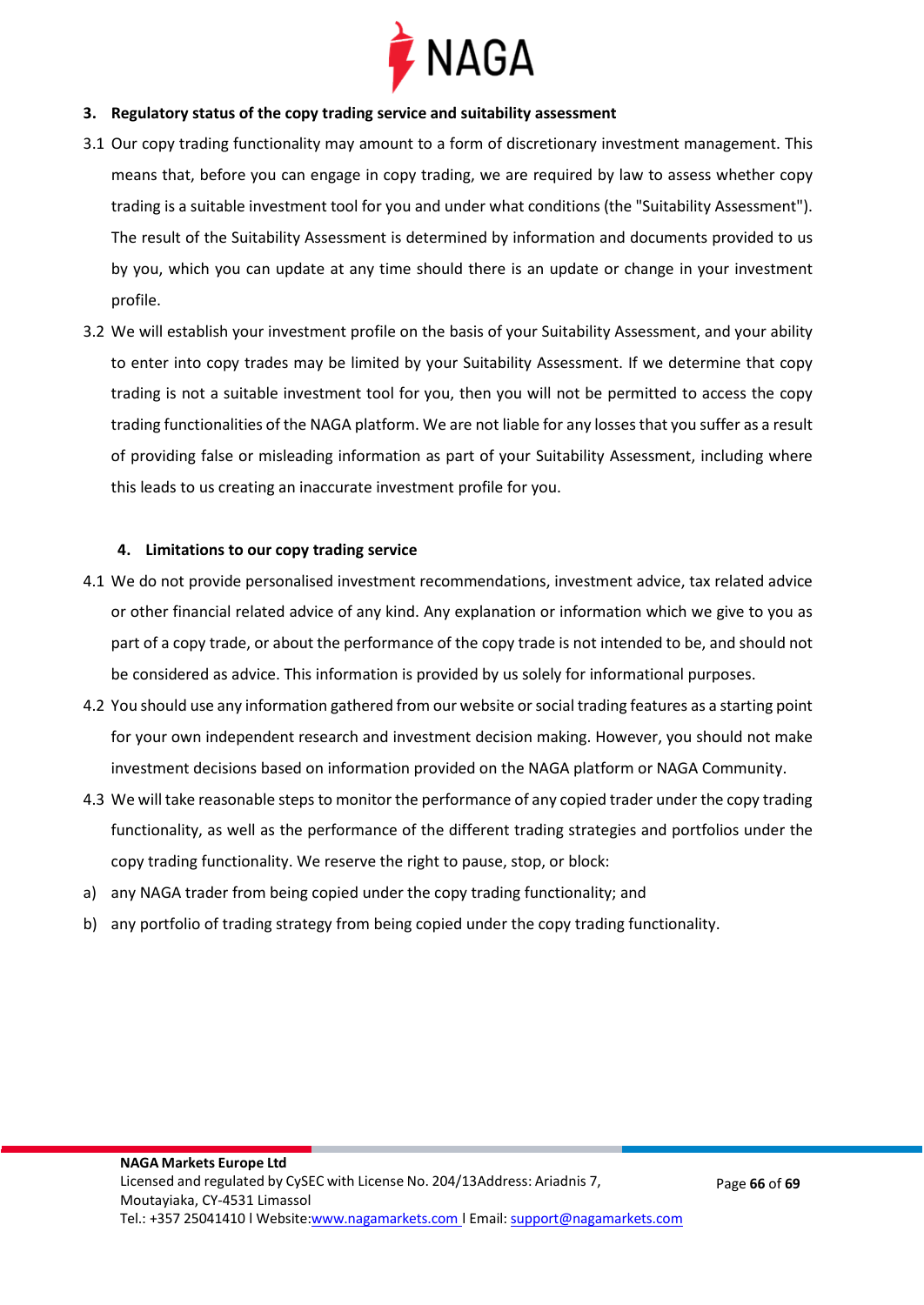## 3. Regulatory status of the copy trading service and suitability assessment

3.1 Our copy trading functionality may amount to a form of discretionary investment management. This means that, before you can engage in copy trading, we are required by law to assess whether copy trading is a suitable investment tool for you and under what conditions (the "Suitability Assessment"). The result of the Suitability Assessment is determined by information and documents provided to us by you, which you can update at any time should there is an update or change in your investment profile.

3.2 We will establish your investment profile on the basis of your Suitability Assessment, and your ability to enter into copy trades may be limited by your Suitability Assessment. If we determine that copy trading is not a suitable investment tool for you, then you will not be permitted to access the copy trading functionalities of the NAGA platform. We are not liable for any losses that you suffer as a result of providing false or misleading information as part of your Suitability Assessment, including where this leads to us creating an inaccurate investment profile for you.

## 4. Limitations to our copy trading service

4.1 We do not provide personalised investment recommendations, investment advice, tax related advice or other financial related advice of any kind. Any explanation or information which we give to you as part of a copy trade, or about the performance of the copy trade is not intended to be, and should not be considered as advice. This information is provided by us solely for informational purposes.

4.2 You should use any information gathered from our website or social trading features as a starting point for your own independent research and investment decision making. However, you should not make investment decisions based on information provided on the NAGA platform or NAGA Community.

4.3 We will take reasonable steps to monitor the performance of any copied trader under the copy trading functionality, as well as the performance of the different trading strategies and portfolios under the copy trading functionality. We reserve the right to pause, stop, or block:

a) any NAGA trader from being copied under the copy trading functionality; and

b) any portfolio of trading strategy from being copied under the copy trading functionality.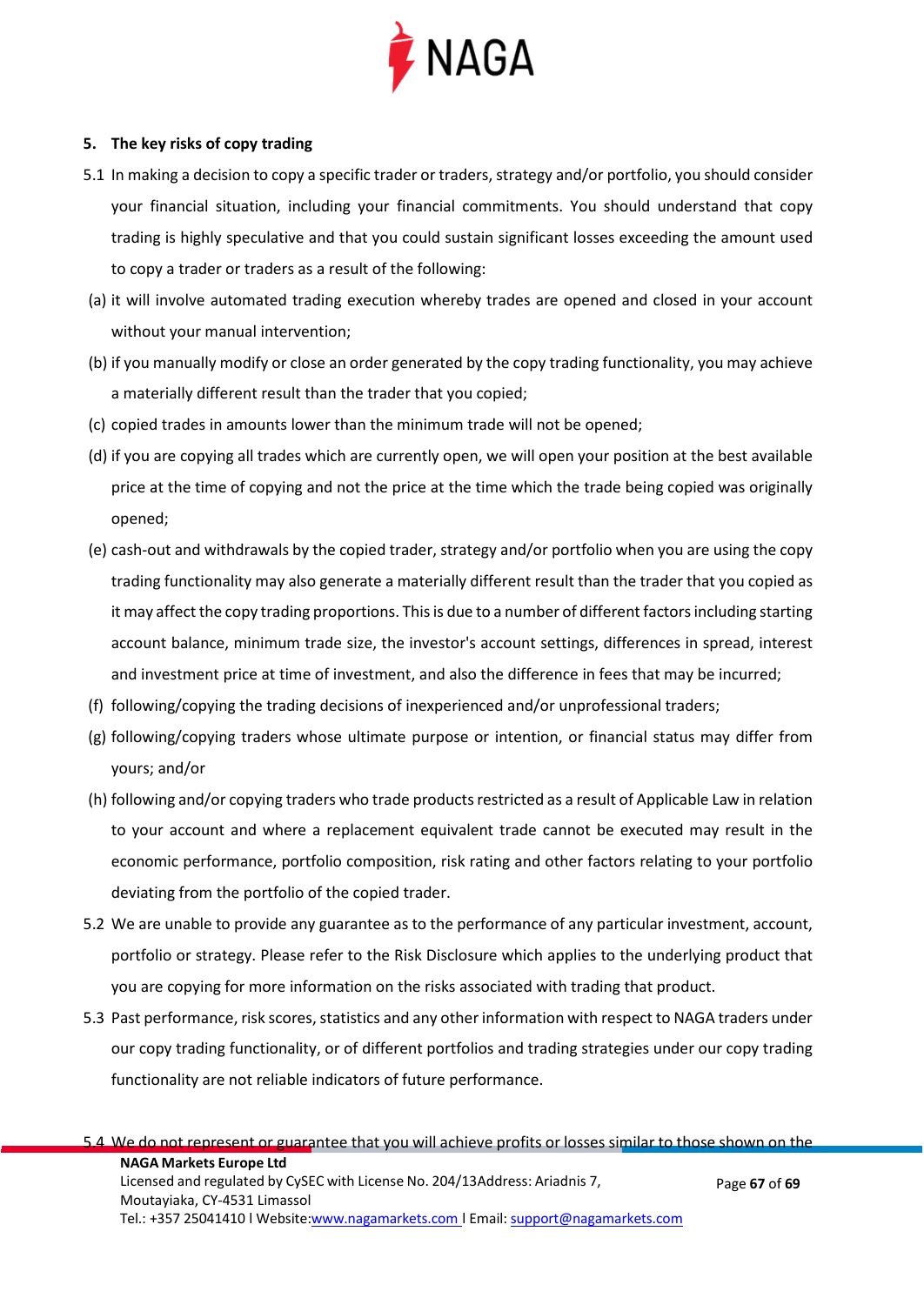## 5. The key risks of copy trading

5.1 In making a decision to copy a specific trader or traders, strategy and/or portfolio, you should consider your financial situation, including your financial commitments. You should understand that copy trading is highly speculative and that you could sustain significant losses exceeding the amount used to copy a trader or traders as a result of the following:

(a) it will involve automated trading execution whereby trades are opened and closed in your account without your manual intervention;

(b) if you manually modify or close an order generated by the copy trading functionality, you may achieve a materially different result than the trader that you copied;

(c) copied trades in amounts lower than the minimum trade will not be opened;

(d) if you are copying all trades which are currently open, we will open your position at the best available price at the time of copying and not the price at the time which the trade being copied was originally opened;

(e) cash-out and withdrawals by the copied trader, strategy and/or portfolio when you are using the copy trading functionality may also generate a materially different result than the trader that you copied as it may affect the copy trading proportions. This is due to a number of different factors including starting account balance, minimum trade size, the investor's account settings, differences in spread, interest and investment price at time of investment, and also the difference in fees that may be incurred;

(f) following/copying the trading decisions of inexperienced and/or unprofessional traders;

(g) following/copying traders whose ultimate purpose or intention, or financial status may differ from yours; and/or

(h) following and/or copying traders who trade products restricted as a result of Applicable Law in relation to your account and where a replacement equivalent trade cannot be executed may result in the economic performance, portfolio composition, risk rating and other factors relating to your portfolio deviating from the portfolio of the copied trader.

5.2 We are unable to provide any guarantee as to the performance of any particular investment, account, portfolio or strategy. Please refer to the Risk Disclosure which applies to the underlying product that you are copying for more information on the risks associated with trading that product.

5.3 Past performance, risk scores, statistics and any other information with respect to NAGA traders under our copy trading functionality, or of different portfolios and trading strategies under our copy trading functionality are not reliable indicators of future performance.

5.4 We do not represent or guarantee that you will achieve profits or losses similar to those shown on the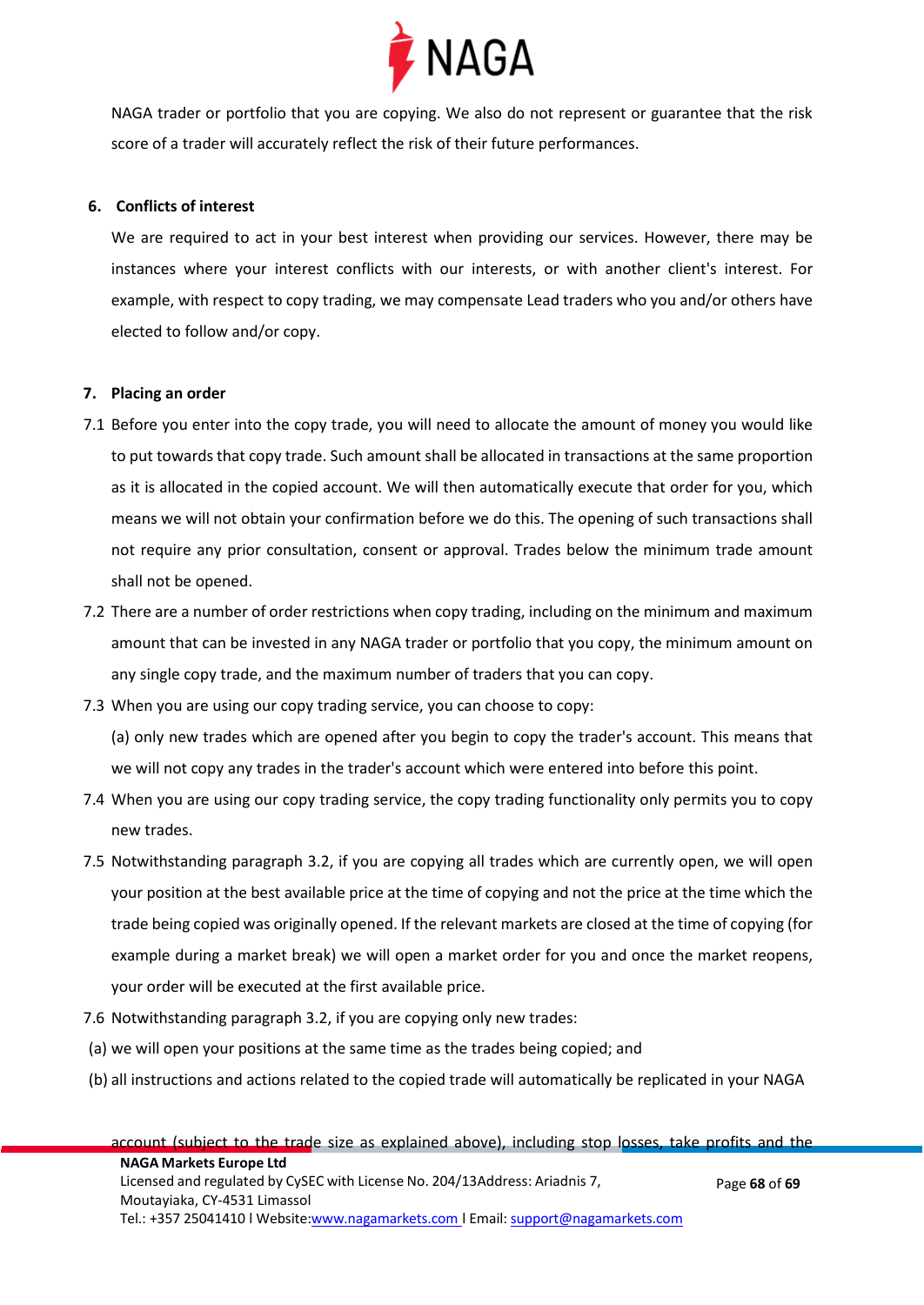NAGA trader or portfolio that you are copying. We also do not represent or guarantee that the risk score of a trader will accurately reflect the risk of their future performances.

**6. Conflicts of interest**

We are required to act in your best interest when providing our services. However, there may be instances where your interest conflicts with our interests, or with another client's interest. For example, with respect to copy trading, we may compensate Lead traders who you and/or others have elected to follow and/or copy.

**7. Placing an order**

7.1 Before you enter into the copy trade, you will need to allocate the amount of money you would like to put towards that copy trade. Such amount shall be allocated in transactions at the same proportion as it is allocated in the copied account. We will then automatically execute that order for you, which means we will not obtain your confirmation before we do this. The opening of such transactions shall not require any prior consultation, consent or approval. Trades below the minimum trade amount shall not be opened.

7.2 There are a number of order restrictions when copy trading, including on the minimum and maximum amount that can be invested in any NAGA trader or portfolio that you copy, the minimum amount on any single copy trade, and the maximum number of traders that you can copy.

7.3 When you are using our copy trading service, you can choose to copy:

(a) only new trades which are opened after you begin to copy the trader's account. This means that we will not copy any trades in the trader's account which were entered into before this point.

7.4 When you are using our copy trading service, the copy trading functionality only permits you to copy new trades.

7.5 Notwithstanding paragraph 3.2, if you are copying all trades which are currently open, we will open your position at the best available price at the time of copying and not the price at the time which the trade being copied was originally opened. If the relevant markets are closed at the time of copying (for example during a market break) we will open a market order for you and once the market reopens, your order will be executed at the first available price.

7.6 Notwithstanding paragraph 3.2, if you are copying only new trades:

(a) we will open your positions at the same time as the trades being copied; and

(b) all instructions and actions related to the copied trade will automatically be replicated in your NAGA account (subject to the trade size as explained above), including stop losses, take profits and the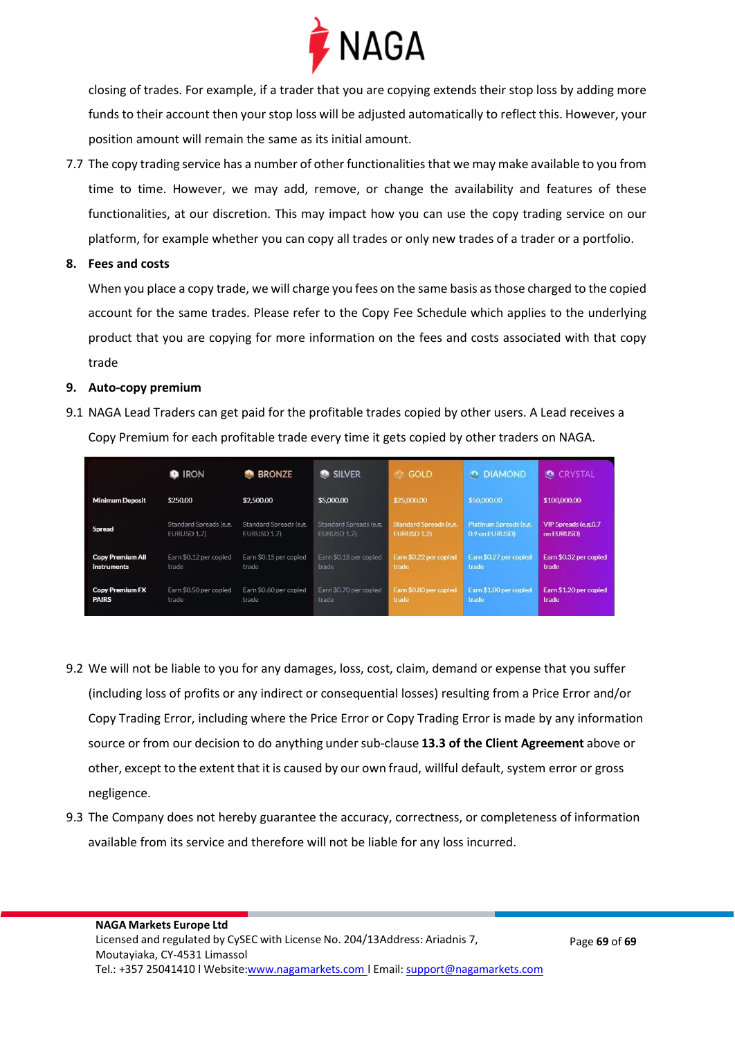closing of trades. For example, if a trader that you are copying extends their stop loss by adding more funds to their account then your stop loss will be adjusted automatically to reflect this. However, your position amount will remain the same as its initial amount.

7.7 The copy trading service has a number of other functionalities that we may make available to you from time to time. However, we may add, remove, or change the availability and features of these functionalities, at our discretion. This may impact how you can use the copy trading service on our platform, for example whether you can copy all trades or only new trades of a trader or a portfolio.

## 8. Fees and costs

When you place a copy trade, we will charge you fees on the same basis as those charged to the copied account for the same trades. Please refer to the Copy Fee Schedule which applies to the underlying product that you are copying for more information on the fees and costs associated with that copy trade

## 9. Auto-copy premium

9.1 NAGA Lead Traders can get paid for the profitable trades copied by other users. A Lead receives a Copy Premium for each profitable trade every time it gets copied by other traders on NAGA.

| | IRON | BRONZE | SILVER | GOLD | DIAMOND | CRYSTAL |
|---|---|---|---|---|---|---|
| Minimum Deposit | $250.00 | $2,500.00 | $5,000.00 | $25,000.00 | $50,000.00 | $100,000.00 |
| Spread | Standard Spreads (e.g. EURUSD 1.7) | Standard Spreads (e.g. EURUSD 1.7) | Standard Spreads (e.g. EURUSD 1.7) | Standard Spreads (e.g. EURUSD 1.2) | Platinum Spreads (e.g. 0.9 on EURUSD) | VIP Spreads (e.g. 0.7 on EURUSD) |
| Copy Premium All instruments | Earn $0.12 per copied trade | Earn $0.15 per copied trade | Earn $0.18 per copied trade | Earn $0.22 per copied trade | Earn $0.27 per copied trade | Earn $0.32 per copied trade |
| Copy Premium FX PAIRS | Earn $0.50 per copied trade | Earn $0.60 per copied trade | Earn $0.70 per copied trade | Earn $0.80 per copied trade | Earn $1.00 per copied trade | Earn $1.20 per copied trade |

9.2 We will not be liable to you for any damages, loss, cost, claim, demand or expense that you suffer (including loss of profits or any indirect or consequential losses) resulting from a Price Error and/or Copy Trading Error, including where the Price Error or Copy Trading Error is made by any information source or from our decision to do anything under sub-clause **13.3 of the Client Agreement** above or other, except to the extent that it is caused by our own fraud, willful default, system error or gross negligence.

9.3 The Company does not hereby guarantee the accuracy, correctness, or completeness of information available from its service and therefore will not be liable for any loss incurred.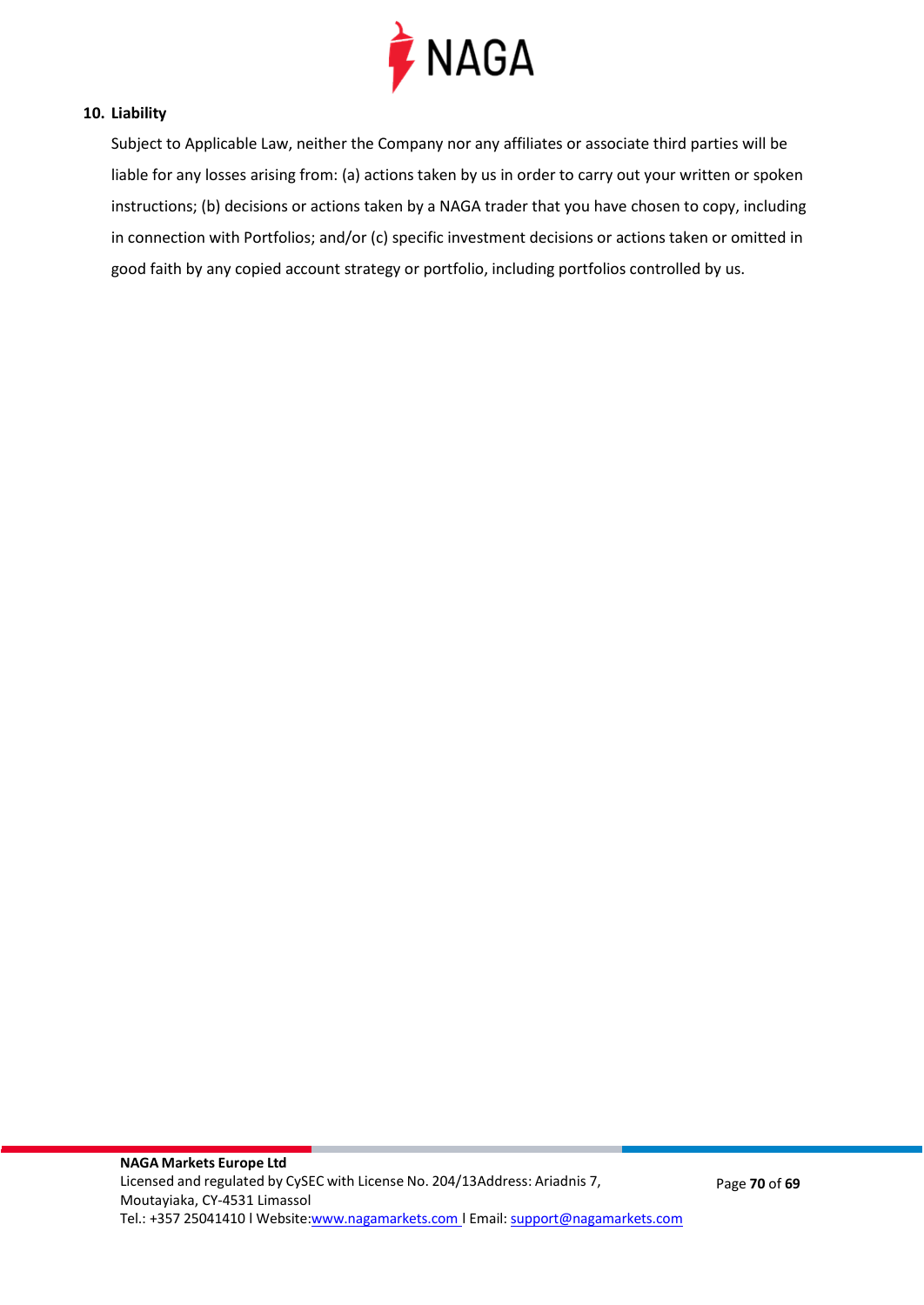## 10. Liability

Subject to Applicable Law, neither the Company nor any affiliates or associate third parties will be liable for any losses arising from: (a) actions taken by us in order to carry out your written or spoken instructions; (b) decisions or actions taken by a NAGA trader that you have chosen to copy, including in connection with Portfolios; and/or (c) specific investment decisions or actions taken or omitted in good faith by any copied account strategy or portfolio, including portfolios controlled by us.